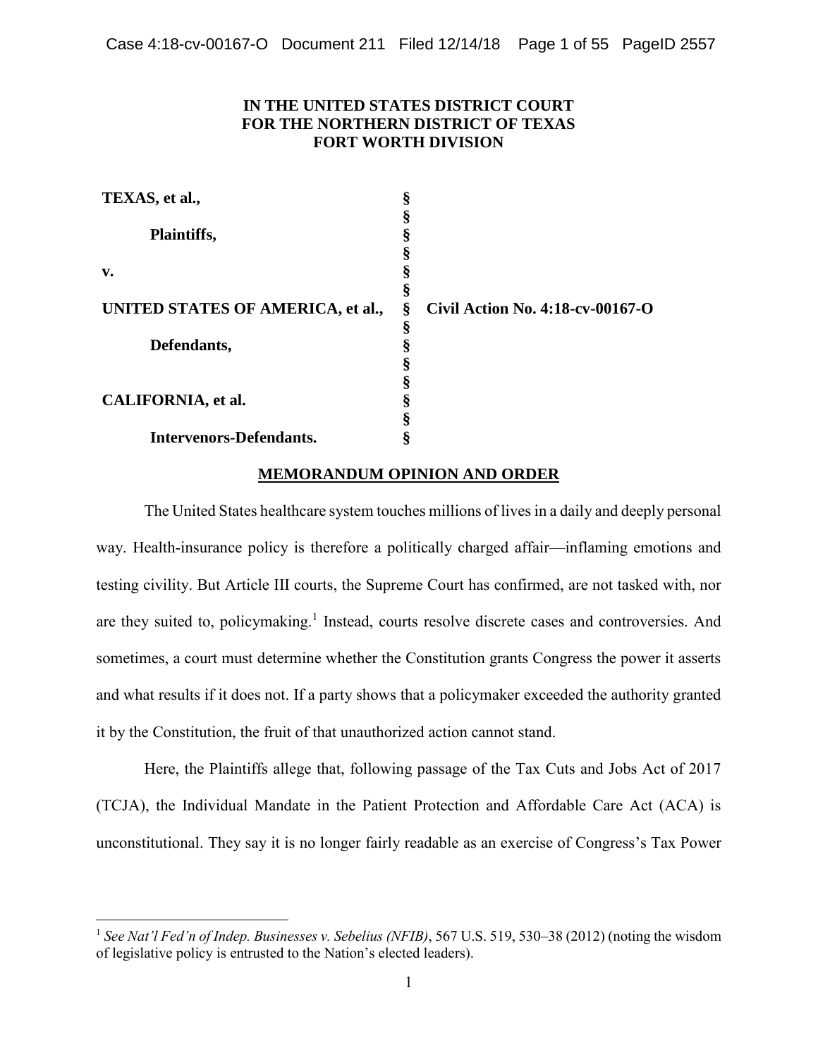**IN THE UNITED STATES DISTRICT COURT**
**FOR THE NORTHERN DISTRICT OF TEXAS**
**FORT WORTH DIVISION**

| | | |
|---|---|---|
| **TEXAS, et al.,** | § | |
| | § | |
| **Plaintiffs,** | § | |
| | § | |
| **v.** | § | |
| | § | |
| **UNITED STATES OF AMERICA, et al.,** | § | **Civil Action No. 4:18-cv-00167-O** |
| | § | |
| **Defendants,** | § | |
| | § | |
| | § | |
| **CALIFORNIA, et al.** | § | |
| | § | |
| **Intervenors-Defendants.** | § | |

**MEMORANDUM OPINION AND ORDER**

The United States healthcare system touches millions of lives in a daily and deeply personal way. Health-insurance policy is therefore a politically charged affair—inflaming emotions and testing civility. But Article III courts, the Supreme Court has confirmed, are not tasked with, nor are they suited to, policymaking.[1] Instead, courts resolve discrete cases and controversies. And sometimes, a court must determine whether the Constitution grants Congress the power it asserts and what results if it does not. If a party shows that a policymaker exceeded the authority granted it by the Constitution, the fruit of that unauthorized action cannot stand.

Here, the Plaintiffs allege that, following passage of the Tax Cuts and Jobs Act of 2017 (TCJA), the Individual Mandate in the Patient Protection and Affordable Care Act (ACA) is unconstitutional. They say it is no longer fairly readable as an exercise of Congress's Tax Power

---

[1] *See Nat'l Fed'n of Indep. Businesses v. Sebelius (NFIB)*, 567 U.S. 519, 530–38 (2012) (noting the wisdom of legislative policy is entrusted to the Nation's elected leaders).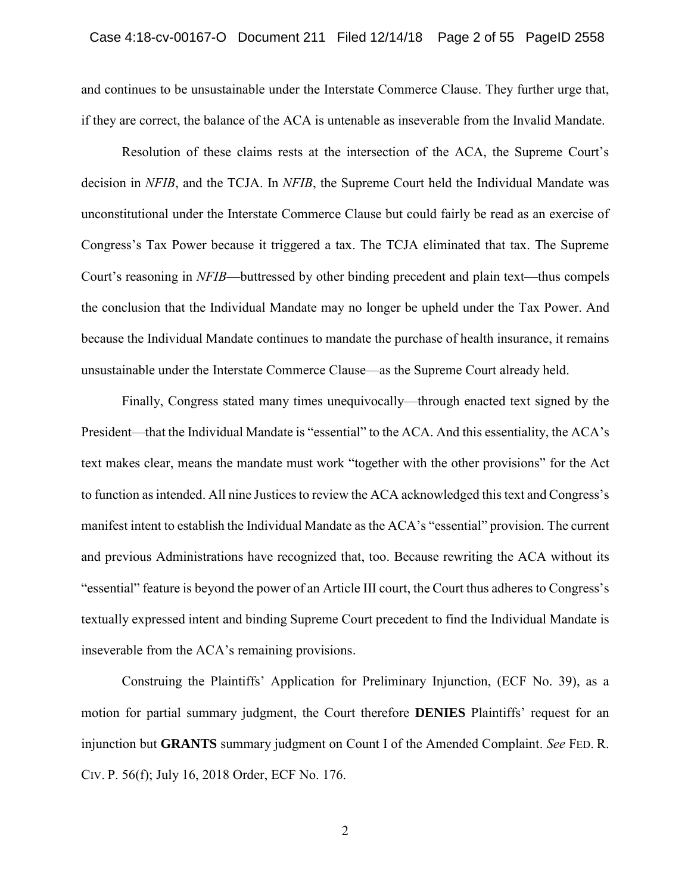and continues to be unsustainable under the Interstate Commerce Clause. They further urge that, if they are correct, the balance of the ACA is untenable as inseverable from the Invalid Mandate.

Resolution of these claims rests at the intersection of the ACA, the Supreme Court's decision in *NFIB*, and the TCJA. In *NFIB*, the Supreme Court held the Individual Mandate was unconstitutional under the Interstate Commerce Clause but could fairly be read as an exercise of Congress's Tax Power because it triggered a tax. The TCJA eliminated that tax. The Supreme Court's reasoning in *NFIB*—buttressed by other binding precedent and plain text—thus compels the conclusion that the Individual Mandate may no longer be upheld under the Tax Power. And because the Individual Mandate continues to mandate the purchase of health insurance, it remains unsustainable under the Interstate Commerce Clause—as the Supreme Court already held.

Finally, Congress stated many times unequivocally—through enacted text signed by the President—that the Individual Mandate is "essential" to the ACA. And this essentiality, the ACA's text makes clear, means the mandate must work "together with the other provisions" for the Act to function as intended. All nine Justices to review the ACA acknowledged this text and Congress's manifest intent to establish the Individual Mandate as the ACA's "essential" provision. The current and previous Administrations have recognized that, too. Because rewriting the ACA without its "essential" feature is beyond the power of an Article III court, the Court thus adheres to Congress's textually expressed intent and binding Supreme Court precedent to find the Individual Mandate is inseverable from the ACA's remaining provisions.

Construing the Plaintiffs' Application for Preliminary Injunction, (ECF No. 39), as a motion for partial summary judgment, the Court therefore **DENIES** Plaintiffs' request for an injunction but **GRANTS** summary judgment on Count I of the Amended Complaint. *See* FED. R. CIV. P. 56(f); July 16, 2018 Order, ECF No. 176.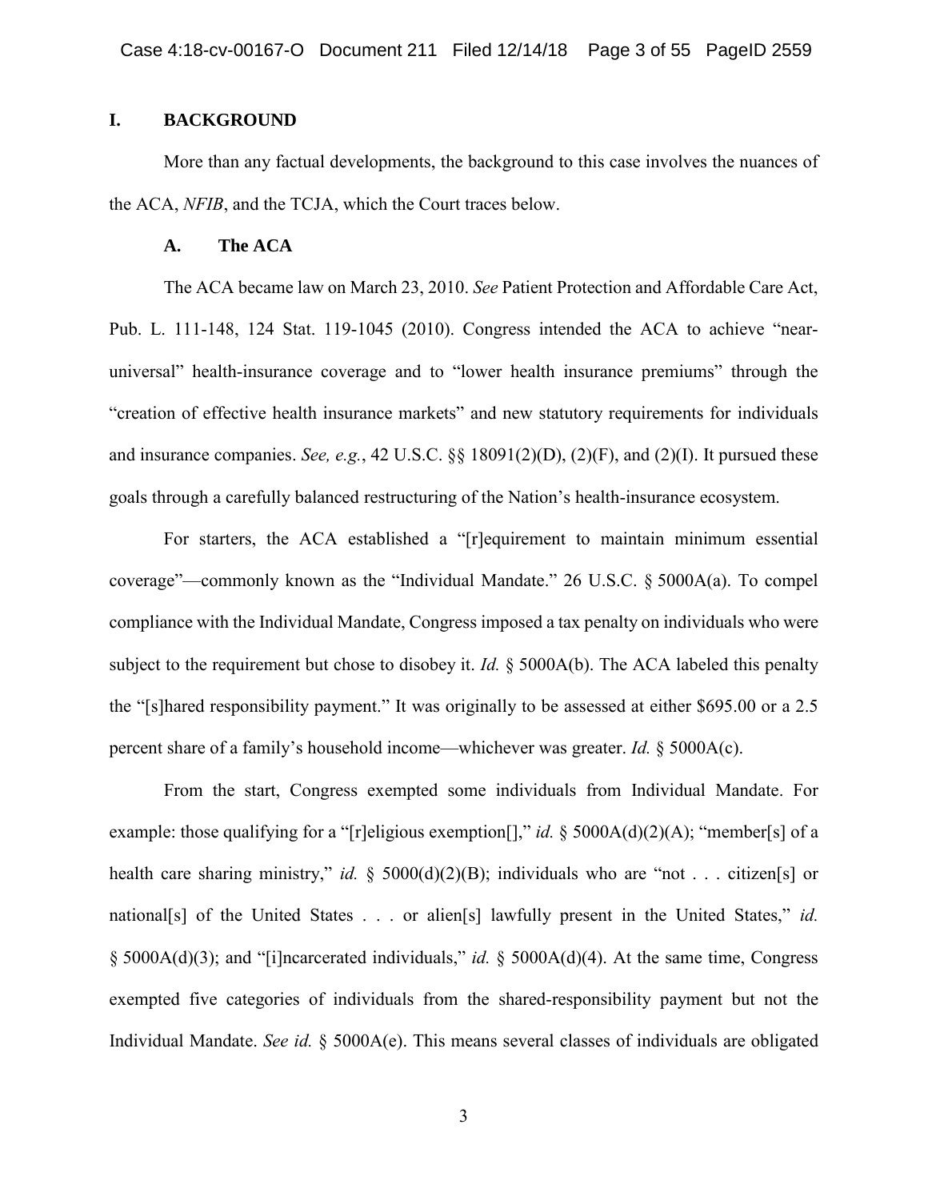## I. BACKGROUND

More than any factual developments, the background to this case involves the nuances of the ACA, *NFIB*, and the TCJA, which the Court traces below.

### A. The ACA

The ACA became law on March 23, 2010. *See* Patient Protection and Affordable Care Act, Pub. L. 111-148, 124 Stat. 119-1045 (2010). Congress intended the ACA to achieve "near-universal" health-insurance coverage and to "lower health insurance premiums" through the "creation of effective health insurance markets" and new statutory requirements for individuals and insurance companies. *See, e.g.*, 42 U.S.C. §§ 18091(2)(D), (2)(F), and (2)(I). It pursued these goals through a carefully balanced restructuring of the Nation's health-insurance ecosystem.

For starters, the ACA established a "[r]equirement to maintain minimum essential coverage"—commonly known as the "Individual Mandate." 26 U.S.C. § 5000A(a). To compel compliance with the Individual Mandate, Congress imposed a tax penalty on individuals who were subject to the requirement but chose to disobey it. *Id.* § 5000A(b). The ACA labeled this penalty the "[s]hared responsibility payment." It was originally to be assessed at either $695.00 or a 2.5 percent share of a family's household income—whichever was greater. *Id.* § 5000A(c).

From the start, Congress exempted some individuals from Individual Mandate. For example: those qualifying for a "[r]eligious exemption[]," *id.* § 5000A(d)(2)(A); "member[s] of a health care sharing ministry," *id.* § 5000(d)(2)(B); individuals who are "not . . . citizen[s] or national[s] of the United States . . . or alien[s] lawfully present in the United States," *id.* § 5000A(d)(3); and "[i]ncarcerated individuals," *id.* § 5000A(d)(4). At the same time, Congress exempted five categories of individuals from the shared-responsibility payment but not the Individual Mandate. *See id.* § 5000A(e). This means several classes of individuals are obligated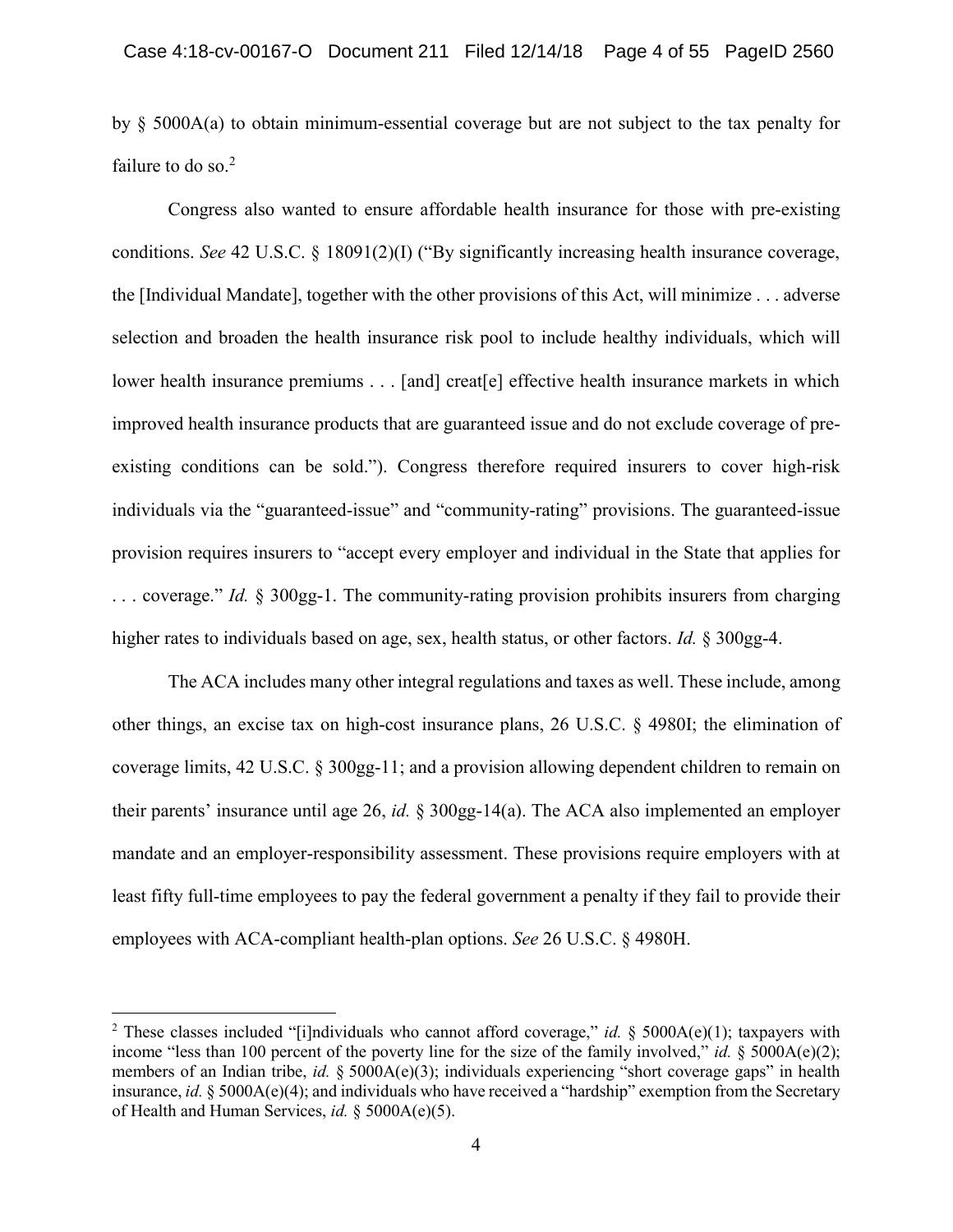by § 5000A(a) to obtain minimum-essential coverage but are not subject to the tax penalty for failure to do so.[2]

Congress also wanted to ensure affordable health insurance for those with pre-existing conditions. *See* 42 U.S.C. § 18091(2)(I) ("By significantly increasing health insurance coverage, the [Individual Mandate], together with the other provisions of this Act, will minimize . . . adverse selection and broaden the health insurance risk pool to include healthy individuals, which will lower health insurance premiums . . . [and] creat[e] effective health insurance markets in which improved health insurance products that are guaranteed issue and do not exclude coverage of pre-existing conditions can be sold."). Congress therefore required insurers to cover high-risk individuals via the "guaranteed-issue" and "community-rating" provisions. The guaranteed-issue provision requires insurers to "accept every employer and individual in the State that applies for . . . coverage." *Id.* § 300gg-1. The community-rating provision prohibits insurers from charging higher rates to individuals based on age, sex, health status, or other factors. *Id.* § 300gg-4.

The ACA includes many other integral regulations and taxes as well. These include, among other things, an excise tax on high-cost insurance plans, 26 U.S.C. § 4980I; the elimination of coverage limits, 42 U.S.C. § 300gg-11; and a provision allowing dependent children to remain on their parents' insurance until age 26, *id.* § 300gg-14(a). The ACA also implemented an employer mandate and an employer-responsibility assessment. These provisions require employers with at least fifty full-time employees to pay the federal government a penalty if they fail to provide their employees with ACA-compliant health-plan options. *See* 26 U.S.C. § 4980H.

---

[2] These classes included "[i]ndividuals who cannot afford coverage," *id.* § 5000A(e)(1); taxpayers with income "less than 100 percent of the poverty line for the size of the family involved," *id.* § 5000A(e)(2); members of an Indian tribe, *id.* § 5000A(e)(3); individuals experiencing "short coverage gaps" in health insurance, *id.* § 5000A(e)(4); and individuals who have received a "hardship" exemption from the Secretary of Health and Human Services, *id.* § 5000A(e)(5).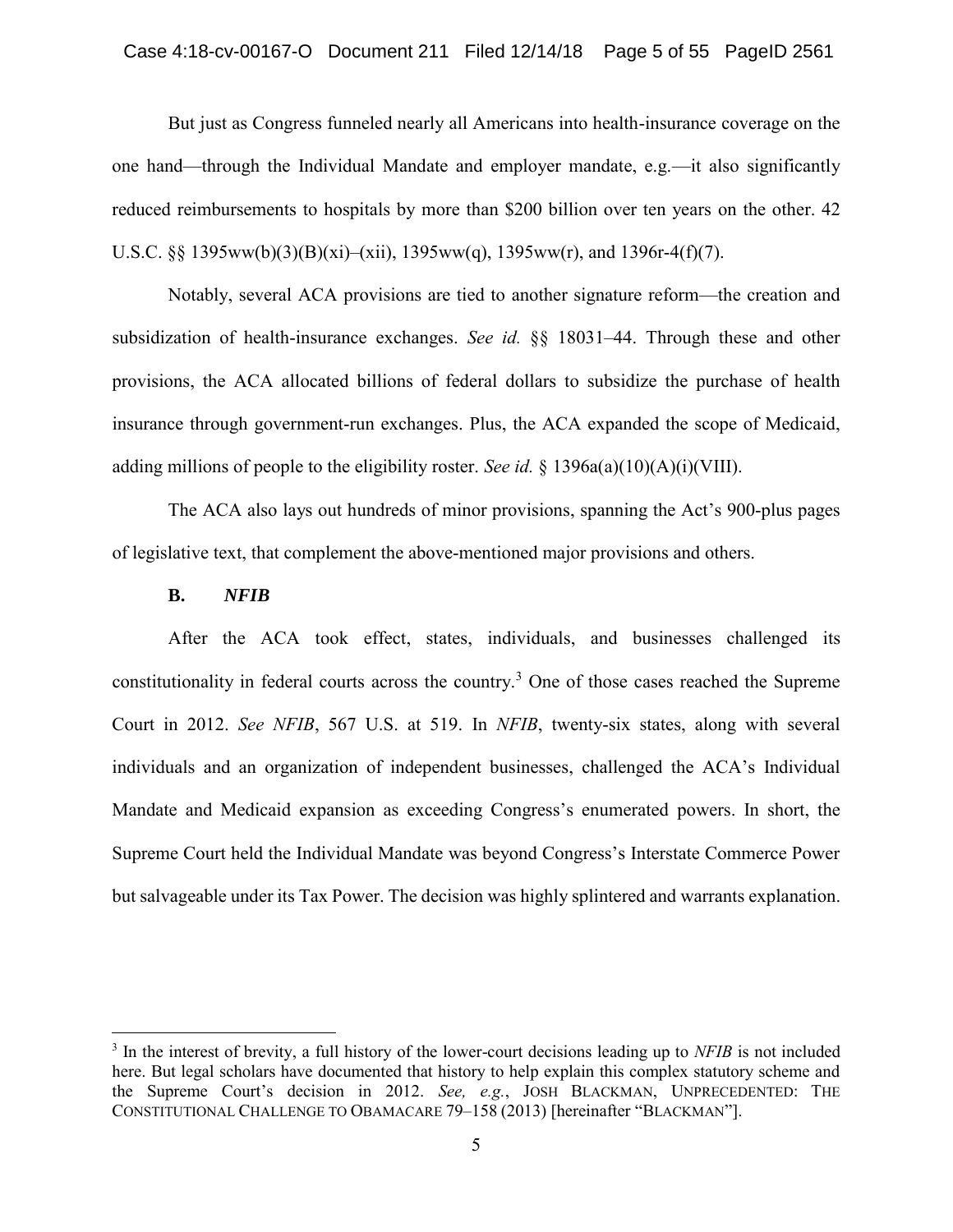But just as Congress funneled nearly all Americans into health-insurance coverage on the one hand—through the Individual Mandate and employer mandate, e.g.—it also significantly reduced reimbursements to hospitals by more than $200 billion over ten years on the other. 42 U.S.C. §§ 1395ww(b)(3)(B)(xi)–(xii), 1395ww(q), 1395ww(r), and 1396r-4(f)(7).

Notably, several ACA provisions are tied to another signature reform—the creation and subsidization of health-insurance exchanges. *See id.* §§ 18031–44. Through these and other provisions, the ACA allocated billions of federal dollars to subsidize the purchase of health insurance through government-run exchanges. Plus, the ACA expanded the scope of Medicaid, adding millions of people to the eligibility roster. *See id.* § 1396a(a)(10)(A)(i)(VIII).

The ACA also lays out hundreds of minor provisions, spanning the Act's 900-plus pages of legislative text, that complement the above-mentioned major provisions and others.

### B. *NFIB*

After the ACA took effect, states, individuals, and businesses challenged its constitutionality in federal courts across the country.[3] One of those cases reached the Supreme Court in 2012. *See NFIB*, 567 U.S. at 519. In *NFIB*, twenty-six states, along with several individuals and an organization of independent businesses, challenged the ACA's Individual Mandate and Medicaid expansion as exceeding Congress's enumerated powers. In short, the Supreme Court held the Individual Mandate was beyond Congress's Interstate Commerce Power but salvageable under its Tax Power. The decision was highly splintered and warrants explanation.

[3] In the interest of brevity, a full history of the lower-court decisions leading up to *NFIB* is not included here. But legal scholars have documented that history to help explain this complex statutory scheme and the Supreme Court's decision in 2012. *See, e.g.*, JOSH BLACKMAN, UNPRECEDENTED: THE CONSTITUTIONAL CHALLENGE TO OBAMACARE 79–158 (2013) [hereinafter "BLACKMAN"].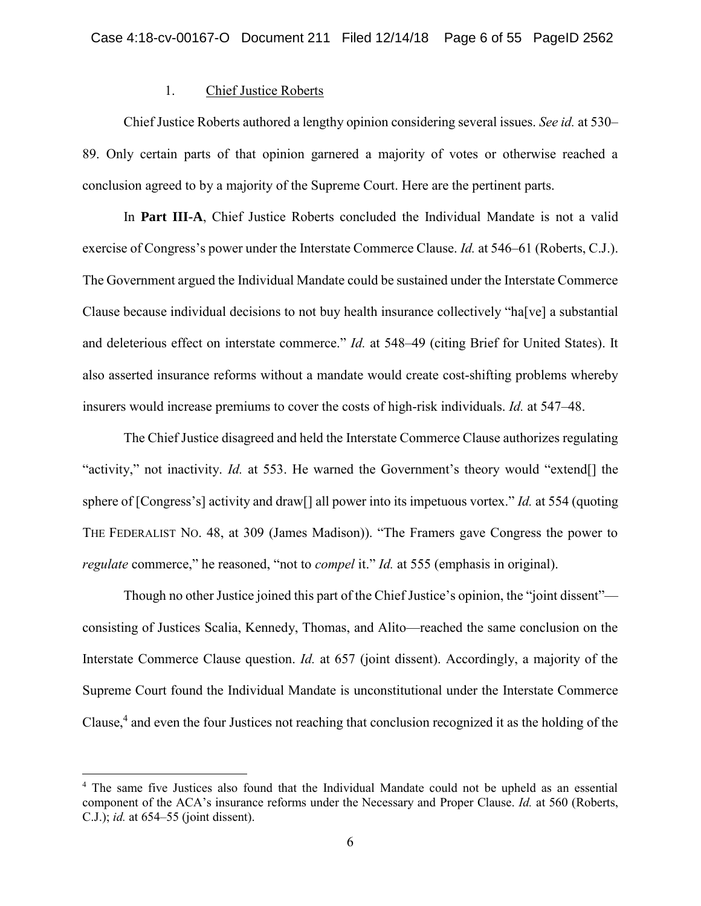1. Chief Justice Roberts

Chief Justice Roberts authored a lengthy opinion considering several issues. *See id.* at 530–89. Only certain parts of that opinion garnered a majority of votes or otherwise reached a conclusion agreed to by a majority of the Supreme Court. Here are the pertinent parts.

In **Part III-A**, Chief Justice Roberts concluded the Individual Mandate is not a valid exercise of Congress's power under the Interstate Commerce Clause. *Id.* at 546–61 (Roberts, C.J.). The Government argued the Individual Mandate could be sustained under the Interstate Commerce Clause because individual decisions to not buy health insurance collectively "ha[ve] a substantial and deleterious effect on interstate commerce." *Id.* at 548–49 (citing Brief for United States). It also asserted insurance reforms without a mandate would create cost-shifting problems whereby insurers would increase premiums to cover the costs of high-risk individuals. *Id.* at 547–48.

The Chief Justice disagreed and held the Interstate Commerce Clause authorizes regulating "activity," not inactivity. *Id.* at 553. He warned the Government's theory would "extend[] the sphere of [Congress's] activity and draw[] all power into its impetuous vortex." *Id.* at 554 (quoting THE FEDERALIST NO. 48, at 309 (James Madison)). "The Framers gave Congress the power to *regulate* commerce," he reasoned, "not to *compel* it." *Id.* at 555 (emphasis in original).

Though no other Justice joined this part of the Chief Justice's opinion, the "joint dissent"—consisting of Justices Scalia, Kennedy, Thomas, and Alito—reached the same conclusion on the Interstate Commerce Clause question. *Id.* at 657 (joint dissent). Accordingly, a majority of the Supreme Court found the Individual Mandate is unconstitutional under the Interstate Commerce Clause,[4] and even the four Justices not reaching that conclusion recognized it as the holding of the

---

[4] The same five Justices also found that the Individual Mandate could not be upheld as an essential component of the ACA's insurance reforms under the Necessary and Proper Clause. *Id.* at 560 (Roberts, C.J.); *id.* at 654–55 (joint dissent).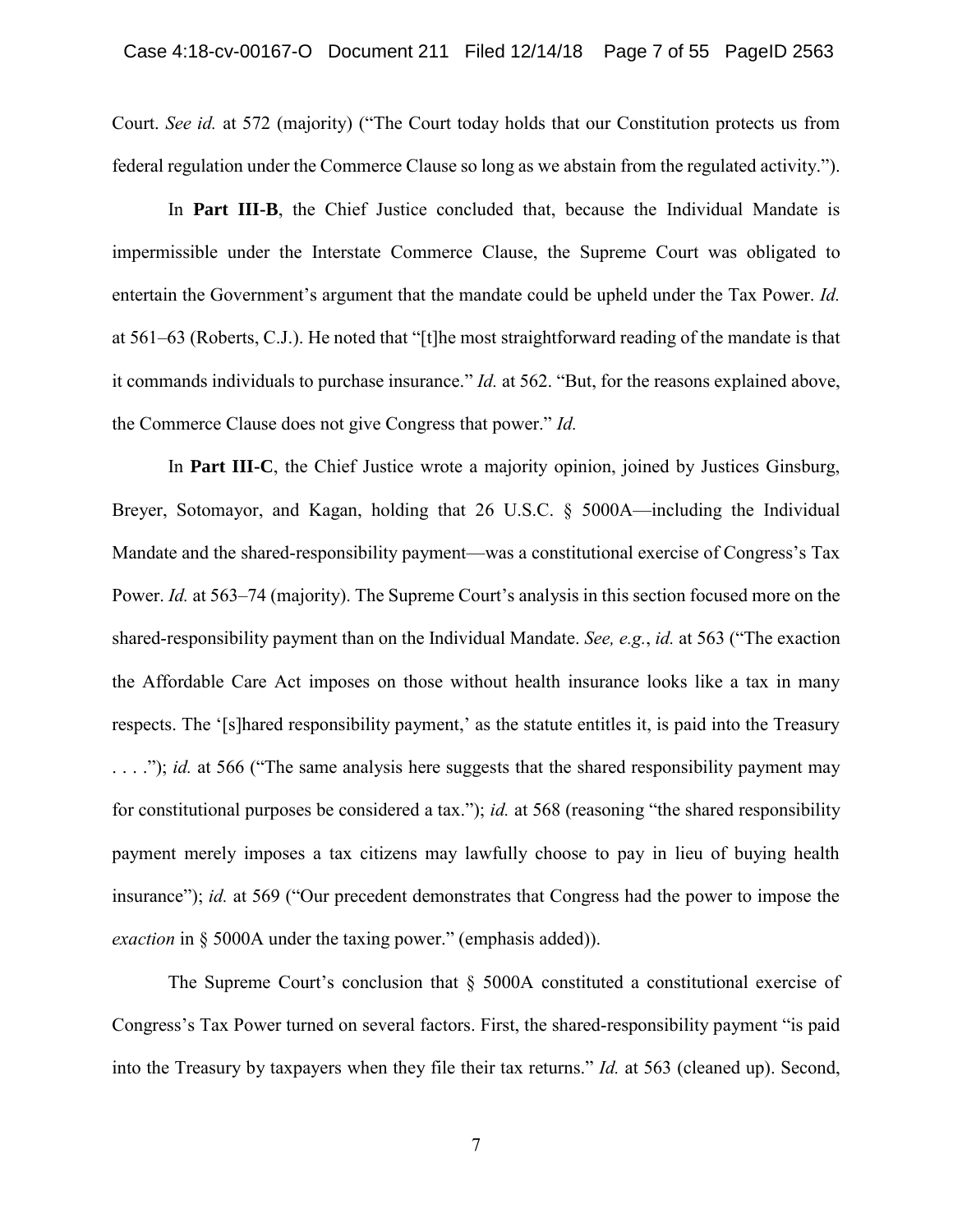Court. *See id.* at 572 (majority) ("The Court today holds that our Constitution protects us from federal regulation under the Commerce Clause so long as we abstain from the regulated activity.").

In **Part III-B**, the Chief Justice concluded that, because the Individual Mandate is impermissible under the Interstate Commerce Clause, the Supreme Court was obligated to entertain the Government's argument that the mandate could be upheld under the Tax Power. *Id.* at 561–63 (Roberts, C.J.). He noted that "[t]he most straightforward reading of the mandate is that it commands individuals to purchase insurance." *Id.* at 562. "But, for the reasons explained above, the Commerce Clause does not give Congress that power." *Id.*

In **Part III-C**, the Chief Justice wrote a majority opinion, joined by Justices Ginsburg, Breyer, Sotomayor, and Kagan, holding that 26 U.S.C. § 5000A—including the Individual Mandate and the shared-responsibility payment—was a constitutional exercise of Congress's Tax Power. *Id.* at 563–74 (majority). The Supreme Court's analysis in this section focused more on the shared-responsibility payment than on the Individual Mandate. *See, e.g.*, *id.* at 563 ("The exaction the Affordable Care Act imposes on those without health insurance looks like a tax in many respects. The '[s]hared responsibility payment,' as the statute entitles it, is paid into the Treasury . . . ."); *id.* at 566 ("The same analysis here suggests that the shared responsibility payment may for constitutional purposes be considered a tax."); *id.* at 568 (reasoning "the shared responsibility payment merely imposes a tax citizens may lawfully choose to pay in lieu of buying health insurance"); *id.* at 569 ("Our precedent demonstrates that Congress had the power to impose the *exaction* in § 5000A under the taxing power." (emphasis added)).

The Supreme Court's conclusion that § 5000A constituted a constitutional exercise of Congress's Tax Power turned on several factors. First, the shared-responsibility payment "is paid into the Treasury by taxpayers when they file their tax returns." *Id.* at 563 (cleaned up). Second,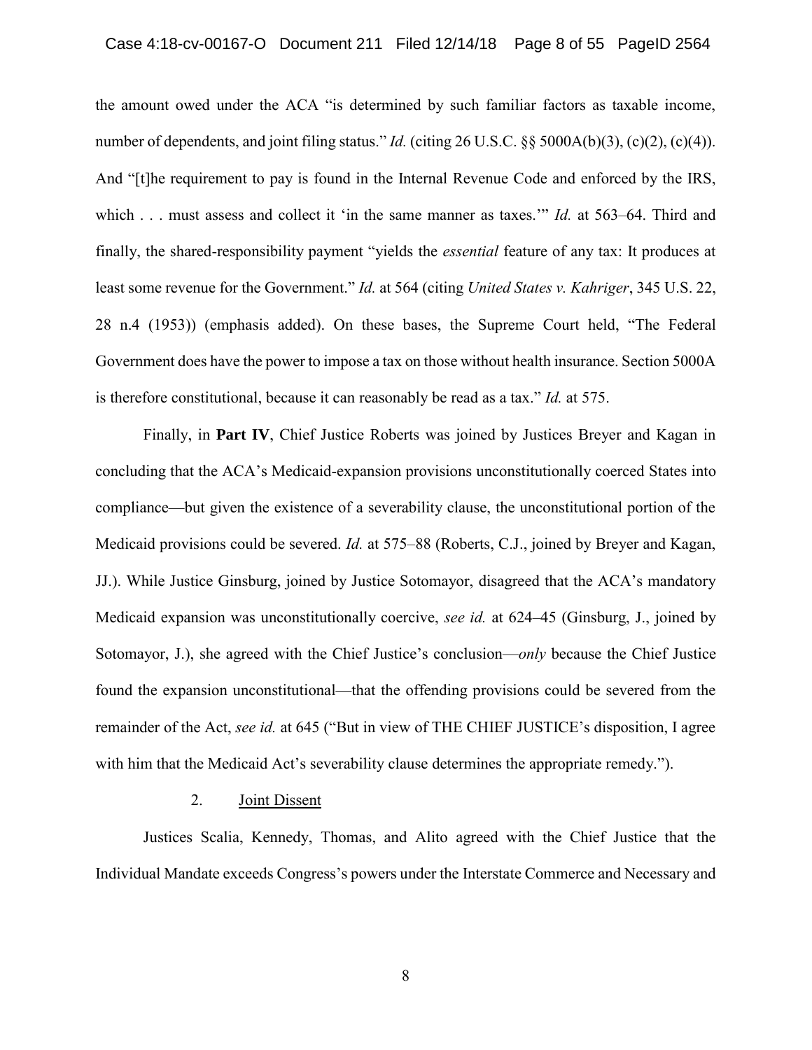the amount owed under the ACA "is determined by such familiar factors as taxable income, number of dependents, and joint filing status." *Id.* (citing 26 U.S.C. §§ 5000A(b)(3), (c)(2), (c)(4)). And "[t]he requirement to pay is found in the Internal Revenue Code and enforced by the IRS, which . . . must assess and collect it 'in the same manner as taxes.'" *Id.* at 563–64. Third and finally, the shared-responsibility payment "yields the *essential* feature of any tax: It produces at least some revenue for the Government." *Id.* at 564 (citing *United States v. Kahriger*, 345 U.S. 22, 28 n.4 (1953)) (emphasis added). On these bases, the Supreme Court held, "The Federal Government does have the power to impose a tax on those without health insurance. Section 5000A is therefore constitutional, because it can reasonably be read as a tax." *Id.* at 575.

Finally, in **Part IV**, Chief Justice Roberts was joined by Justices Breyer and Kagan in concluding that the ACA's Medicaid-expansion provisions unconstitutionally coerced States into compliance—but given the existence of a severability clause, the unconstitutional portion of the Medicaid provisions could be severed. *Id.* at 575–88 (Roberts, C.J., joined by Breyer and Kagan, JJ.). While Justice Ginsburg, joined by Justice Sotomayor, disagreed that the ACA's mandatory Medicaid expansion was unconstitutionally coercive, *see id.* at 624–45 (Ginsburg, J., joined by Sotomayor, J.), she agreed with the Chief Justice's conclusion—*only* because the Chief Justice found the expansion unconstitutional—that the offending provisions could be severed from the remainder of the Act, *see id.* at 645 ("But in view of THE CHIEF JUSTICE's disposition, I agree with him that the Medicaid Act's severability clause determines the appropriate remedy.").

2. Joint Dissent

Justices Scalia, Kennedy, Thomas, and Alito agreed with the Chief Justice that the Individual Mandate exceeds Congress's powers under the Interstate Commerce and Necessary and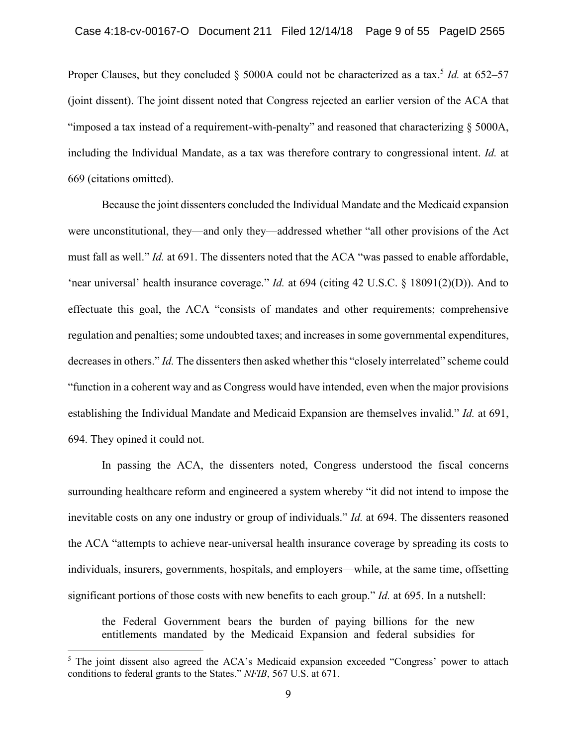Proper Clauses, but they concluded § 5000A could not be characterized as a tax.[5] *Id.* at 652–57 (joint dissent). The joint dissent noted that Congress rejected an earlier version of the ACA that "imposed a tax instead of a requirement-with-penalty" and reasoned that characterizing § 5000A, including the Individual Mandate, as a tax was therefore contrary to congressional intent. *Id.* at 669 (citations omitted).

Because the joint dissenters concluded the Individual Mandate and the Medicaid expansion were unconstitutional, they—and only they—addressed whether "all other provisions of the Act must fall as well." *Id.* at 691. The dissenters noted that the ACA "was passed to enable affordable, 'near universal' health insurance coverage." *Id.* at 694 (citing 42 U.S.C. § 18091(2)(D)). And to effectuate this goal, the ACA "consists of mandates and other requirements; comprehensive regulation and penalties; some undoubted taxes; and increases in some governmental expenditures, decreases in others." *Id.* The dissenters then asked whether this "closely interrelated" scheme could "function in a coherent way and as Congress would have intended, even when the major provisions establishing the Individual Mandate and Medicaid Expansion are themselves invalid." *Id.* at 691, 694. They opined it could not.

In passing the ACA, the dissenters noted, Congress understood the fiscal concerns surrounding healthcare reform and engineered a system whereby "it did not intend to impose the inevitable costs on any one industry or group of individuals." *Id.* at 694. The dissenters reasoned the ACA "attempts to achieve near-universal health insurance coverage by spreading its costs to individuals, insurers, governments, hospitals, and employers—while, at the same time, offsetting significant portions of those costs with new benefits to each group." *Id.* at 695. In a nutshell:

> the Federal Government bears the burden of paying billions for the new entitlements mandated by the Medicaid Expansion and federal subsidies for

---

[5] The joint dissent also agreed the ACA's Medicaid expansion exceeded "Congress' power to attach conditions to federal grants to the States." *NFIB*, 567 U.S. at 671.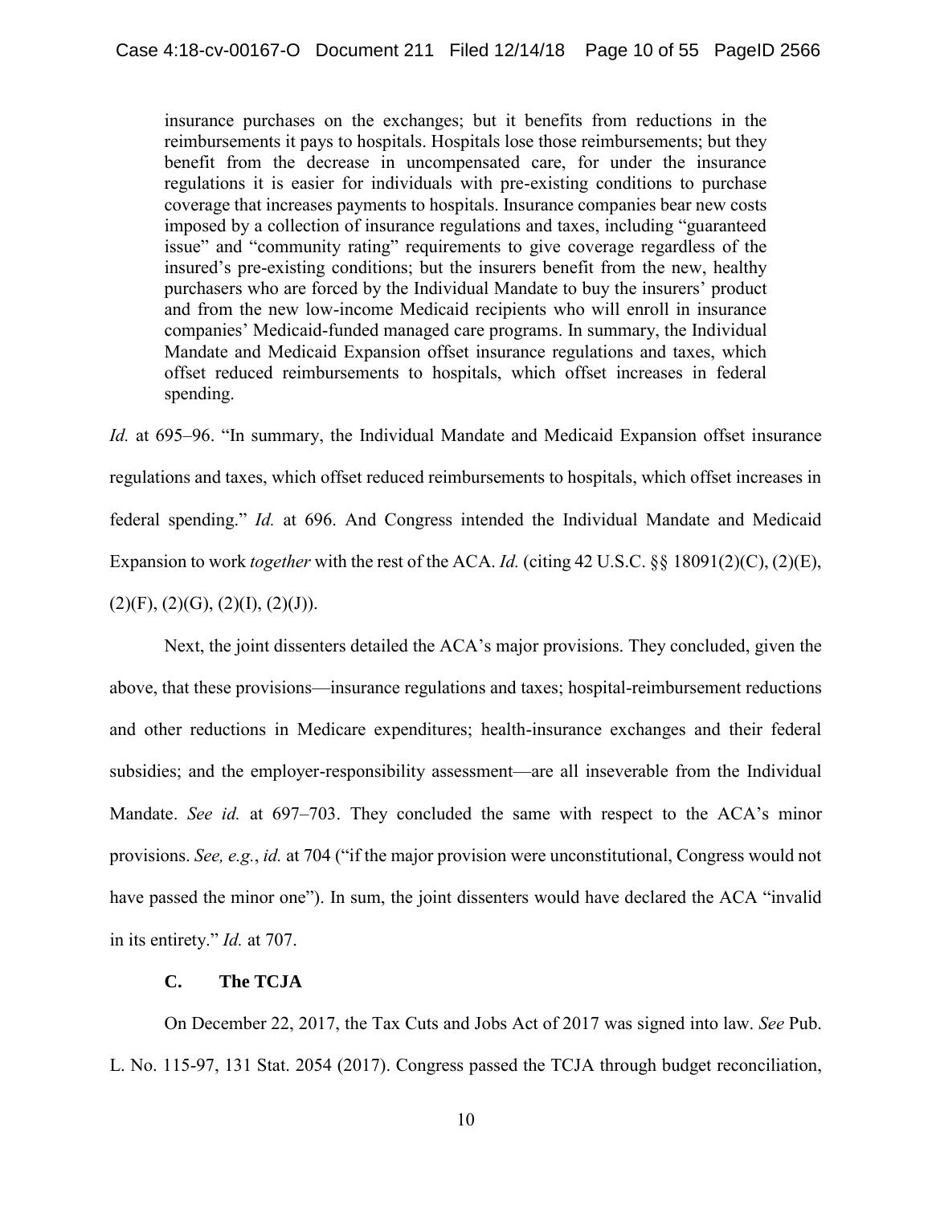> insurance purchases on the exchanges; but it benefits from reductions in the reimbursements it pays to hospitals. Hospitals lose those reimbursements; but they benefit from the decrease in uncompensated care, for under the insurance regulations it is easier for individuals with pre-existing conditions to purchase coverage that increases payments to hospitals. Insurance companies bear new costs imposed by a collection of insurance regulations and taxes, including "guaranteed issue" and "community rating" requirements to give coverage regardless of the insured's pre-existing conditions; but the insurers benefit from the new, healthy purchasers who are forced by the Individual Mandate to buy the insurers' product and from the new low-income Medicaid recipients who will enroll in insurance companies' Medicaid-funded managed care programs. In summary, the Individual Mandate and Medicaid Expansion offset insurance regulations and taxes, which offset reduced reimbursements to hospitals, which offset increases in federal spending.

*Id.* at 695–96. "In summary, the Individual Mandate and Medicaid Expansion offset insurance regulations and taxes, which offset reduced reimbursements to hospitals, which offset increases in federal spending." *Id.* at 696. And Congress intended the Individual Mandate and Medicaid Expansion to work *together* with the rest of the ACA. *Id.* (citing 42 U.S.C. §§ 18091(2)(C), (2)(E), (2)(F), (2)(G), (2)(I), (2)(J)).

Next, the joint dissenters detailed the ACA's major provisions. They concluded, given the above, that these provisions—insurance regulations and taxes; hospital-reimbursement reductions and other reductions in Medicare expenditures; health-insurance exchanges and their federal subsidies; and the employer-responsibility assessment—are all inseverable from the Individual Mandate. *See id.* at 697–703. They concluded the same with respect to the ACA's minor provisions. *See, e.g.*, *id.* at 704 ("if the major provision were unconstitutional, Congress would not have passed the minor one"). In sum, the joint dissenters would have declared the ACA "invalid in its entirety." *Id.* at 707.

### C. The TCJA

On December 22, 2017, the Tax Cuts and Jobs Act of 2017 was signed into law. *See* Pub. L. No. 115-97, 131 Stat. 2054 (2017). Congress passed the TCJA through budget reconciliation,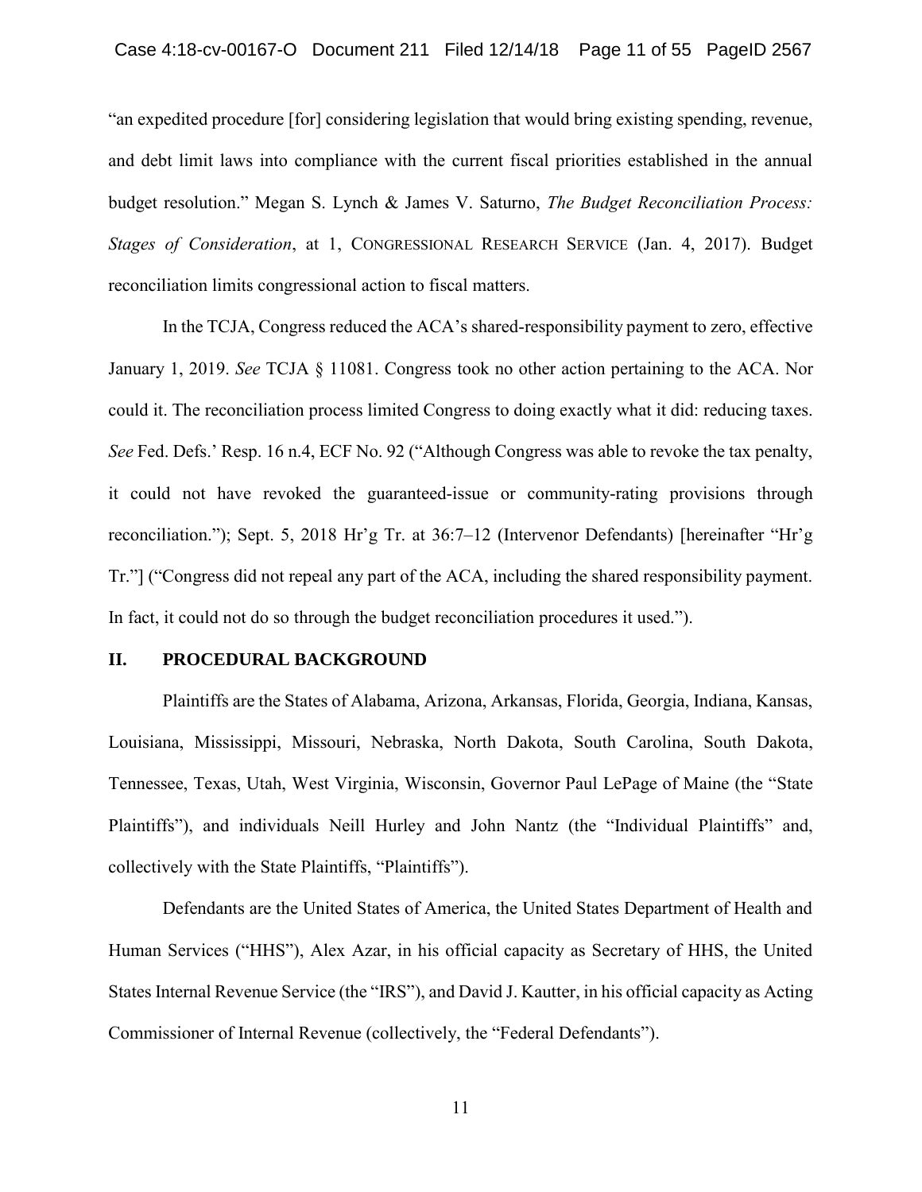"an expedited procedure [for] considering legislation that would bring existing spending, revenue, and debt limit laws into compliance with the current fiscal priorities established in the annual budget resolution." Megan S. Lynch & James V. Saturno, *The Budget Reconciliation Process: Stages of Consideration*, at 1, CONGRESSIONAL RESEARCH SERVICE (Jan. 4, 2017). Budget reconciliation limits congressional action to fiscal matters.

In the TCJA, Congress reduced the ACA's shared-responsibility payment to zero, effective January 1, 2019. *See* TCJA § 11081. Congress took no other action pertaining to the ACA. Nor could it. The reconciliation process limited Congress to doing exactly what it did: reducing taxes. *See* Fed. Defs.' Resp. 16 n.4, ECF No. 92 ("Although Congress was able to revoke the tax penalty, it could not have revoked the guaranteed-issue or community-rating provisions through reconciliation."); Sept. 5, 2018 Hr'g Tr. at 36:7–12 (Intervenor Defendants) [hereinafter "Hr'g Tr."] ("Congress did not repeal any part of the ACA, including the shared responsibility payment. In fact, it could not do so through the budget reconciliation procedures it used.").

## II. PROCEDURAL BACKGROUND

Plaintiffs are the States of Alabama, Arizona, Arkansas, Florida, Georgia, Indiana, Kansas, Louisiana, Mississippi, Missouri, Nebraska, North Dakota, South Carolina, South Dakota, Tennessee, Texas, Utah, West Virginia, Wisconsin, Governor Paul LePage of Maine (the "State Plaintiffs"), and individuals Neill Hurley and John Nantz (the "Individual Plaintiffs" and, collectively with the State Plaintiffs, "Plaintiffs").

Defendants are the United States of America, the United States Department of Health and Human Services ("HHS"), Alex Azar, in his official capacity as Secretary of HHS, the United States Internal Revenue Service (the "IRS"), and David J. Kautter, in his official capacity as Acting Commissioner of Internal Revenue (collectively, the "Federal Defendants").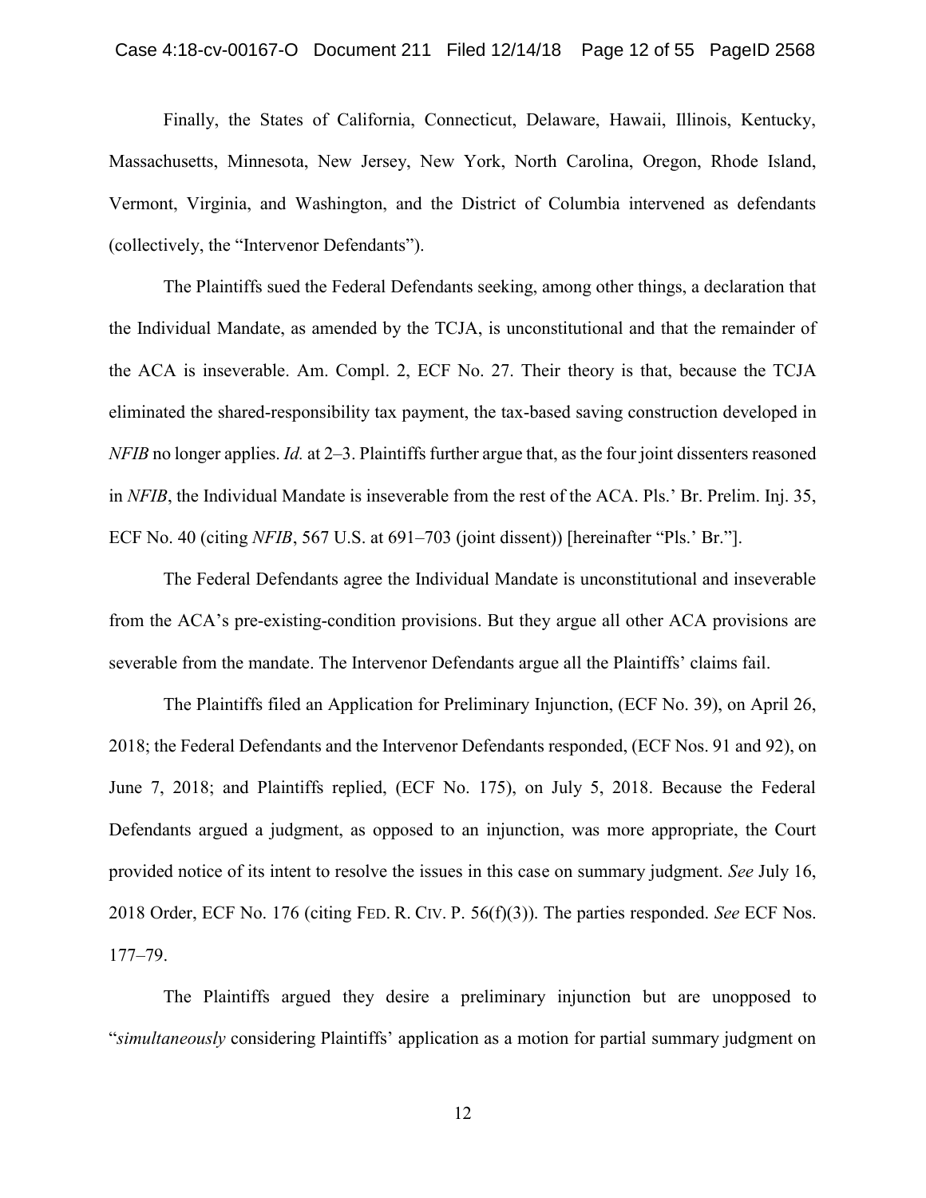Finally, the States of California, Connecticut, Delaware, Hawaii, Illinois, Kentucky, Massachusetts, Minnesota, New Jersey, New York, North Carolina, Oregon, Rhode Island, Vermont, Virginia, and Washington, and the District of Columbia intervened as defendants (collectively, the "Intervenor Defendants").

The Plaintiffs sued the Federal Defendants seeking, among other things, a declaration that the Individual Mandate, as amended by the TCJA, is unconstitutional and that the remainder of the ACA is inseverable. Am. Compl. 2, ECF No. 27. Their theory is that, because the TCJA eliminated the shared-responsibility tax payment, the tax-based saving construction developed in *NFIB* no longer applies. *Id.* at 2–3. Plaintiffs further argue that, as the four joint dissenters reasoned in *NFIB*, the Individual Mandate is inseverable from the rest of the ACA. Pls.' Br. Prelim. Inj. 35, ECF No. 40 (citing *NFIB*, 567 U.S. at 691–703 (joint dissent)) [hereinafter "Pls.' Br."].

The Federal Defendants agree the Individual Mandate is unconstitutional and inseverable from the ACA's pre-existing-condition provisions. But they argue all other ACA provisions are severable from the mandate. The Intervenor Defendants argue all the Plaintiffs' claims fail.

The Plaintiffs filed an Application for Preliminary Injunction, (ECF No. 39), on April 26, 2018; the Federal Defendants and the Intervenor Defendants responded, (ECF Nos. 91 and 92), on June 7, 2018; and Plaintiffs replied, (ECF No. 175), on July 5, 2018. Because the Federal Defendants argued a judgment, as opposed to an injunction, was more appropriate, the Court provided notice of its intent to resolve the issues in this case on summary judgment. *See* July 16, 2018 Order, ECF No. 176 (citing FED. R. CIV. P. 56(f)(3)). The parties responded. *See* ECF Nos. 177–79.

The Plaintiffs argued they desire a preliminary injunction but are unopposed to "*simultaneously* considering Plaintiffs' application as a motion for partial summary judgment on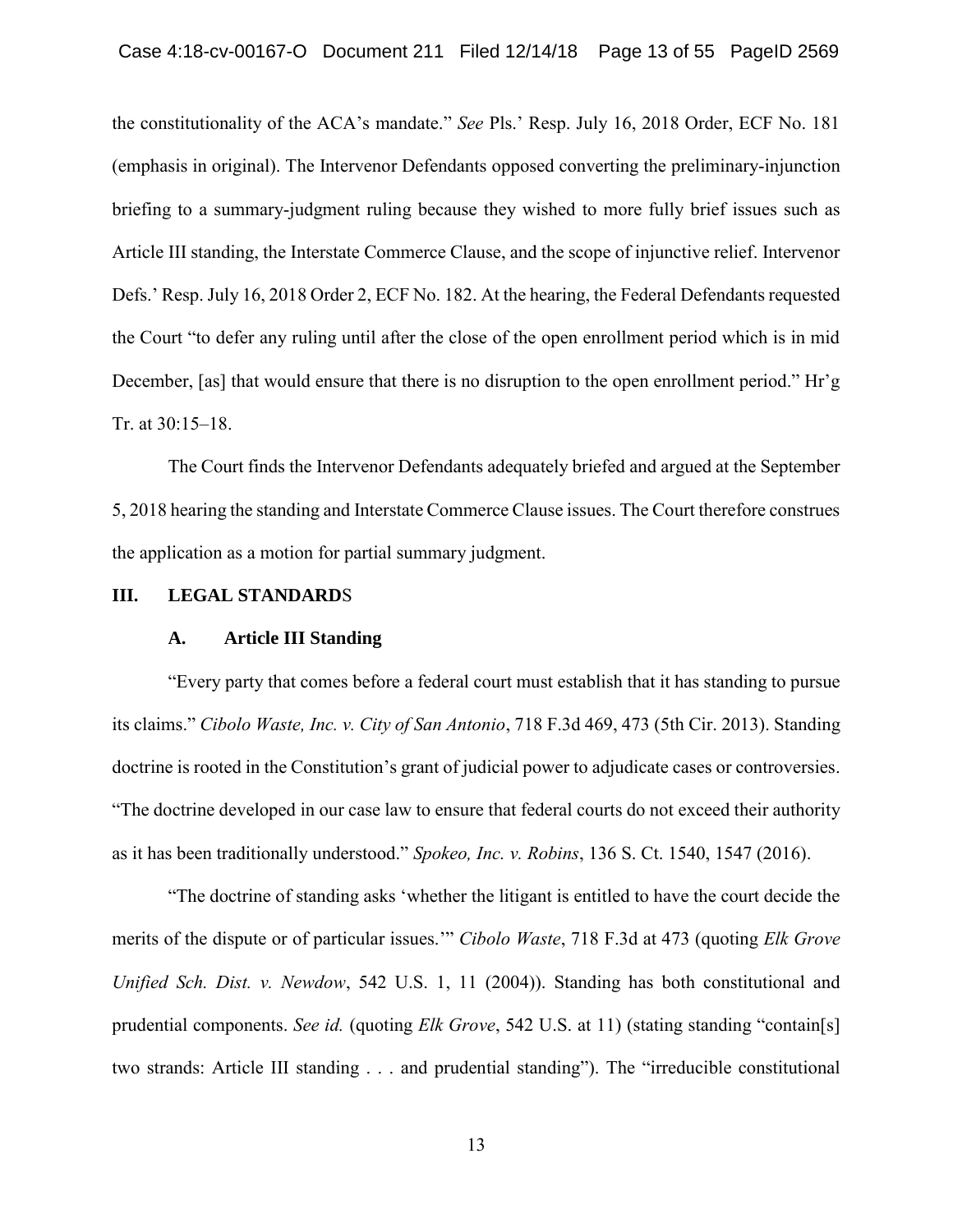the constitutionality of the ACA's mandate." *See* Pls.' Resp. July 16, 2018 Order, ECF No. 181 (emphasis in original). The Intervenor Defendants opposed converting the preliminary-injunction briefing to a summary-judgment ruling because they wished to more fully brief issues such as Article III standing, the Interstate Commerce Clause, and the scope of injunctive relief. Intervenor Defs.' Resp. July 16, 2018 Order 2, ECF No. 182. At the hearing, the Federal Defendants requested the Court "to defer any ruling until after the close of the open enrollment period which is in mid December, [as] that would ensure that there is no disruption to the open enrollment period." Hr'g Tr. at 30:15–18.

The Court finds the Intervenor Defendants adequately briefed and argued at the September 5, 2018 hearing the standing and Interstate Commerce Clause issues. The Court therefore construes the application as a motion for partial summary judgment.

## III. LEGAL STANDARDS

### A. Article III Standing

"Every party that comes before a federal court must establish that it has standing to pursue its claims." *Cibolo Waste, Inc. v. City of San Antonio*, 718 F.3d 469, 473 (5th Cir. 2013). Standing doctrine is rooted in the Constitution's grant of judicial power to adjudicate cases or controversies. "The doctrine developed in our case law to ensure that federal courts do not exceed their authority as it has been traditionally understood." *Spokeo, Inc. v. Robins*, 136 S. Ct. 1540, 1547 (2016).

"The doctrine of standing asks 'whether the litigant is entitled to have the court decide the merits of the dispute or of particular issues.'" *Cibolo Waste*, 718 F.3d at 473 (quoting *Elk Grove Unified Sch. Dist. v. Newdow*, 542 U.S. 1, 11 (2004)). Standing has both constitutional and prudential components. *See id.* (quoting *Elk Grove*, 542 U.S. at 11) (stating standing "contain[s] two strands: Article III standing . . . and prudential standing"). The "irreducible constitutional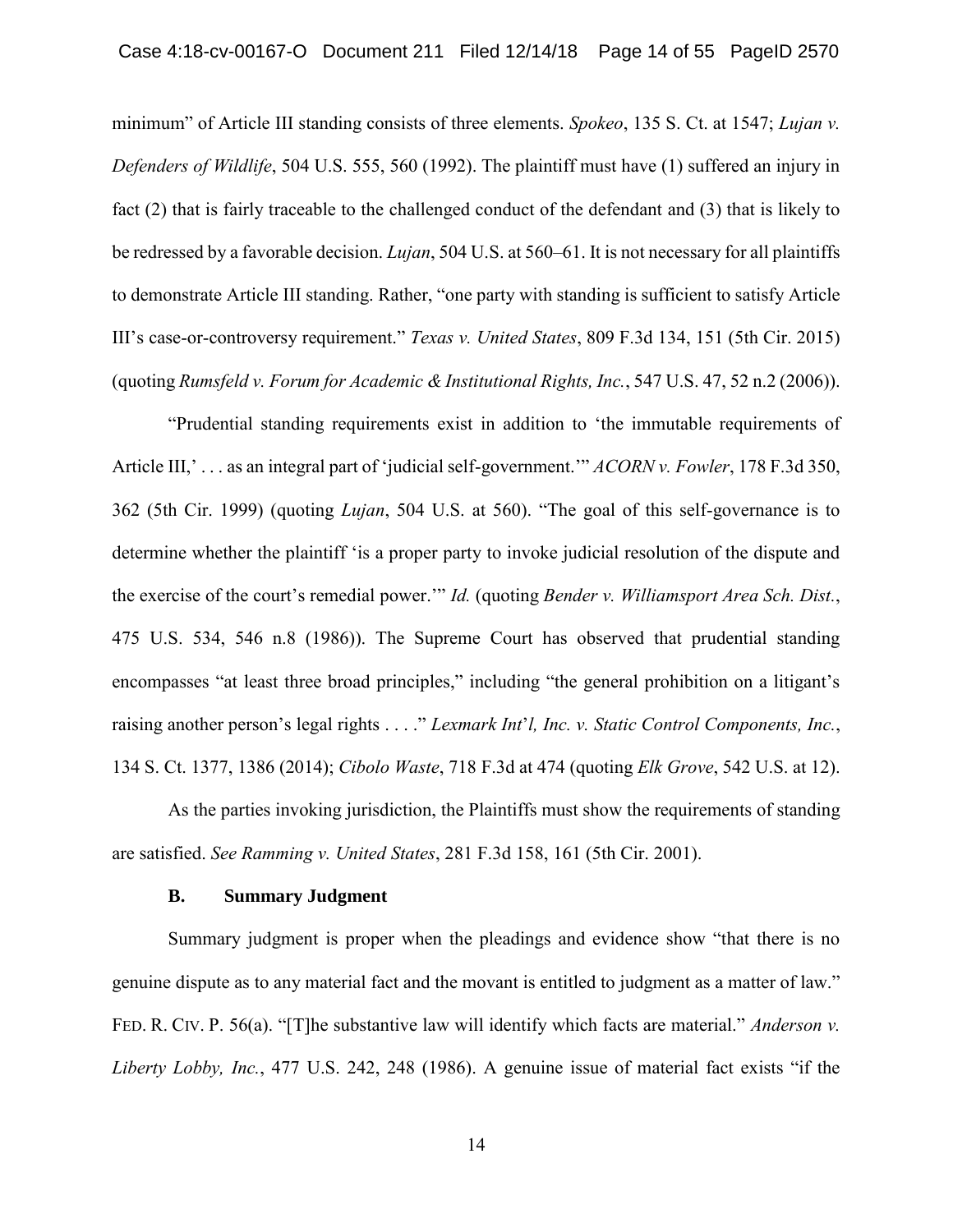minimum" of Article III standing consists of three elements. *Spokeo*, 135 S. Ct. at 1547; *Lujan v. Defenders of Wildlife*, 504 U.S. 555, 560 (1992). The plaintiff must have (1) suffered an injury in fact (2) that is fairly traceable to the challenged conduct of the defendant and (3) that is likely to be redressed by a favorable decision. *Lujan*, 504 U.S. at 560–61. It is not necessary for all plaintiffs to demonstrate Article III standing. Rather, "one party with standing is sufficient to satisfy Article III's case-or-controversy requirement." *Texas v. United States*, 809 F.3d 134, 151 (5th Cir. 2015) (quoting *Rumsfeld v. Forum for Academic & Institutional Rights, Inc.*, 547 U.S. 47, 52 n.2 (2006)).

"Prudential standing requirements exist in addition to 'the immutable requirements of Article III,' . . . as an integral part of 'judicial self-government.'" *ACORN v. Fowler*, 178 F.3d 350, 362 (5th Cir. 1999) (quoting *Lujan*, 504 U.S. at 560). "The goal of this self-governance is to determine whether the plaintiff 'is a proper party to invoke judicial resolution of the dispute and the exercise of the court's remedial power.'" *Id.* (quoting *Bender v. Williamsport Area Sch. Dist.*, 475 U.S. 534, 546 n.8 (1986)). The Supreme Court has observed that prudential standing encompasses "at least three broad principles," including "the general prohibition on a litigant's raising another person's legal rights . . . ." *Lexmark Int'l, Inc. v. Static Control Components, Inc.*, 134 S. Ct. 1377, 1386 (2014); *Cibolo Waste*, 718 F.3d at 474 (quoting *Elk Grove*, 542 U.S. at 12).

As the parties invoking jurisdiction, the Plaintiffs must show the requirements of standing are satisfied. *See Ramming v. United States*, 281 F.3d 158, 161 (5th Cir. 2001).

### B. Summary Judgment

Summary judgment is proper when the pleadings and evidence show "that there is no genuine dispute as to any material fact and the movant is entitled to judgment as a matter of law." FED. R. CIV. P. 56(a). "[T]he substantive law will identify which facts are material." *Anderson v. Liberty Lobby, Inc.*, 477 U.S. 242, 248 (1986). A genuine issue of material fact exists "if the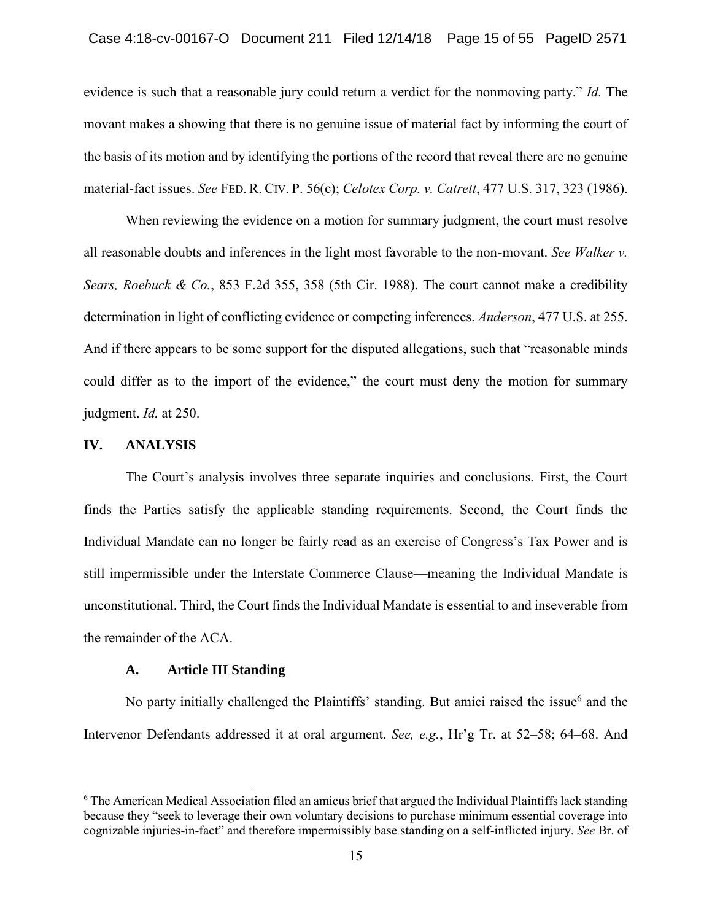evidence is such that a reasonable jury could return a verdict for the nonmoving party." *Id.* The movant makes a showing that there is no genuine issue of material fact by informing the court of the basis of its motion and by identifying the portions of the record that reveal there are no genuine material-fact issues. *See* FED. R. CIV. P. 56(c); *Celotex Corp. v. Catrett*, 477 U.S. 317, 323 (1986).

When reviewing the evidence on a motion for summary judgment, the court must resolve all reasonable doubts and inferences in the light most favorable to the non-movant. *See Walker v. Sears, Roebuck & Co.*, 853 F.2d 355, 358 (5th Cir. 1988). The court cannot make a credibility determination in light of conflicting evidence or competing inferences. *Anderson*, 477 U.S. at 255. And if there appears to be some support for the disputed allegations, such that "reasonable minds could differ as to the import of the evidence," the court must deny the motion for summary judgment. *Id.* at 250.

## IV. ANALYSIS

The Court's analysis involves three separate inquiries and conclusions. First, the Court finds the Parties satisfy the applicable standing requirements. Second, the Court finds the Individual Mandate can no longer be fairly read as an exercise of Congress's Tax Power and is still impermissible under the Interstate Commerce Clause—meaning the Individual Mandate is unconstitutional. Third, the Court finds the Individual Mandate is essential to and inseverable from the remainder of the ACA.

### A. Article III Standing

No party initially challenged the Plaintiffs' standing. But amici raised the issue[6] and the Intervenor Defendants addressed it at oral argument. *See, e.g.*, Hr'g Tr. at 52–58; 64–68. And

[6] The American Medical Association filed an amicus brief that argued the Individual Plaintiffs lack standing because they "seek to leverage their own voluntary decisions to purchase minimum essential coverage into cognizable injuries-in-fact" and therefore impermissibly base standing on a self-inflicted injury. *See* Br. of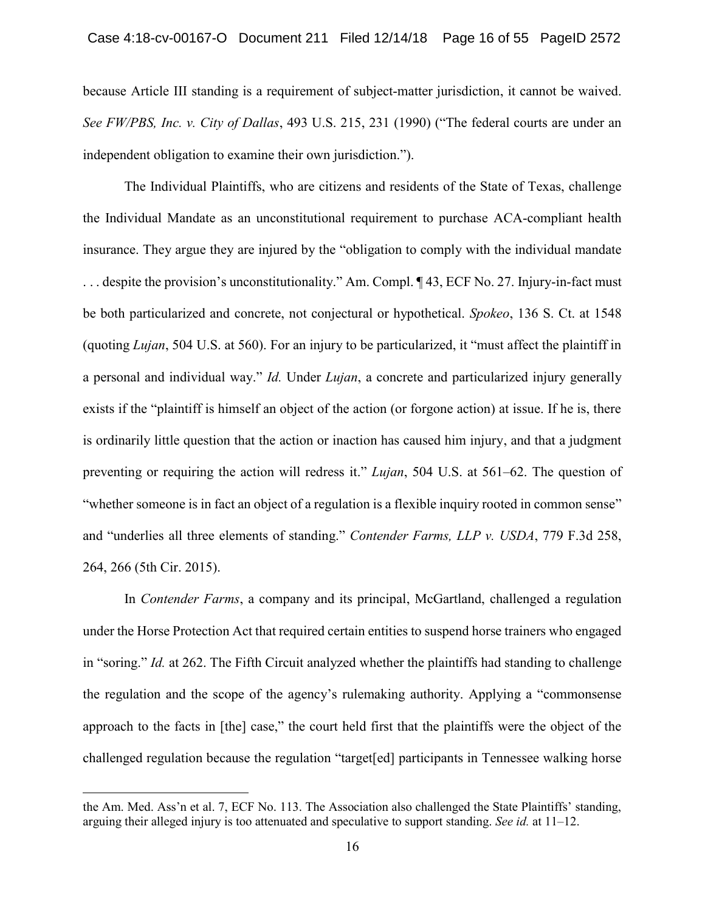because Article III standing is a requirement of subject-matter jurisdiction, it cannot be waived. *See FW/PBS, Inc. v. City of Dallas*, 493 U.S. 215, 231 (1990) ("The federal courts are under an independent obligation to examine their own jurisdiction.").

The Individual Plaintiffs, who are citizens and residents of the State of Texas, challenge the Individual Mandate as an unconstitutional requirement to purchase ACA-compliant health insurance. They argue they are injured by the "obligation to comply with the individual mandate . . . despite the provision's unconstitutionality." Am. Compl. ¶ 43, ECF No. 27. Injury-in-fact must be both particularized and concrete, not conjectural or hypothetical. *Spokeo*, 136 S. Ct. at 1548 (quoting *Lujan*, 504 U.S. at 560). For an injury to be particularized, it "must affect the plaintiff in a personal and individual way." *Id.* Under *Lujan*, a concrete and particularized injury generally exists if the "plaintiff is himself an object of the action (or forgone action) at issue. If he is, there is ordinarily little question that the action or inaction has caused him injury, and that a judgment preventing or requiring the action will redress it." *Lujan*, 504 U.S. at 561–62. The question of "whether someone is in fact an object of a regulation is a flexible inquiry rooted in common sense" and "underlies all three elements of standing." *Contender Farms, LLP v. USDA*, 779 F.3d 258, 264, 266 (5th Cir. 2015).

In *Contender Farms*, a company and its principal, McGartland, challenged a regulation under the Horse Protection Act that required certain entities to suspend horse trainers who engaged in "soring." *Id.* at 262. The Fifth Circuit analyzed whether the plaintiffs had standing to challenge the regulation and the scope of the agency's rulemaking authority. Applying a "commonsense approach to the facts in [the] case," the court held first that the plaintiffs were the object of the challenged regulation because the regulation "target[ed] participants in Tennessee walking horse

---

the Am. Med. Ass'n et al. 7, ECF No. 113. The Association also challenged the State Plaintiffs' standing, arguing their alleged injury is too attenuated and speculative to support standing. *See id.* at 11–12.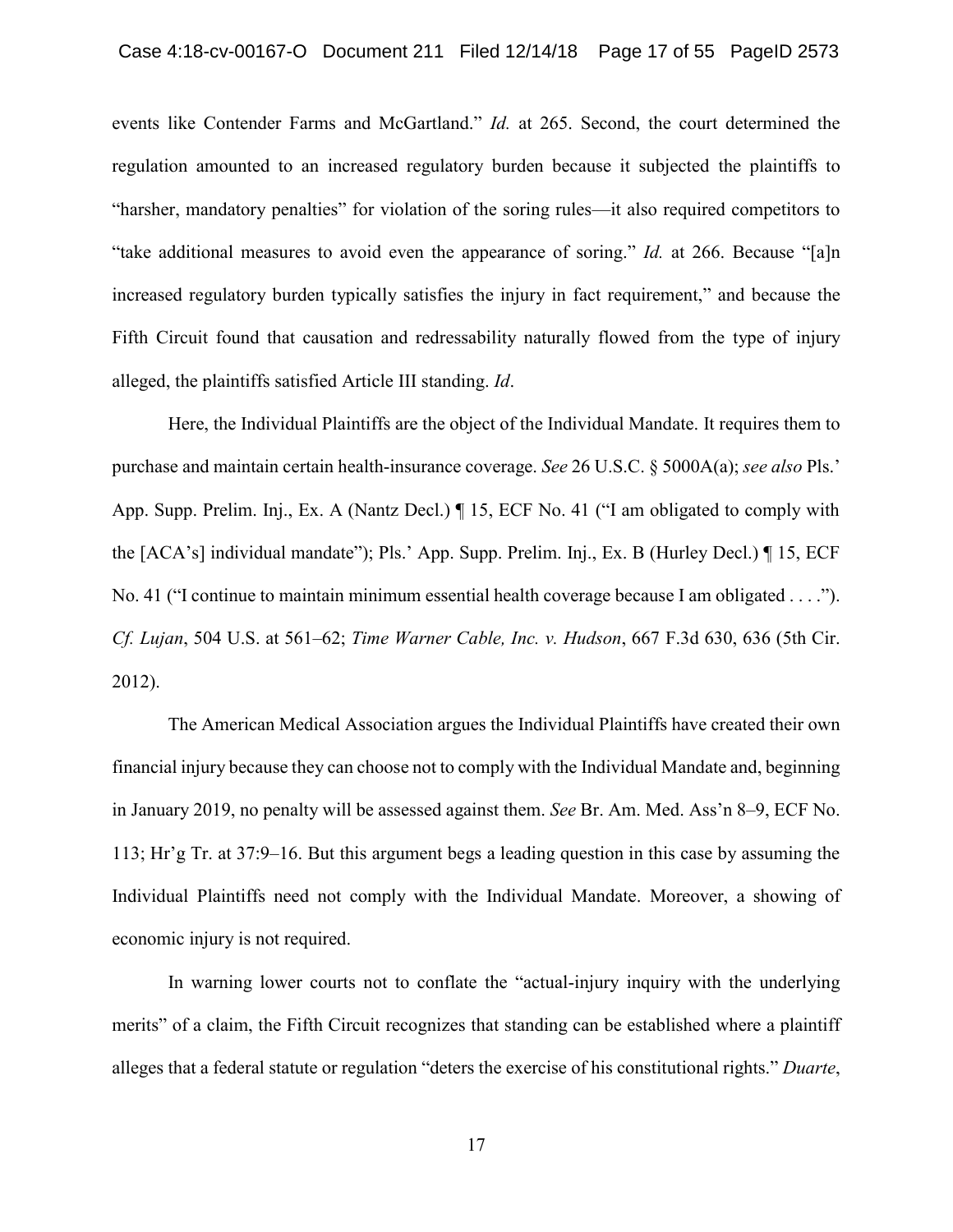events like Contender Farms and McGartland." *Id.* at 265. Second, the court determined the regulation amounted to an increased regulatory burden because it subjected the plaintiffs to "harsher, mandatory penalties" for violation of the soring rules—it also required competitors to "take additional measures to avoid even the appearance of soring." *Id.* at 266. Because "[a]n increased regulatory burden typically satisfies the injury in fact requirement," and because the Fifth Circuit found that causation and redressability naturally flowed from the type of injury alleged, the plaintiffs satisfied Article III standing. *Id*.

Here, the Individual Plaintiffs are the object of the Individual Mandate. It requires them to purchase and maintain certain health-insurance coverage. *See* 26 U.S.C. § 5000A(a); *see also* Pls.' App. Supp. Prelim. Inj., Ex. A (Nantz Decl.) ¶ 15, ECF No. 41 ("I am obligated to comply with the [ACA's] individual mandate"); Pls.' App. Supp. Prelim. Inj., Ex. B (Hurley Decl.) ¶ 15, ECF No. 41 ("I continue to maintain minimum essential health coverage because I am obligated . . . ."). *Cf. Lujan*, 504 U.S. at 561–62; *Time Warner Cable, Inc. v. Hudson*, 667 F.3d 630, 636 (5th Cir. 2012).

The American Medical Association argues the Individual Plaintiffs have created their own financial injury because they can choose not to comply with the Individual Mandate and, beginning in January 2019, no penalty will be assessed against them. *See* Br. Am. Med. Ass'n 8–9, ECF No. 113; Hr'g Tr. at 37:9–16. But this argument begs a leading question in this case by assuming the Individual Plaintiffs need not comply with the Individual Mandate. Moreover, a showing of economic injury is not required.

In warning lower courts not to conflate the "actual-injury inquiry with the underlying merits" of a claim, the Fifth Circuit recognizes that standing can be established where a plaintiff alleges that a federal statute or regulation "deters the exercise of his constitutional rights." *Duarte*,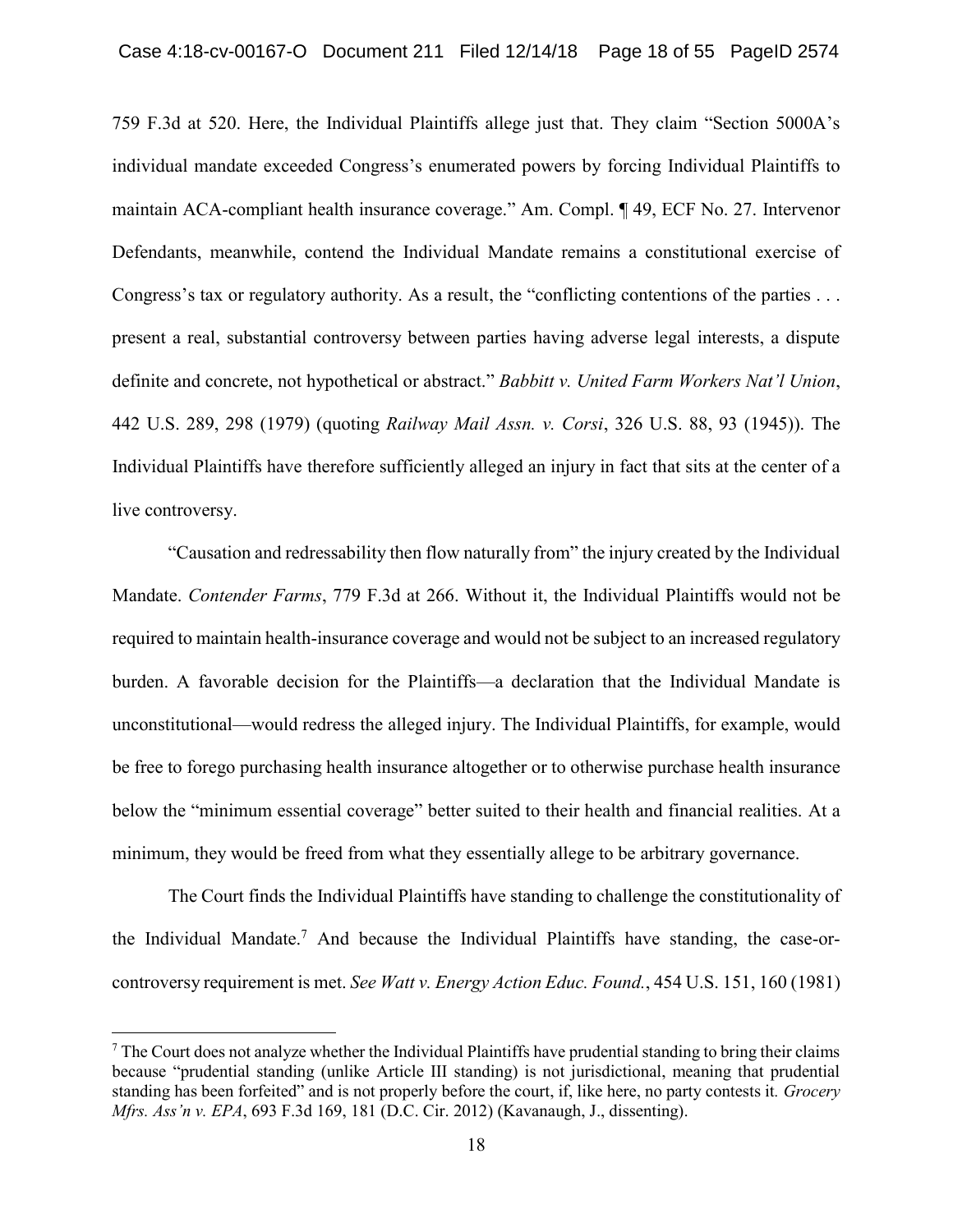759 F.3d at 520. Here, the Individual Plaintiffs allege just that. They claim "Section 5000A's individual mandate exceeded Congress's enumerated powers by forcing Individual Plaintiffs to maintain ACA-compliant health insurance coverage." Am. Compl. ¶ 49, ECF No. 27. Intervenor Defendants, meanwhile, contend the Individual Mandate remains a constitutional exercise of Congress's tax or regulatory authority. As a result, the "conflicting contentions of the parties . . . present a real, substantial controversy between parties having adverse legal interests, a dispute definite and concrete, not hypothetical or abstract." *Babbitt v. United Farm Workers Nat'l Union*, 442 U.S. 289, 298 (1979) (quoting *Railway Mail Assn. v. Corsi*, 326 U.S. 88, 93 (1945)). The Individual Plaintiffs have therefore sufficiently alleged an injury in fact that sits at the center of a live controversy.

"Causation and redressability then flow naturally from" the injury created by the Individual Mandate. *Contender Farms*, 779 F.3d at 266. Without it, the Individual Plaintiffs would not be required to maintain health-insurance coverage and would not be subject to an increased regulatory burden. A favorable decision for the Plaintiffs—a declaration that the Individual Mandate is unconstitutional—would redress the alleged injury. The Individual Plaintiffs, for example, would be free to forego purchasing health insurance altogether or to otherwise purchase health insurance below the "minimum essential coverage" better suited to their health and financial realities. At a minimum, they would be freed from what they essentially allege to be arbitrary governance.

The Court finds the Individual Plaintiffs have standing to challenge the constitutionality of the Individual Mandate.[7] And because the Individual Plaintiffs have standing, the case-or-controversy requirement is met. *See Watt v. Energy Action Educ. Found.*, 454 U.S. 151, 160 (1981)

---

[7] The Court does not analyze whether the Individual Plaintiffs have prudential standing to bring their claims because "prudential standing (unlike Article III standing) is not jurisdictional, meaning that prudential standing has been forfeited" and is not properly before the court, if, like here, no party contests it. *Grocery Mfrs. Ass'n v. EPA*, 693 F.3d 169, 181 (D.C. Cir. 2012) (Kavanaugh, J., dissenting).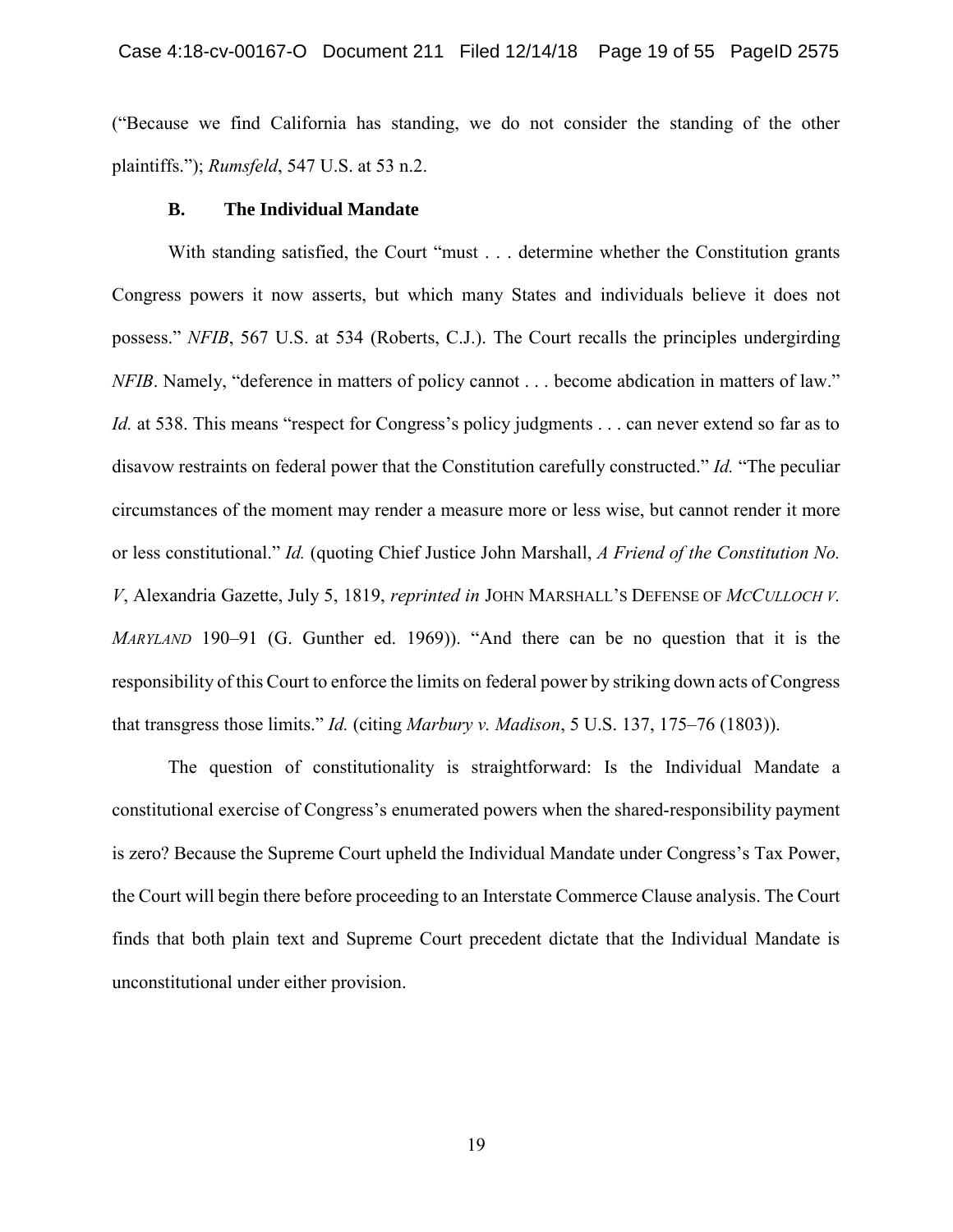("Because we find California has standing, we do not consider the standing of the other plaintiffs."); *Rumsfeld*, 547 U.S. at 53 n.2.

### B. The Individual Mandate

With standing satisfied, the Court "must . . . determine whether the Constitution grants Congress powers it now asserts, but which many States and individuals believe it does not possess." *NFIB*, 567 U.S. at 534 (Roberts, C.J.). The Court recalls the principles undergirding *NFIB*. Namely, "deference in matters of policy cannot . . . become abdication in matters of law." *Id.* at 538. This means "respect for Congress's policy judgments . . . can never extend so far as to disavow restraints on federal power that the Constitution carefully constructed." *Id.* "The peculiar circumstances of the moment may render a measure more or less wise, but cannot render it more or less constitutional." *Id.* (quoting Chief Justice John Marshall, *A Friend of the Constitution No. V*, Alexandria Gazette, July 5, 1819, *reprinted in* JOHN MARSHALL'S DEFENSE OF *MCCULLOCH V. MARYLAND* 190–91 (G. Gunther ed. 1969)). "And there can be no question that it is the responsibility of this Court to enforce the limits on federal power by striking down acts of Congress that transgress those limits." *Id.* (citing *Marbury v. Madison*, 5 U.S. 137, 175–76 (1803)).

The question of constitutionality is straightforward: Is the Individual Mandate a constitutional exercise of Congress's enumerated powers when the shared-responsibility payment is zero? Because the Supreme Court upheld the Individual Mandate under Congress's Tax Power, the Court will begin there before proceeding to an Interstate Commerce Clause analysis. The Court finds that both plain text and Supreme Court precedent dictate that the Individual Mandate is unconstitutional under either provision.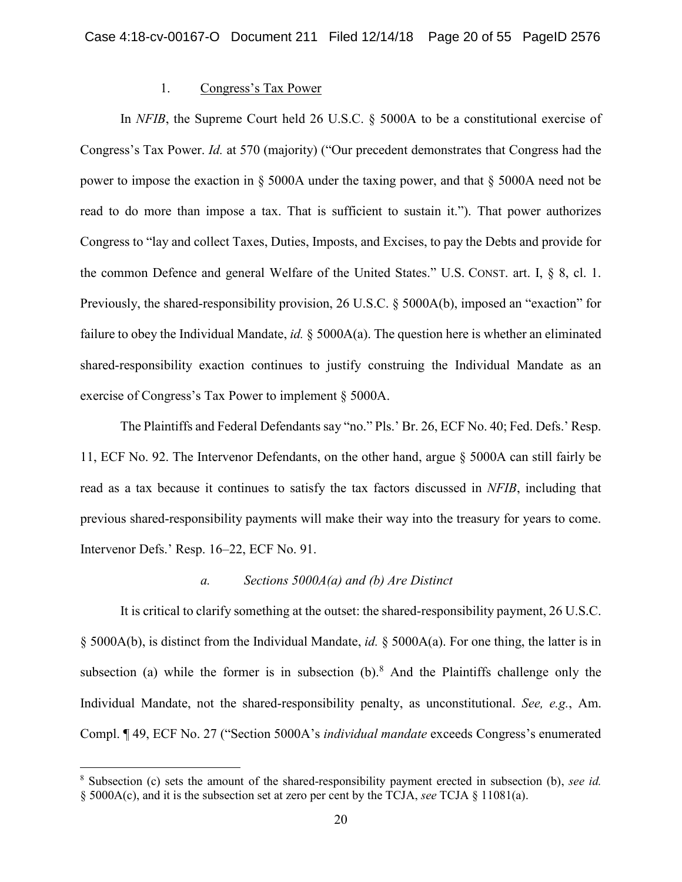### 1. Congress's Tax Power

In *NFIB*, the Supreme Court held 26 U.S.C. § 5000A to be a constitutional exercise of Congress's Tax Power. *Id.* at 570 (majority) ("Our precedent demonstrates that Congress had the power to impose the exaction in § 5000A under the taxing power, and that § 5000A need not be read to do more than impose a tax. That is sufficient to sustain it."). That power authorizes Congress to "lay and collect Taxes, Duties, Imposts, and Excises, to pay the Debts and provide for the common Defence and general Welfare of the United States." U.S. CONST. art. I, § 8, cl. 1. Previously, the shared-responsibility provision, 26 U.S.C. § 5000A(b), imposed an "exaction" for failure to obey the Individual Mandate, *id.* § 5000A(a). The question here is whether an eliminated shared-responsibility exaction continues to justify construing the Individual Mandate as an exercise of Congress's Tax Power to implement § 5000A.

The Plaintiffs and Federal Defendants say "no." Pls.' Br. 26, ECF No. 40; Fed. Defs.' Resp. 11, ECF No. 92. The Intervenor Defendants, on the other hand, argue § 5000A can still fairly be read as a tax because it continues to satisfy the tax factors discussed in *NFIB*, including that previous shared-responsibility payments will make their way into the treasury for years to come. Intervenor Defs.' Resp. 16–22, ECF No. 91.

#### *a. Sections 5000A(a) and (b) Are Distinct*

It is critical to clarify something at the outset: the shared-responsibility payment, 26 U.S.C. § 5000A(b), is distinct from the Individual Mandate, *id.* § 5000A(a). For one thing, the latter is in subsection (a) while the former is in subsection (b).[8] And the Plaintiffs challenge only the Individual Mandate, not the shared-responsibility penalty, as unconstitutional. *See, e.g.*, Am. Compl. ¶ 49, ECF No. 27 ("Section 5000A's *individual mandate* exceeds Congress's enumerated

[8] Subsection (c) sets the amount of the shared-responsibility payment erected in subsection (b), *see id.* § 5000A(c), and it is the subsection set at zero per cent by the TCJA, *see* TCJA § 11081(a).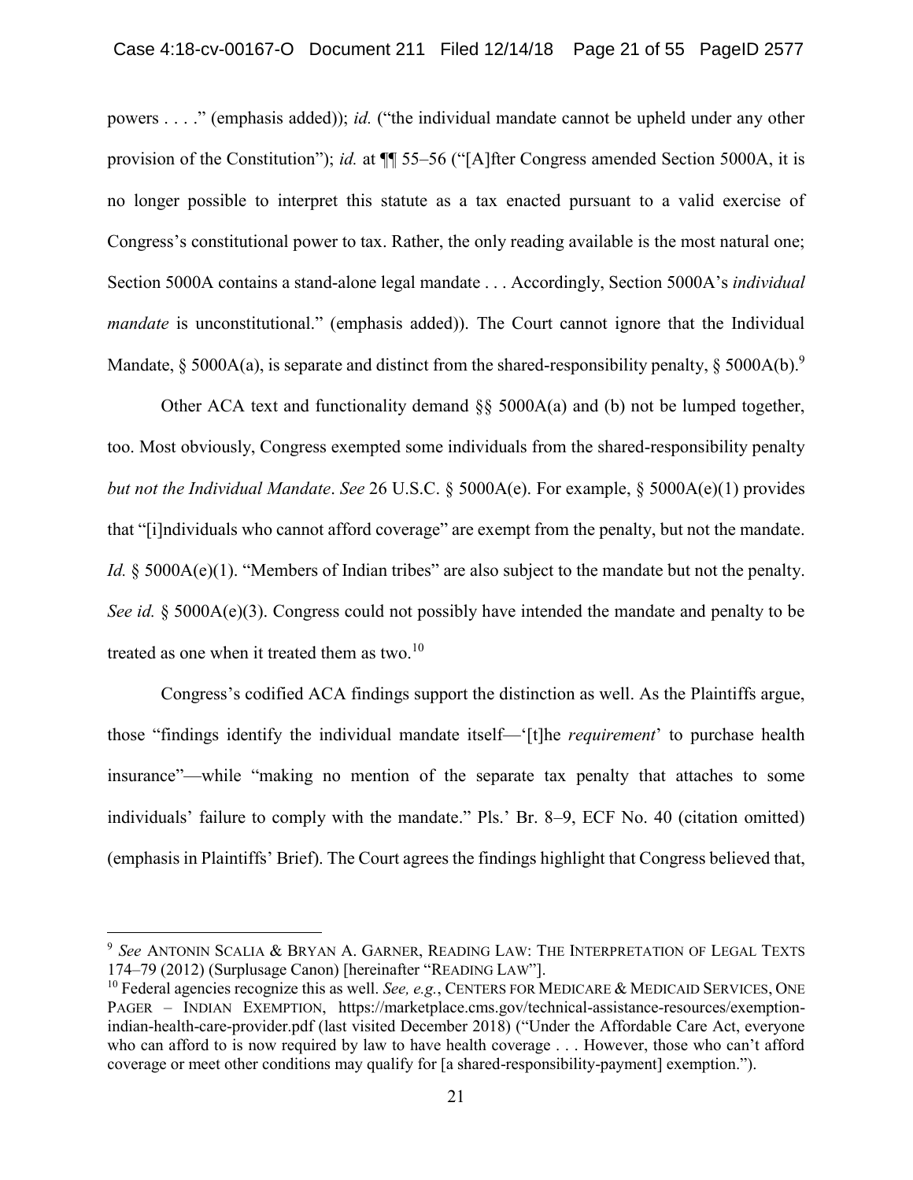powers . . . ." (emphasis added)); *id.* ("the individual mandate cannot be upheld under any other provision of the Constitution"); *id.* at ¶¶ 55–56 ("[A]fter Congress amended Section 5000A, it is no longer possible to interpret this statute as a tax enacted pursuant to a valid exercise of Congress's constitutional power to tax. Rather, the only reading available is the most natural one; Section 5000A contains a stand-alone legal mandate . . . Accordingly, Section 5000A's *individual mandate* is unconstitutional." (emphasis added)). The Court cannot ignore that the Individual Mandate, § 5000A(a), is separate and distinct from the shared-responsibility penalty, § 5000A(b).[9]

Other ACA text and functionality demand §§ 5000A(a) and (b) not be lumped together, too. Most obviously, Congress exempted some individuals from the shared-responsibility penalty *but not the Individual Mandate*. *See* 26 U.S.C. § 5000A(e). For example, § 5000A(e)(1) provides that "[i]ndividuals who cannot afford coverage" are exempt from the penalty, but not the mandate. *Id.* § 5000A(e)(1). "Members of Indian tribes" are also subject to the mandate but not the penalty. *See id.* § 5000A(e)(3). Congress could not possibly have intended the mandate and penalty to be treated as one when it treated them as two.[10]

Congress's codified ACA findings support the distinction as well. As the Plaintiffs argue, those "findings identify the individual mandate itself—'[t]he *requirement*' to purchase health insurance"—while "making no mention of the separate tax penalty that attaches to some individuals' failure to comply with the mandate." Pls.' Br. 8–9, ECF No. 40 (citation omitted) (emphasis in Plaintiffs' Brief). The Court agrees the findings highlight that Congress believed that,

---

[9] *See* ANTONIN SCALIA & BRYAN A. GARNER, READING LAW: THE INTERPRETATION OF LEGAL TEXTS 174–79 (2012) (Surplusage Canon) [hereinafter "READING LAW"].

[10] Federal agencies recognize this as well. *See, e.g.*, CENTERS FOR MEDICARE & MEDICAID SERVICES, ONE PAGER – INDIAN EXEMPTION, https://marketplace.cms.gov/technical-assistance-resources/exemption-indian-health-care-provider.pdf (last visited December 2018) ("Under the Affordable Care Act, everyone who can afford to is now required by law to have health coverage . . . However, those who can't afford coverage or meet other conditions may qualify for [a shared-responsibility-payment] exemption.").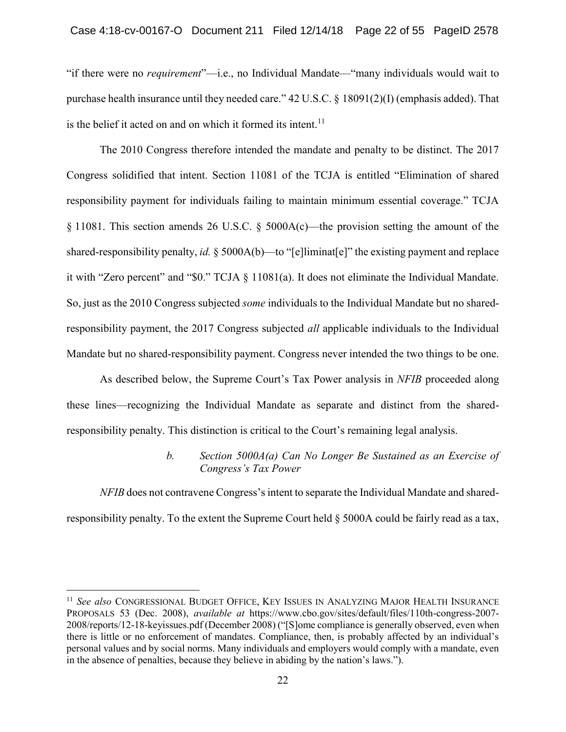"if there were no *requirement*"—i.e., no Individual Mandate—"many individuals would wait to purchase health insurance until they needed care." 42 U.S.C. § 18091(2)(I) (emphasis added). That is the belief it acted on and on which it formed its intent.[11]

The 2010 Congress therefore intended the mandate and penalty to be distinct. The 2017 Congress solidified that intent. Section 11081 of the TCJA is entitled "Elimination of shared responsibility payment for individuals failing to maintain minimum essential coverage." TCJA § 11081. This section amends 26 U.S.C. § 5000A(c)—the provision setting the amount of the shared-responsibility penalty, *id.* § 5000A(b)—to "[e]liminat[e]" the existing payment and replace it with "Zero percent" and "$0." TCJA § 11081(a). It does not eliminate the Individual Mandate. So, just as the 2010 Congress subjected *some* individuals to the Individual Mandate but no shared-responsibility payment, the 2017 Congress subjected *all* applicable individuals to the Individual Mandate but no shared-responsibility payment. Congress never intended the two things to be one.

As described below, the Supreme Court's Tax Power analysis in *NFIB* proceeded along these lines—recognizing the Individual Mandate as separate and distinct from the shared-responsibility penalty. This distinction is critical to the Court's remaining legal analysis.

##### *b. Section 5000A(a) Can No Longer Be Sustained as an Exercise of Congress's Tax Power*

*NFIB* does not contravene Congress's intent to separate the Individual Mandate and shared-responsibility penalty. To the extent the Supreme Court held § 5000A could be fairly read as a tax,

---

[11] *See also* Congressional Budget Office, Key Issues in Analyzing Major Health Insurance Proposals 53 (Dec. 2008), *available at* https://www.cbo.gov/sites/default/files/110th-congress-2007-2008/reports/12-18-keyissues.pdf (December 2008) ("[S]ome compliance is generally observed, even when there is little or no enforcement of mandates. Compliance, then, is probably affected by an individual's personal values and by social norms. Many individuals and employers would comply with a mandate, even in the absence of penalties, because they believe in abiding by the nation's laws.").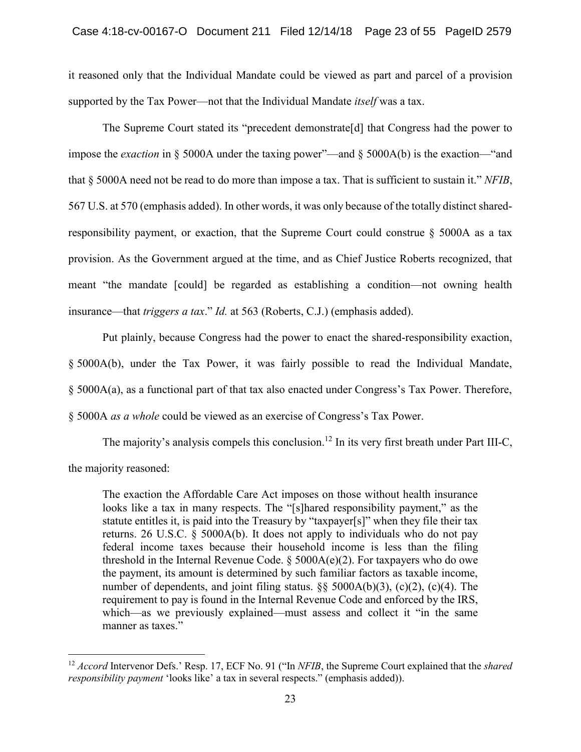it reasoned only that the Individual Mandate could be viewed as part and parcel of a provision supported by the Tax Power—not that the Individual Mandate *itself* was a tax.

The Supreme Court stated its "precedent demonstrate[d] that Congress had the power to impose the *exaction* in § 5000A under the taxing power"—and § 5000A(b) is the exaction—"and that § 5000A need not be read to do more than impose a tax. That is sufficient to sustain it." *NFIB*, 567 U.S. at 570 (emphasis added). In other words, it was only because of the totally distinct shared-responsibility payment, or exaction, that the Supreme Court could construe § 5000A as a tax provision. As the Government argued at the time, and as Chief Justice Roberts recognized, that meant "the mandate [could] be regarded as establishing a condition—not owning health insurance—that *triggers a tax*." *Id.* at 563 (Roberts, C.J.) (emphasis added).

Put plainly, because Congress had the power to enact the shared-responsibility exaction, § 5000A(b), under the Tax Power, it was fairly possible to read the Individual Mandate, § 5000A(a), as a functional part of that tax also enacted under Congress's Tax Power. Therefore, § 5000A *as a whole* could be viewed as an exercise of Congress's Tax Power.

The majority's analysis compels this conclusion.[12] In its very first breath under Part III-C, the majority reasoned:

> The exaction the Affordable Care Act imposes on those without health insurance looks like a tax in many respects. The "[s]hared responsibility payment," as the statute entitles it, is paid into the Treasury by "taxpayer[s]" when they file their tax returns. 26 U.S.C. § 5000A(b). It does not apply to individuals who do not pay federal income taxes because their household income is less than the filing threshold in the Internal Revenue Code. § 5000A(e)(2). For taxpayers who do owe the payment, its amount is determined by such familiar factors as taxable income, number of dependents, and joint filing status. §§ 5000A(b)(3), (c)(2), (c)(4). The requirement to pay is found in the Internal Revenue Code and enforced by the IRS, which—as we previously explained—must assess and collect it "in the same manner as taxes."

[12] *Accord* Intervenor Defs.' Resp. 17, ECF No. 91 ("In *NFIB*, the Supreme Court explained that the *shared responsibility payment* 'looks like' a tax in several respects." (emphasis added)).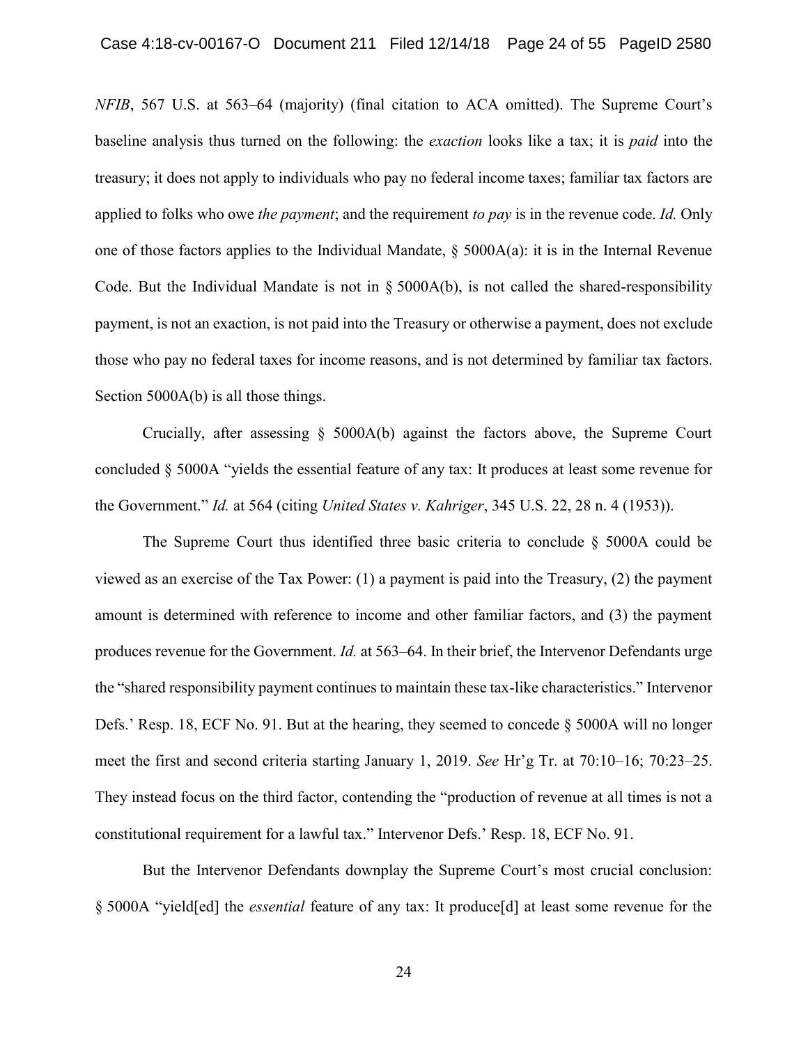*NFIB*, 567 U.S. at 563–64 (majority) (final citation to ACA omitted). The Supreme Court's baseline analysis thus turned on the following: the *exaction* looks like a tax; it is *paid* into the treasury; it does not apply to individuals who pay no federal income taxes; familiar tax factors are applied to folks who owe *the payment*; and the requirement *to pay* is in the revenue code. *Id.* Only one of those factors applies to the Individual Mandate, § 5000A(a): it is in the Internal Revenue Code. But the Individual Mandate is not in § 5000A(b), is not called the shared-responsibility payment, is not an exaction, is not paid into the Treasury or otherwise a payment, does not exclude those who pay no federal taxes for income reasons, and is not determined by familiar tax factors. Section 5000A(b) is all those things.

Crucially, after assessing § 5000A(b) against the factors above, the Supreme Court concluded § 5000A "yields the essential feature of any tax: It produces at least some revenue for the Government." *Id.* at 564 (citing *United States v. Kahriger*, 345 U.S. 22, 28 n. 4 (1953)).

The Supreme Court thus identified three basic criteria to conclude § 5000A could be viewed as an exercise of the Tax Power: (1) a payment is paid into the Treasury, (2) the payment amount is determined with reference to income and other familiar factors, and (3) the payment produces revenue for the Government. *Id.* at 563–64. In their brief, the Intervenor Defendants urge the "shared responsibility payment continues to maintain these tax-like characteristics." Intervenor Defs.' Resp. 18, ECF No. 91. But at the hearing, they seemed to concede § 5000A will no longer meet the first and second criteria starting January 1, 2019. *See* Hr'g Tr. at 70:10–16; 70:23–25. They instead focus on the third factor, contending the "production of revenue at all times is not a constitutional requirement for a lawful tax." Intervenor Defs.' Resp. 18, ECF No. 91.

But the Intervenor Defendants downplay the Supreme Court's most crucial conclusion: § 5000A "yield[ed] the *essential* feature of any tax: It produce[d] at least some revenue for the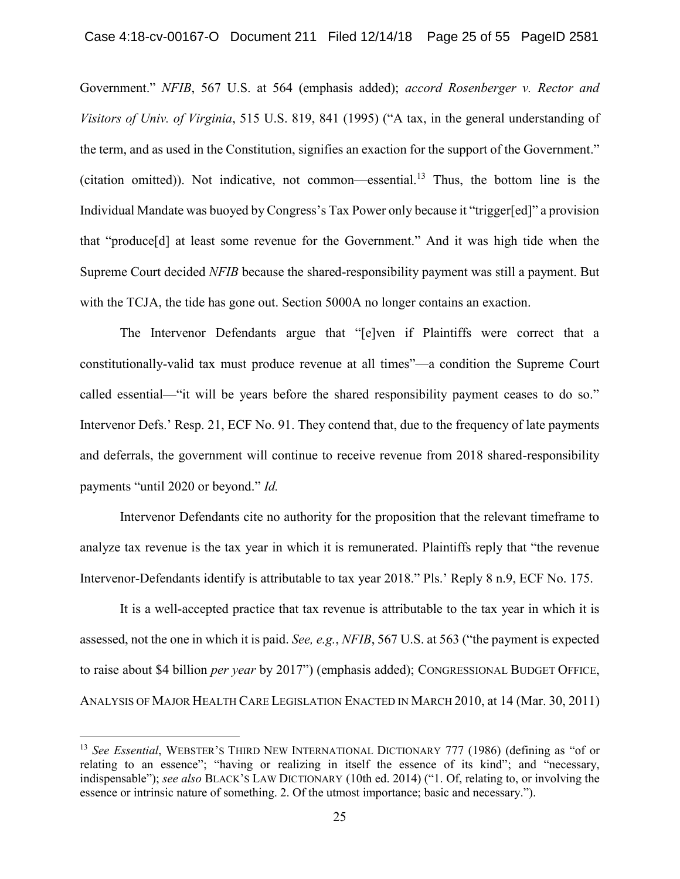Government." *NFIB*, 567 U.S. at 564 (emphasis added); *accord Rosenberger v. Rector and Visitors of Univ. of Virginia*, 515 U.S. 819, 841 (1995) ("A tax, in the general understanding of the term, and as used in the Constitution, signifies an exaction for the support of the Government." (citation omitted)). Not indicative, not common—essential.[13] Thus, the bottom line is the Individual Mandate was buoyed by Congress's Tax Power only because it "trigger[ed]" a provision that "produce[d] at least some revenue for the Government." And it was high tide when the Supreme Court decided *NFIB* because the shared-responsibility payment was still a payment. But with the TCJA, the tide has gone out. Section 5000A no longer contains an exaction.

The Intervenor Defendants argue that "[e]ven if Plaintiffs were correct that a constitutionally-valid tax must produce revenue at all times"—a condition the Supreme Court called essential—"it will be years before the shared responsibility payment ceases to do so." Intervenor Defs.' Resp. 21, ECF No. 91. They contend that, due to the frequency of late payments and deferrals, the government will continue to receive revenue from 2018 shared-responsibility payments "until 2020 or beyond." *Id.*

Intervenor Defendants cite no authority for the proposition that the relevant timeframe to analyze tax revenue is the tax year in which it is remunerated. Plaintiffs reply that "the revenue Intervenor-Defendants identify is attributable to tax year 2018." Pls.' Reply 8 n.9, ECF No. 175.

It is a well-accepted practice that tax revenue is attributable to the tax year in which it is assessed, not the one in which it is paid. *See, e.g.*, *NFIB*, 567 U.S. at 563 ("the payment is expected to raise about $4 billion *per year* by 2017") (emphasis added); CONGRESSIONAL BUDGET OFFICE, ANALYSIS OF MAJOR HEALTH CARE LEGISLATION ENACTED IN MARCH 2010, at 14 (Mar. 30, 2011)

---

[13] *See Essential*, WEBSTER'S THIRD NEW INTERNATIONAL DICTIONARY 777 (1986) (defining as "of or relating to an essence"; "having or realizing in itself the essence of its kind"; and "necessary, indispensable"); *see also* BLACK'S LAW DICTIONARY (10th ed. 2014) ("1. Of, relating to, or involving the essence or intrinsic nature of something. 2. Of the utmost importance; basic and necessary.").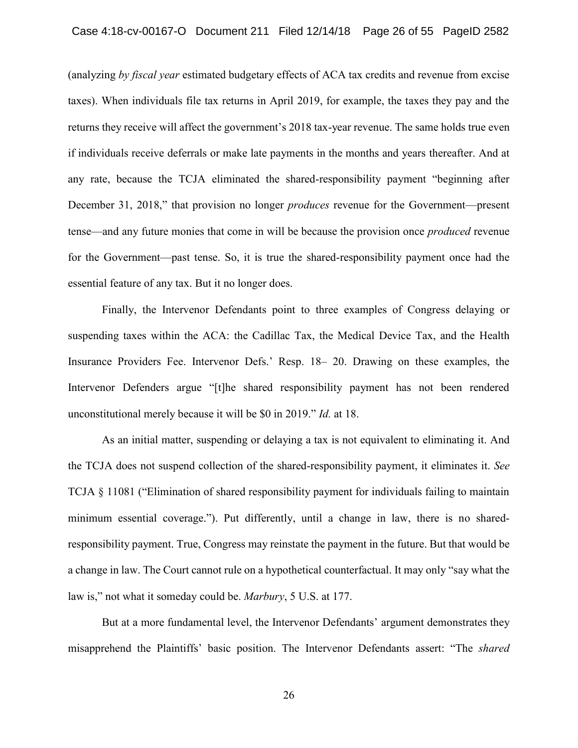(analyzing *by fiscal year* estimated budgetary effects of ACA tax credits and revenue from excise taxes). When individuals file tax returns in April 2019, for example, the taxes they pay and the returns they receive will affect the government's 2018 tax-year revenue. The same holds true even if individuals receive deferrals or make late payments in the months and years thereafter. And at any rate, because the TCJA eliminated the shared-responsibility payment "beginning after December 31, 2018," that provision no longer *produces* revenue for the Government—present tense—and any future monies that come in will be because the provision once *produced* revenue for the Government—past tense. So, it is true the shared-responsibility payment once had the essential feature of any tax. But it no longer does.

Finally, the Intervenor Defendants point to three examples of Congress delaying or suspending taxes within the ACA: the Cadillac Tax, the Medical Device Tax, and the Health Insurance Providers Fee. Intervenor Defs.' Resp. 18– 20. Drawing on these examples, the Intervenor Defenders argue "[t]he shared responsibility payment has not been rendered unconstitutional merely because it will be $0 in 2019." *Id.* at 18.

As an initial matter, suspending or delaying a tax is not equivalent to eliminating it. And the TCJA does not suspend collection of the shared-responsibility payment, it eliminates it. *See* TCJA § 11081 ("Elimination of shared responsibility payment for individuals failing to maintain minimum essential coverage."). Put differently, until a change in law, there is no shared-responsibility payment. True, Congress may reinstate the payment in the future. But that would be a change in law. The Court cannot rule on a hypothetical counterfactual. It may only "say what the law is," not what it someday could be. *Marbury*, 5 U.S. at 177.

But at a more fundamental level, the Intervenor Defendants' argument demonstrates they misapprehend the Plaintiffs' basic position. The Intervenor Defendants assert: "The *shared*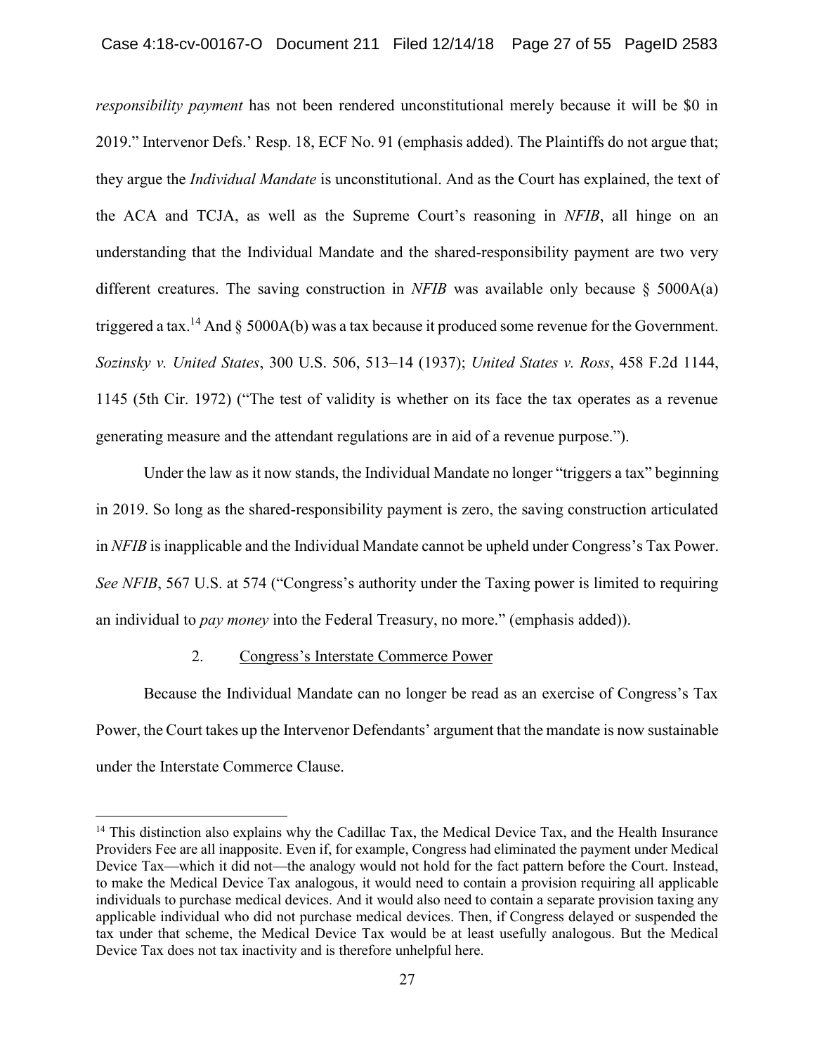*responsibility payment* has not been rendered unconstitutional merely because it will be $0 in 2019." Intervenor Defs.' Resp. 18, ECF No. 91 (emphasis added). The Plaintiffs do not argue that; they argue the *Individual Mandate* is unconstitutional. And as the Court has explained, the text of the ACA and TCJA, as well as the Supreme Court's reasoning in *NFIB*, all hinge on an understanding that the Individual Mandate and the shared-responsibility payment are two very different creatures. The saving construction in *NFIB* was available only because § 5000A(a) triggered a tax.[14] And § 5000A(b) was a tax because it produced some revenue for the Government. *Sozinsky v. United States*, 300 U.S. 506, 513–14 (1937); *United States v. Ross*, 458 F.2d 1144, 1145 (5th Cir. 1972) ("The test of validity is whether on its face the tax operates as a revenue generating measure and the attendant regulations are in aid of a revenue purpose.").

Under the law as it now stands, the Individual Mandate no longer "triggers a tax" beginning in 2019. So long as the shared-responsibility payment is zero, the saving construction articulated in *NFIB* is inapplicable and the Individual Mandate cannot be upheld under Congress's Tax Power. *See NFIB*, 567 U.S. at 574 ("Congress's authority under the Taxing power is limited to requiring an individual to *pay money* into the Federal Treasury, no more." (emphasis added)).

### 2. Congress's Interstate Commerce Power

Because the Individual Mandate can no longer be read as an exercise of Congress's Tax Power, the Court takes up the Intervenor Defendants' argument that the mandate is now sustainable under the Interstate Commerce Clause.

---

[14] This distinction also explains why the Cadillac Tax, the Medical Device Tax, and the Health Insurance Providers Fee are all inapposite. Even if, for example, Congress had eliminated the payment under Medical Device Tax—which it did not—the analogy would not hold for the fact pattern before the Court. Instead, to make the Medical Device Tax analogous, it would need to contain a provision requiring all applicable individuals to purchase medical devices. And it would also need to contain a separate provision taxing any applicable individual who did not purchase medical devices. Then, if Congress delayed or suspended the tax under that scheme, the Medical Device Tax would be at least usefully analogous. But the Medical Device Tax does not tax inactivity and is therefore unhelpful here.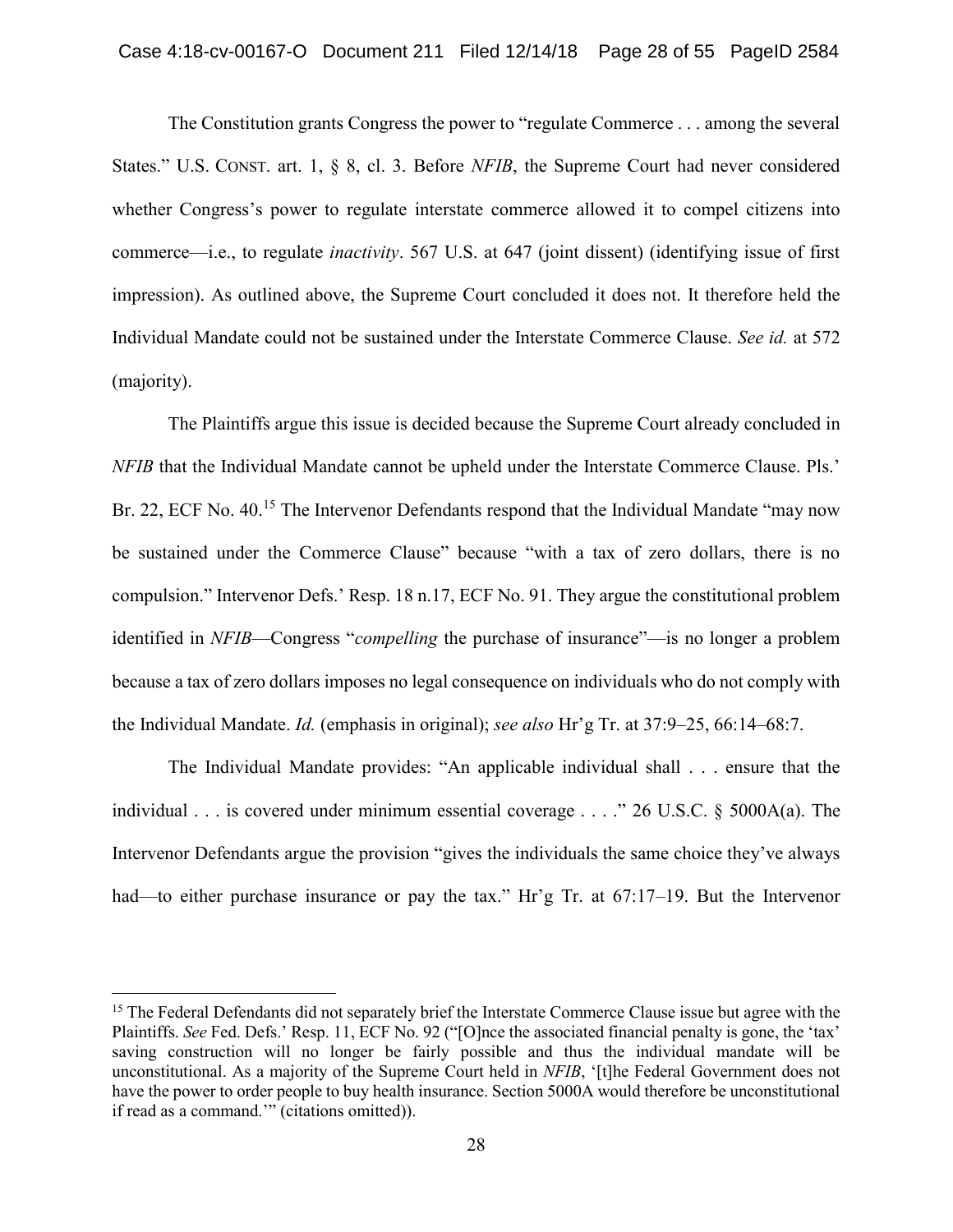The Constitution grants Congress the power to "regulate Commerce . . . among the several States." U.S. CONST. art. 1, § 8, cl. 3. Before *NFIB*, the Supreme Court had never considered whether Congress's power to regulate interstate commerce allowed it to compel citizens into commerce—i.e., to regulate *inactivity*. 567 U.S. at 647 (joint dissent) (identifying issue of first impression). As outlined above, the Supreme Court concluded it does not. It therefore held the Individual Mandate could not be sustained under the Interstate Commerce Clause. *See id.* at 572 (majority).

The Plaintiffs argue this issue is decided because the Supreme Court already concluded in *NFIB* that the Individual Mandate cannot be upheld under the Interstate Commerce Clause. Pls.' Br. 22, ECF No. 40.[15] The Intervenor Defendants respond that the Individual Mandate "may now be sustained under the Commerce Clause" because "with a tax of zero dollars, there is no compulsion." Intervenor Defs.' Resp. 18 n.17, ECF No. 91. They argue the constitutional problem identified in *NFIB*—Congress "*compelling* the purchase of insurance"—is no longer a problem because a tax of zero dollars imposes no legal consequence on individuals who do not comply with the Individual Mandate. *Id.* (emphasis in original); *see also* Hr'g Tr. at 37:9–25, 66:14–68:7.

The Individual Mandate provides: "An applicable individual shall . . . ensure that the individual . . . is covered under minimum essential coverage . . . ." 26 U.S.C. § 5000A(a). The Intervenor Defendants argue the provision "gives the individuals the same choice they've always had—to either purchase insurance or pay the tax." Hr'g Tr. at 67:17–19. But the Intervenor

[15] The Federal Defendants did not separately brief the Interstate Commerce Clause issue but agree with the Plaintiffs. *See* Fed. Defs.' Resp. 11, ECF No. 92 ("[O]nce the associated financial penalty is gone, the 'tax' saving construction will no longer be fairly possible and thus the individual mandate will be unconstitutional. As a majority of the Supreme Court held in *NFIB*, '[t]he Federal Government does not have the power to order people to buy health insurance. Section 5000A would therefore be unconstitutional if read as a command.'" (citations omitted)).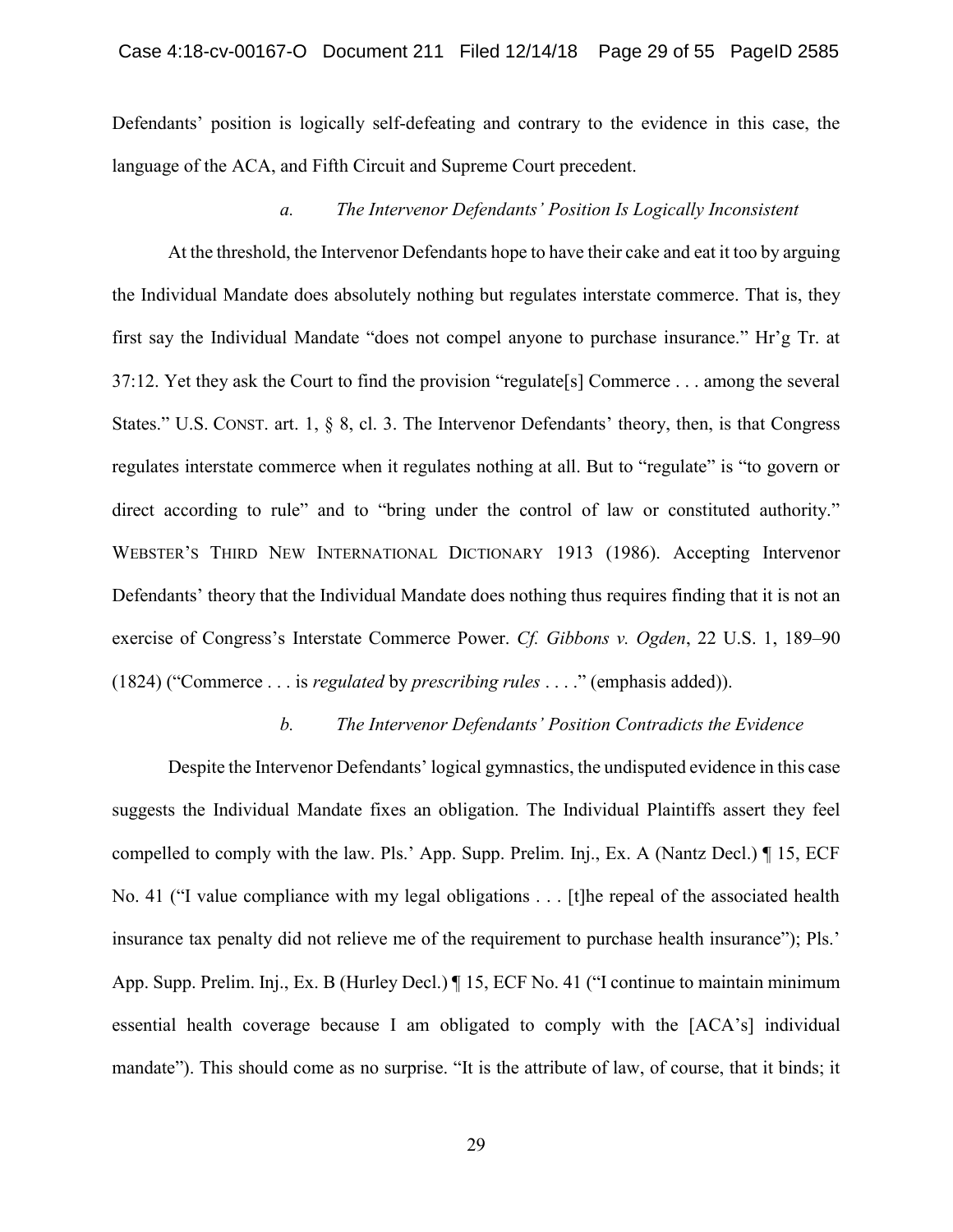Defendants' position is logically self-defeating and contrary to the evidence in this case, the language of the ACA, and Fifth Circuit and Supreme Court precedent.

*a. The Intervenor Defendants' Position Is Logically Inconsistent*

At the threshold, the Intervenor Defendants hope to have their cake and eat it too by arguing the Individual Mandate does absolutely nothing but regulates interstate commerce. That is, they first say the Individual Mandate "does not compel anyone to purchase insurance." Hr'g Tr. at 37:12. Yet they ask the Court to find the provision "regulate[s] Commerce . . . among the several States." U.S. CONST. art. 1, § 8, cl. 3. The Intervenor Defendants' theory, then, is that Congress regulates interstate commerce when it regulates nothing at all. But to "regulate" is "to govern or direct according to rule" and to "bring under the control of law or constituted authority." WEBSTER'S THIRD NEW INTERNATIONAL DICTIONARY 1913 (1986). Accepting Intervenor Defendants' theory that the Individual Mandate does nothing thus requires finding that it is not an exercise of Congress's Interstate Commerce Power. *Cf. Gibbons v. Ogden*, 22 U.S. 1, 189–90 (1824) ("Commerce . . . is *regulated* by *prescribing rules* . . . ." (emphasis added)).

*b. The Intervenor Defendants' Position Contradicts the Evidence*

Despite the Intervenor Defendants' logical gymnastics, the undisputed evidence in this case suggests the Individual Mandate fixes an obligation. The Individual Plaintiffs assert they feel compelled to comply with the law. Pls.' App. Supp. Prelim. Inj., Ex. A (Nantz Decl.) ¶ 15, ECF No. 41 ("I value compliance with my legal obligations . . . [t]he repeal of the associated health insurance tax penalty did not relieve me of the requirement to purchase health insurance"); Pls.' App. Supp. Prelim. Inj., Ex. B (Hurley Decl.) ¶ 15, ECF No. 41 ("I continue to maintain minimum essential health coverage because I am obligated to comply with the [ACA's] individual mandate"). This should come as no surprise. "It is the attribute of law, of course, that it binds; it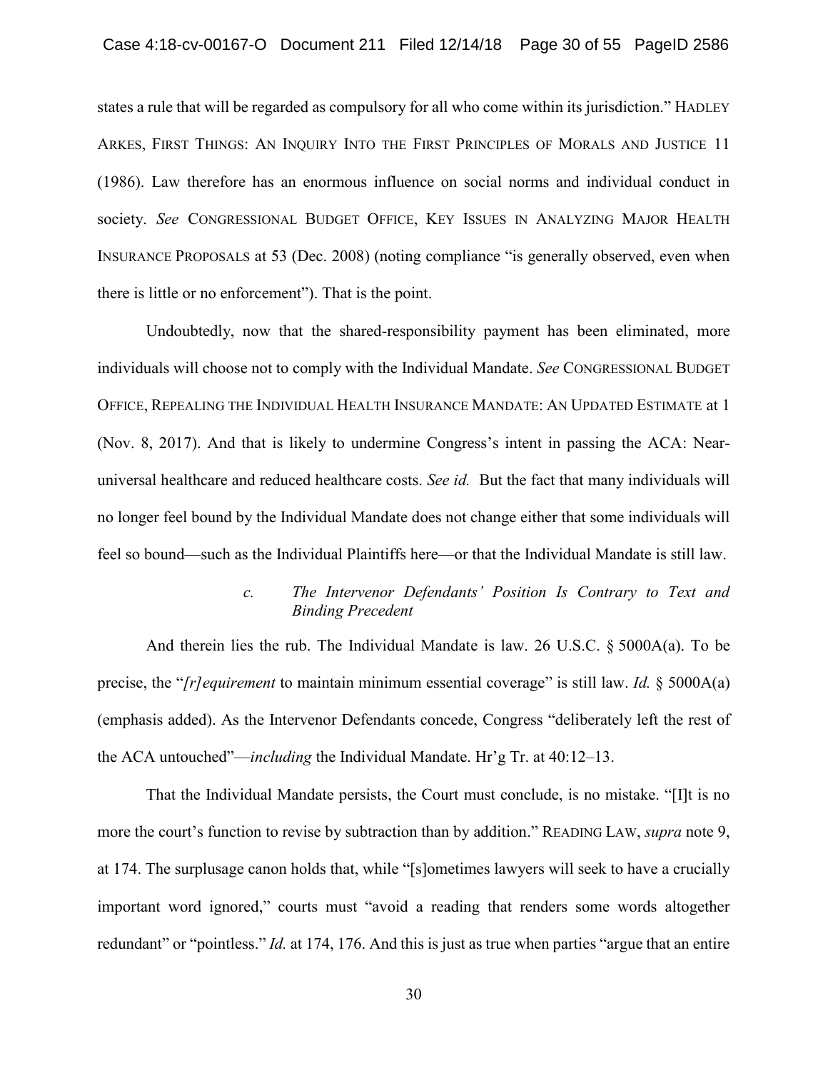states a rule that will be regarded as compulsory for all who come within its jurisdiction." HADLEY ARKES, FIRST THINGS: AN INQUIRY INTO THE FIRST PRINCIPLES OF MORALS AND JUSTICE 11 (1986). Law therefore has an enormous influence on social norms and individual conduct in society. *See* CONGRESSIONAL BUDGET OFFICE, KEY ISSUES IN ANALYZING MAJOR HEALTH INSURANCE PROPOSALS at 53 (Dec. 2008) (noting compliance "is generally observed, even when there is little or no enforcement"). That is the point.

Undoubtedly, now that the shared-responsibility payment has been eliminated, more individuals will choose not to comply with the Individual Mandate. *See* CONGRESSIONAL BUDGET OFFICE, REPEALING THE INDIVIDUAL HEALTH INSURANCE MANDATE: AN UPDATED ESTIMATE at 1 (Nov. 8, 2017). And that is likely to undermine Congress's intent in passing the ACA: Near-universal healthcare and reduced healthcare costs. *See id.* But the fact that many individuals will no longer feel bound by the Individual Mandate does not change either that some individuals will feel so bound—such as the Individual Plaintiffs here—or that the Individual Mandate is still law.

*c. The Intervenor Defendants' Position Is Contrary to Text and Binding Precedent*

And therein lies the rub. The Individual Mandate is law. 26 U.S.C. § 5000A(a). To be precise, the "*[r]equirement* to maintain minimum essential coverage" is still law. *Id.* § 5000A(a) (emphasis added). As the Intervenor Defendants concede, Congress "deliberately left the rest of the ACA untouched"—*including* the Individual Mandate. Hr'g Tr. at 40:12–13.

That the Individual Mandate persists, the Court must conclude, is no mistake. "[I]t is no more the court's function to revise by subtraction than by addition." READING LAW, *supra* note 9, at 174. The surplusage canon holds that, while "[s]ometimes lawyers will seek to have a crucially important word ignored," courts must "avoid a reading that renders some words altogether redundant" or "pointless." *Id.* at 174, 176. And this is just as true when parties "argue that an entire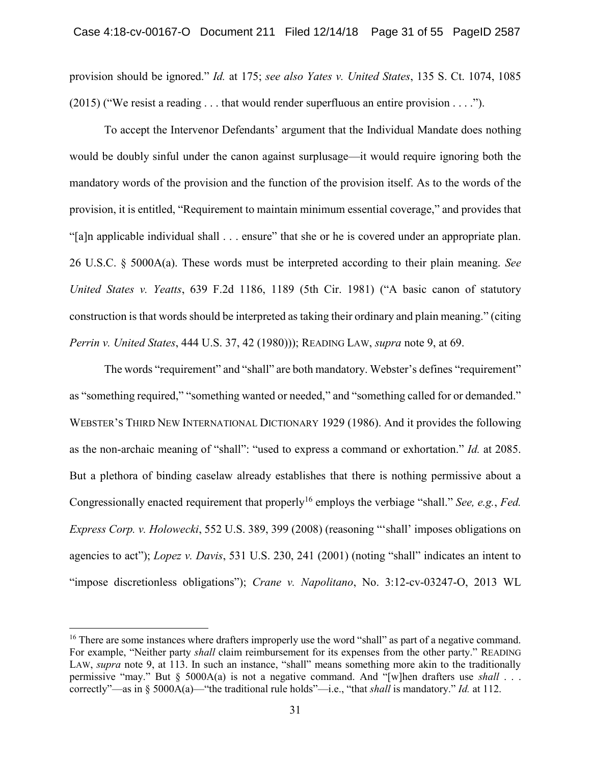provision should be ignored." *Id.* at 175; *see also Yates v. United States*, 135 S. Ct. 1074, 1085 (2015) ("We resist a reading . . . that would render superfluous an entire provision . . . .").

To accept the Intervenor Defendants' argument that the Individual Mandate does nothing would be doubly sinful under the canon against surplusage—it would require ignoring both the mandatory words of the provision and the function of the provision itself. As to the words of the provision, it is entitled, "Requirement to maintain minimum essential coverage," and provides that "[a]n applicable individual shall . . . ensure" that she or he is covered under an appropriate plan. 26 U.S.C. § 5000A(a). These words must be interpreted according to their plain meaning. *See United States v. Yeatts*, 639 F.2d 1186, 1189 (5th Cir. 1981) ("A basic canon of statutory construction is that words should be interpreted as taking their ordinary and plain meaning." (citing *Perrin v. United States*, 444 U.S. 37, 42 (1980))); READING LAW, *supra* note 9, at 69.

The words "requirement" and "shall" are both mandatory. Webster's defines "requirement" as "something required," "something wanted or needed," and "something called for or demanded." WEBSTER'S THIRD NEW INTERNATIONAL DICTIONARY 1929 (1986). And it provides the following as the non-archaic meaning of "shall": "used to express a command or exhortation." *Id.* at 2085. But a plethora of binding caselaw already establishes that there is nothing permissive about a Congressionally enacted requirement that properly[16] employs the verbiage "shall." *See, e.g.*, *Fed. Express Corp. v. Holowecki*, 552 U.S. 389, 399 (2008) (reasoning "'shall' imposes obligations on agencies to act"); *Lopez v. Davis*, 531 U.S. 230, 241 (2001) (noting "shall" indicates an intent to "impose discretionless obligations"); *Crane v. Napolitano*, No. 3:12-cv-03247-O, 2013 WL

---

[16] There are some instances where drafters improperly use the word "shall" as part of a negative command. For example, "Neither party *shall* claim reimbursement for its expenses from the other party." READING LAW, *supra* note 9, at 113. In such an instance, "shall" means something more akin to the traditionally permissive "may." But § 5000A(a) is not a negative command. And "[w]hen drafters use *shall* . . . correctly"—as in § 5000A(a)—"the traditional rule holds"—i.e., "that *shall* is mandatory." *Id.* at 112.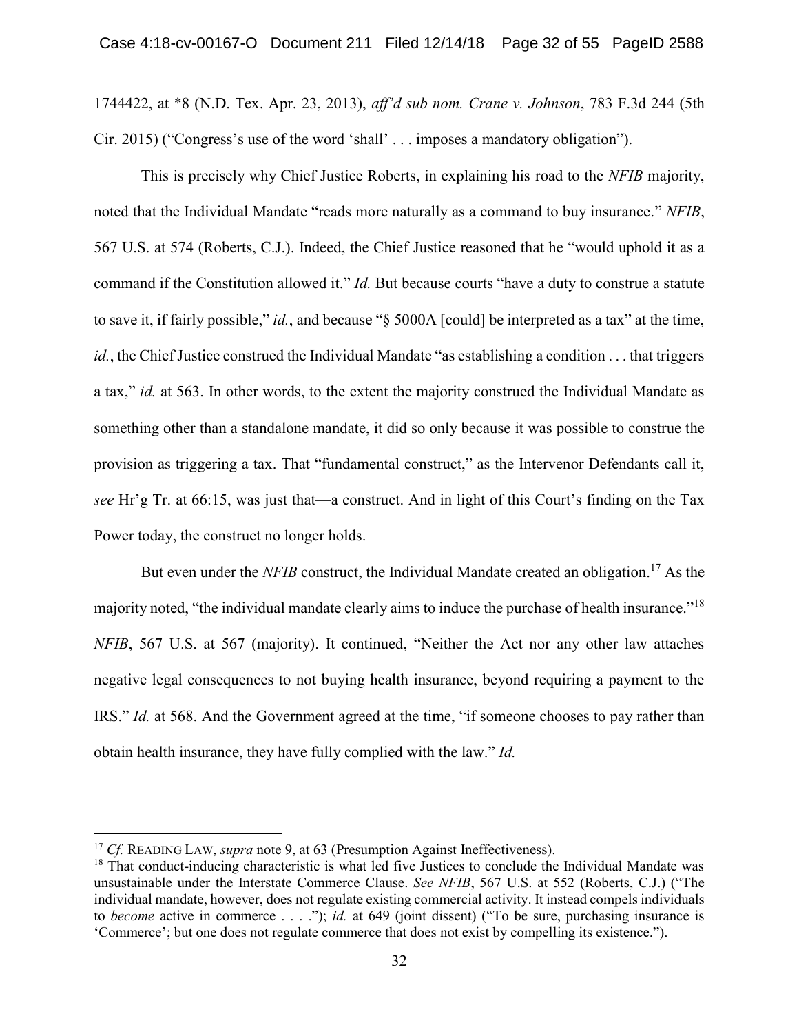1744422, at *8 (N.D. Tex. Apr. 23, 2013), *aff'd sub nom. Crane v. Johnson*, 783 F.3d 244 (5th Cir. 2015) ("Congress's use of the word 'shall' . . . imposes a mandatory obligation").

This is precisely why Chief Justice Roberts, in explaining his road to the *NFIB* majority, noted that the Individual Mandate "reads more naturally as a command to buy insurance." *NFIB*, 567 U.S. at 574 (Roberts, C.J.). Indeed, the Chief Justice reasoned that he "would uphold it as a command if the Constitution allowed it." *Id.* But because courts "have a duty to construe a statute to save it, if fairly possible," *id.*, and because "§ 5000A [could] be interpreted as a tax" at the time, *id.*, the Chief Justice construed the Individual Mandate "as establishing a condition . . . that triggers a tax," *id.* at 563. In other words, to the extent the majority construed the Individual Mandate as something other than a standalone mandate, it did so only because it was possible to construe the provision as triggering a tax. That "fundamental construct," as the Intervenor Defendants call it, *see* Hr'g Tr. at 66:15, was just that—a construct. And in light of this Court's finding on the Tax Power today, the construct no longer holds.

But even under the *NFIB* construct, the Individual Mandate created an obligation.[17] As the majority noted, "the individual mandate clearly aims to induce the purchase of health insurance."[18] *NFIB*, 567 U.S. at 567 (majority). It continued, "Neither the Act nor any other law attaches negative legal consequences to not buying health insurance, beyond requiring a payment to the IRS." *Id.* at 568. And the Government agreed at the time, "if someone chooses to pay rather than obtain health insurance, they have fully complied with the law." *Id.*

---

[17] *Cf.* READING LAW, *supra* note 9, at 63 (Presumption Against Ineffectiveness).

[18] That conduct-inducing characteristic is what led five Justices to conclude the Individual Mandate was unsustainable under the Interstate Commerce Clause. *See NFIB*, 567 U.S. at 552 (Roberts, C.J.) ("The individual mandate, however, does not regulate existing commercial activity. It instead compels individuals to *become* active in commerce . . . ."); *id.* at 649 (joint dissent) ("To be sure, purchasing insurance is 'Commerce'; but one does not regulate commerce that does not exist by compelling its existence.").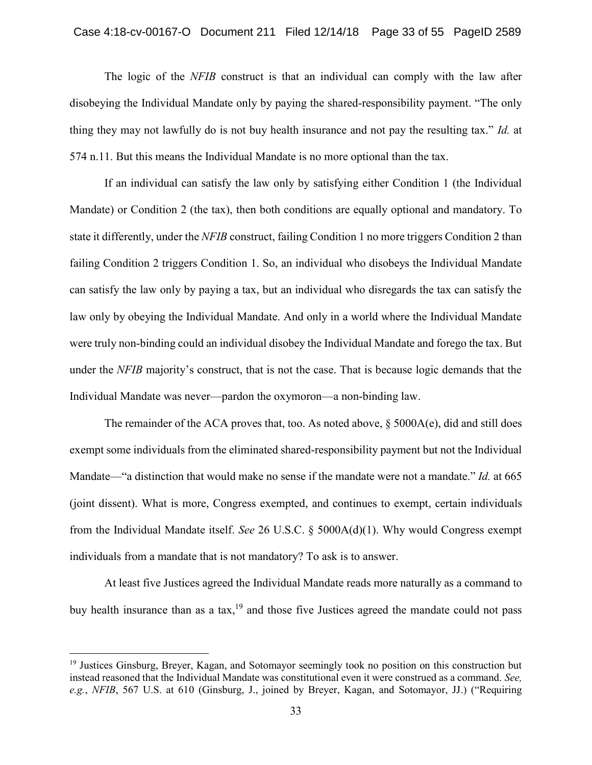The logic of the *NFIB* construct is that an individual can comply with the law after disobeying the Individual Mandate only by paying the shared-responsibility payment. "The only thing they may not lawfully do is not buy health insurance and not pay the resulting tax." *Id.* at 574 n.11. But this means the Individual Mandate is no more optional than the tax.

If an individual can satisfy the law only by satisfying either Condition 1 (the Individual Mandate) or Condition 2 (the tax), then both conditions are equally optional and mandatory. To state it differently, under the *NFIB* construct, failing Condition 1 no more triggers Condition 2 than failing Condition 2 triggers Condition 1. So, an individual who disobeys the Individual Mandate can satisfy the law only by paying a tax, but an individual who disregards the tax can satisfy the law only by obeying the Individual Mandate. And only in a world where the Individual Mandate were truly non-binding could an individual disobey the Individual Mandate and forego the tax. But under the *NFIB* majority's construct, that is not the case. That is because logic demands that the Individual Mandate was never—pardon the oxymoron—a non-binding law.

The remainder of the ACA proves that, too. As noted above, § 5000A(e), did and still does exempt some individuals from the eliminated shared-responsibility payment but not the Individual Mandate—"a distinction that would make no sense if the mandate were not a mandate." *Id.* at 665 (joint dissent). What is more, Congress exempted, and continues to exempt, certain individuals from the Individual Mandate itself. *See* 26 U.S.C. § 5000A(d)(1). Why would Congress exempt individuals from a mandate that is not mandatory? To ask is to answer.

At least five Justices agreed the Individual Mandate reads more naturally as a command to buy health insurance than as a tax,[19] and those five Justices agreed the mandate could not pass

---

[19] Justices Ginsburg, Breyer, Kagan, and Sotomayor seemingly took no position on this construction but instead reasoned that the Individual Mandate was constitutional even it were construed as a command. *See, e.g.*, *NFIB*, 567 U.S. at 610 (Ginsburg, J., joined by Breyer, Kagan, and Sotomayor, JJ.) ("Requiring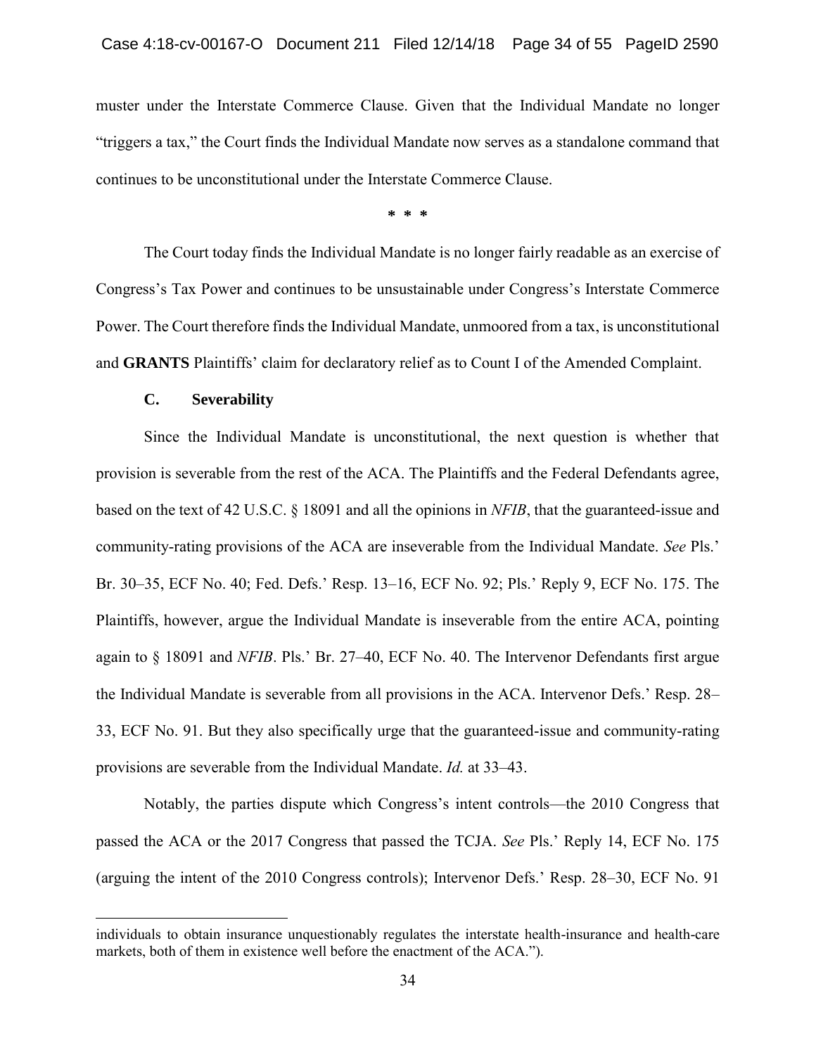muster under the Interstate Commerce Clause. Given that the Individual Mandate no longer "triggers a tax," the Court finds the Individual Mandate now serves as a standalone command that continues to be unconstitutional under the Interstate Commerce Clause.

**\* \* \***

The Court today finds the Individual Mandate is no longer fairly readable as an exercise of Congress's Tax Power and continues to be unsustainable under Congress's Interstate Commerce Power. The Court therefore finds the Individual Mandate, unmoored from a tax, is unconstitutional and **GRANTS** Plaintiffs' claim for declaratory relief as to Count I of the Amended Complaint.

### C. Severability

Since the Individual Mandate is unconstitutional, the next question is whether that provision is severable from the rest of the ACA. The Plaintiffs and the Federal Defendants agree, based on the text of 42 U.S.C. § 18091 and all the opinions in *NFIB*, that the guaranteed-issue and community-rating provisions of the ACA are inseverable from the Individual Mandate. *See* Pls.' Br. 30–35, ECF No. 40; Fed. Defs.' Resp. 13–16, ECF No. 92; Pls.' Reply 9, ECF No. 175. The Plaintiffs, however, argue the Individual Mandate is inseverable from the entire ACA, pointing again to § 18091 and *NFIB*. Pls.' Br. 27–40, ECF No. 40. The Intervenor Defendants first argue the Individual Mandate is severable from all provisions in the ACA. Intervenor Defs.' Resp. 28–33, ECF No. 91. But they also specifically urge that the guaranteed-issue and community-rating provisions are severable from the Individual Mandate. *Id.* at 33–43.

Notably, the parties dispute which Congress's intent controls—the 2010 Congress that passed the ACA or the 2017 Congress that passed the TCJA. *See* Pls.' Reply 14, ECF No. 175 (arguing the intent of the 2010 Congress controls); Intervenor Defs.' Resp. 28–30, ECF No. 91

---

individuals to obtain insurance unquestionably regulates the interstate health-insurance and health-care markets, both of them in existence well before the enactment of the ACA.").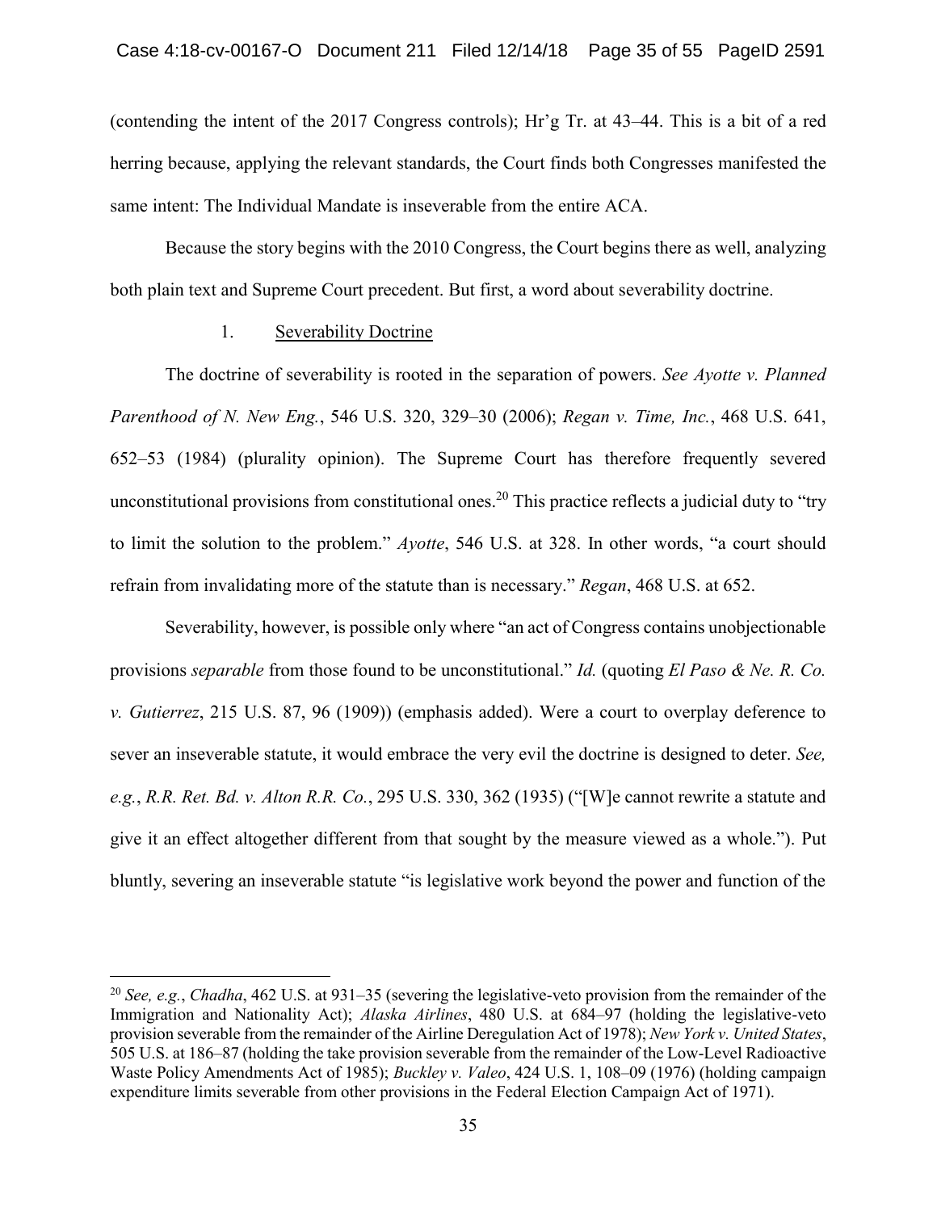(contending the intent of the 2017 Congress controls); Hr'g Tr. at 43–44. This is a bit of a red herring because, applying the relevant standards, the Court finds both Congresses manifested the same intent: The Individual Mandate is inseverable from the entire ACA.

Because the story begins with the 2010 Congress, the Court begins there as well, analyzing both plain text and Supreme Court precedent. But first, a word about severability doctrine.

### 1. Severability Doctrine

The doctrine of severability is rooted in the separation of powers. *See Ayotte v. Planned Parenthood of N. New Eng.*, 546 U.S. 320, 329–30 (2006); *Regan v. Time, Inc.*, 468 U.S. 641, 652–53 (1984) (plurality opinion). The Supreme Court has therefore frequently severed unconstitutional provisions from constitutional ones.[20] This practice reflects a judicial duty to "try to limit the solution to the problem." *Ayotte*, 546 U.S. at 328. In other words, "a court should refrain from invalidating more of the statute than is necessary." *Regan*, 468 U.S. at 652.

Severability, however, is possible only where "an act of Congress contains unobjectionable provisions *separable* from those found to be unconstitutional." *Id.* (quoting *El Paso & Ne. R. Co. v. Gutierrez*, 215 U.S. 87, 96 (1909)) (emphasis added). Were a court to overplay deference to sever an inseverable statute, it would embrace the very evil the doctrine is designed to deter. *See, e.g.*, *R.R. Ret. Bd. v. Alton R.R. Co.*, 295 U.S. 330, 362 (1935) ("[W]e cannot rewrite a statute and give it an effect altogether different from that sought by the measure viewed as a whole."). Put bluntly, severing an inseverable statute "is legislative work beyond the power and function of the

---

[20] *See, e.g.*, *Chadha*, 462 U.S. at 931–35 (severing the legislative-veto provision from the remainder of the Immigration and Nationality Act); *Alaska Airlines*, 480 U.S. at 684–97 (holding the legislative-veto provision severable from the remainder of the Airline Deregulation Act of 1978); *New York v. United States*, 505 U.S. at 186–87 (holding the take provision severable from the remainder of the Low-Level Radioactive Waste Policy Amendments Act of 1985); *Buckley v. Valeo*, 424 U.S. 1, 108–09 (1976) (holding campaign expenditure limits severable from other provisions in the Federal Election Campaign Act of 1971).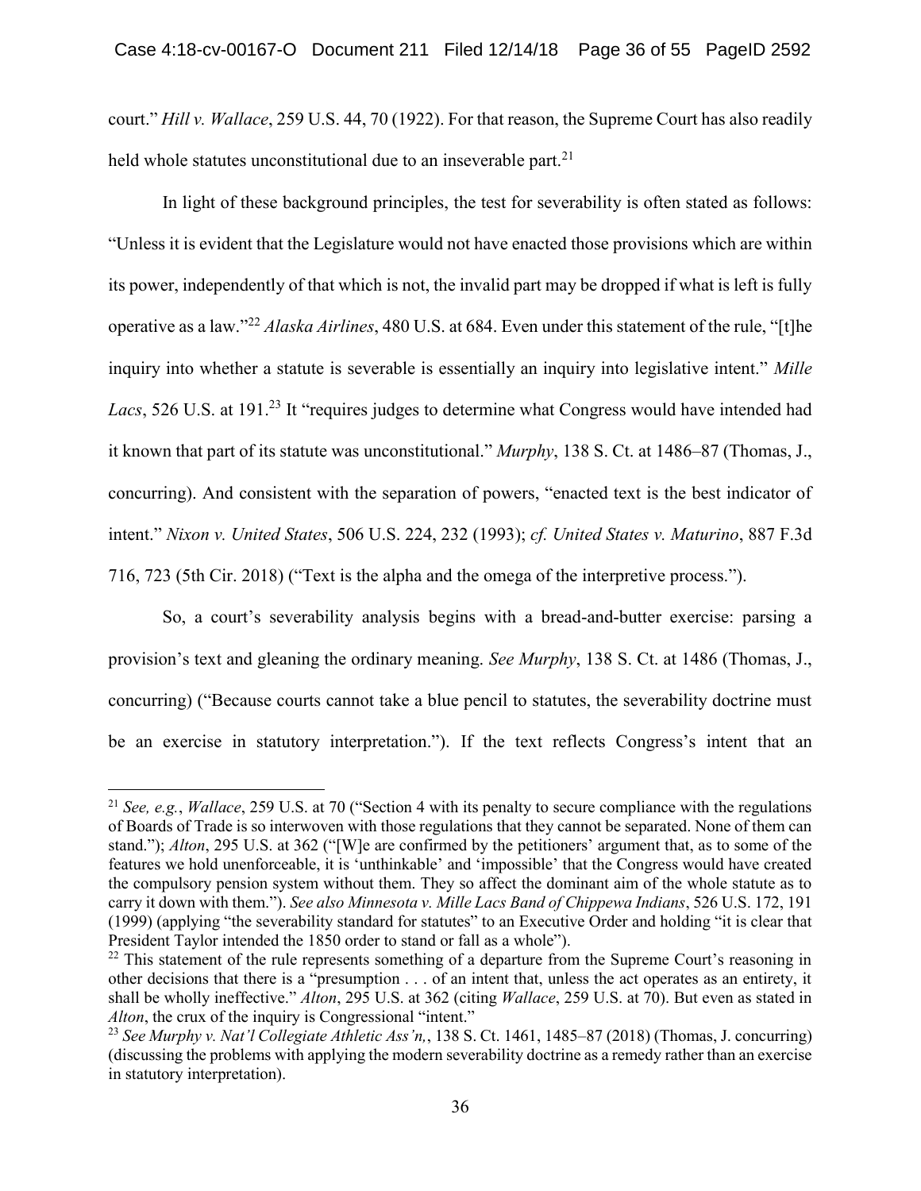court." *Hill v. Wallace*, 259 U.S. 44, 70 (1922). For that reason, the Supreme Court has also readily held whole statutes unconstitutional due to an inseverable part.[21]

In light of these background principles, the test for severability is often stated as follows: "Unless it is evident that the Legislature would not have enacted those provisions which are within its power, independently of that which is not, the invalid part may be dropped if what is left is fully operative as a law."[22] *Alaska Airlines*, 480 U.S. at 684. Even under this statement of the rule, "[t]he inquiry into whether a statute is severable is essentially an inquiry into legislative intent." *Mille Lacs*, 526 U.S. at 191.[23] It "requires judges to determine what Congress would have intended had it known that part of its statute was unconstitutional." *Murphy*, 138 S. Ct. at 1486–87 (Thomas, J., concurring). And consistent with the separation of powers, "enacted text is the best indicator of intent." *Nixon v. United States*, 506 U.S. 224, 232 (1993); *cf. United States v. Maturino*, 887 F.3d 716, 723 (5th Cir. 2018) ("Text is the alpha and the omega of the interpretive process.").

So, a court's severability analysis begins with a bread-and-butter exercise: parsing a provision's text and gleaning the ordinary meaning. *See Murphy*, 138 S. Ct. at 1486 (Thomas, J., concurring) ("Because courts cannot take a blue pencil to statutes, the severability doctrine must be an exercise in statutory interpretation."). If the text reflects Congress's intent that an

---

[21] *See, e.g.*, *Wallace*, 259 U.S. at 70 ("Section 4 with its penalty to secure compliance with the regulations of Boards of Trade is so interwoven with those regulations that they cannot be separated. None of them can stand."); *Alton*, 295 U.S. at 362 ("[W]e are confirmed by the petitioners' argument that, as to some of the features we hold unenforceable, it is 'unthinkable' and 'impossible' that the Congress would have created the compulsory pension system without them. They so affect the dominant aim of the whole statute as to carry it down with them."). *See also Minnesota v. Mille Lacs Band of Chippewa Indians*, 526 U.S. 172, 191 (1999) (applying "the severability standard for statutes" to an Executive Order and holding "it is clear that President Taylor intended the 1850 order to stand or fall as a whole").

[22] This statement of the rule represents something of a departure from the Supreme Court's reasoning in other decisions that there is a "presumption . . . of an intent that, unless the act operates as an entirety, it shall be wholly ineffective." *Alton*, 295 U.S. at 362 (citing *Wallace*, 259 U.S. at 70). But even as stated in *Alton*, the crux of the inquiry is Congressional "intent."

[23] *See Murphy v. Nat'l Collegiate Athletic Ass'n,*, 138 S. Ct. 1461, 1485–87 (2018) (Thomas, J. concurring) (discussing the problems with applying the modern severability doctrine as a remedy rather than an exercise in statutory interpretation).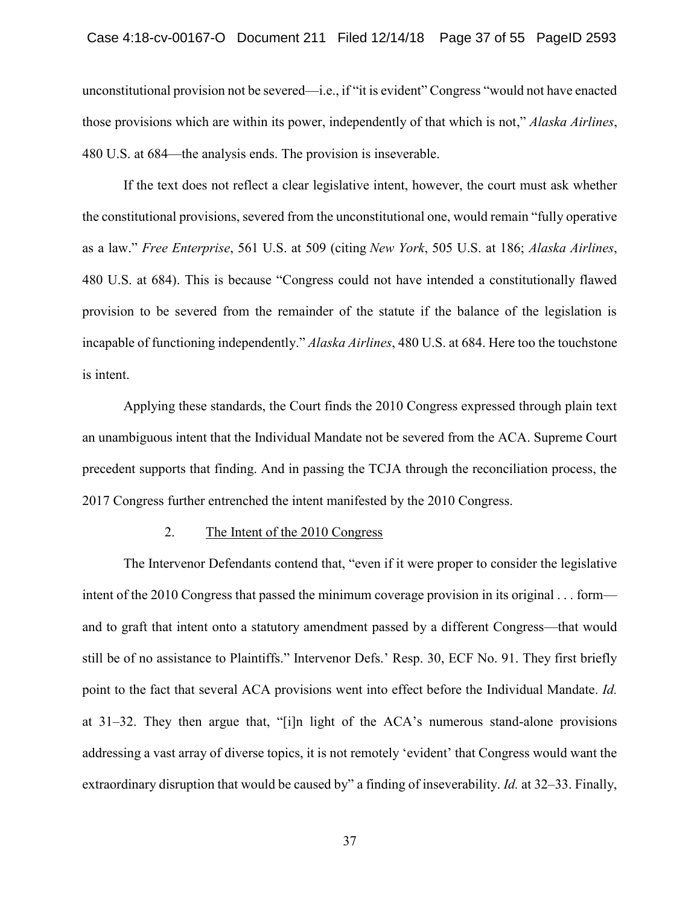unconstitutional provision not be severed—i.e., if "it is evident" Congress "would not have enacted those provisions which are within its power, independently of that which is not," *Alaska Airlines*, 480 U.S. at 684—the analysis ends. The provision is inseverable.

If the text does not reflect a clear legislative intent, however, the court must ask whether the constitutional provisions, severed from the unconstitutional one, would remain "fully operative as a law." *Free Enterprise*, 561 U.S. at 509 (citing *New York*, 505 U.S. at 186; *Alaska Airlines*, 480 U.S. at 684). This is because "Congress could not have intended a constitutionally flawed provision to be severed from the remainder of the statute if the balance of the legislation is incapable of functioning independently." *Alaska Airlines*, 480 U.S. at 684. Here too the touchstone is intent.

Applying these standards, the Court finds the 2010 Congress expressed through plain text an unambiguous intent that the Individual Mandate not be severed from the ACA. Supreme Court precedent supports that finding. And in passing the TCJA through the reconciliation process, the 2017 Congress further entrenched the intent manifested by the 2010 Congress.

### 2. <u>The Intent of the 2010 Congress</u>

The Intervenor Defendants contend that, "even if it were proper to consider the legislative intent of the 2010 Congress that passed the minimum coverage provision in its original . . . form—and to graft that intent onto a statutory amendment passed by a different Congress—that would still be of no assistance to Plaintiffs." Intervenor Defs.' Resp. 30, ECF No. 91. They first briefly point to the fact that several ACA provisions went into effect before the Individual Mandate. *Id.* at 31–32. They then argue that, "[i]n light of the ACA's numerous stand-alone provisions addressing a vast array of diverse topics, it is not remotely 'evident' that Congress would want the extraordinary disruption that would be caused by" a finding of inseverability. *Id.* at 32–33. Finally,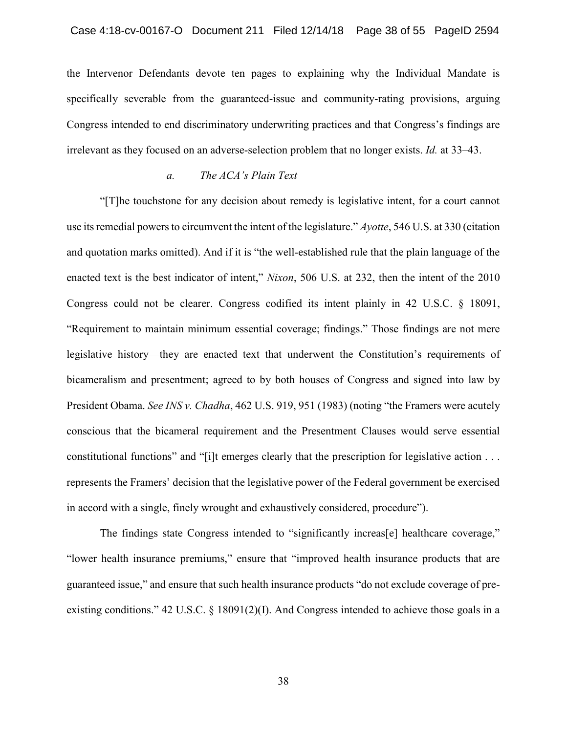the Intervenor Defendants devote ten pages to explaining why the Individual Mandate is specifically severable from the guaranteed-issue and community-rating provisions, arguing Congress intended to end discriminatory underwriting practices and that Congress's findings are irrelevant as they focused on an adverse-selection problem that no longer exists. *Id.* at 33–43.

*a. The ACA's Plain Text*

"[T]he touchstone for any decision about remedy is legislative intent, for a court cannot use its remedial powers to circumvent the intent of the legislature." *Ayotte*, 546 U.S. at 330 (citation and quotation marks omitted). And if it is "the well-established rule that the plain language of the enacted text is the best indicator of intent," *Nixon*, 506 U.S. at 232, then the intent of the 2010 Congress could not be clearer. Congress codified its intent plainly in 42 U.S.C. § 18091, "Requirement to maintain minimum essential coverage; findings." Those findings are not mere legislative history—they are enacted text that underwent the Constitution's requirements of bicameralism and presentment; agreed to by both houses of Congress and signed into law by President Obama. *See INS v. Chadha*, 462 U.S. 919, 951 (1983) (noting "the Framers were acutely conscious that the bicameral requirement and the Presentment Clauses would serve essential constitutional functions" and "[i]t emerges clearly that the prescription for legislative action . . . represents the Framers' decision that the legislative power of the Federal government be exercised in accord with a single, finely wrought and exhaustively considered, procedure").

The findings state Congress intended to "significantly increas[e] healthcare coverage," "lower health insurance premiums," ensure that "improved health insurance products that are guaranteed issue," and ensure that such health insurance products "do not exclude coverage of pre-existing conditions." 42 U.S.C. § 18091(2)(I). And Congress intended to achieve those goals in a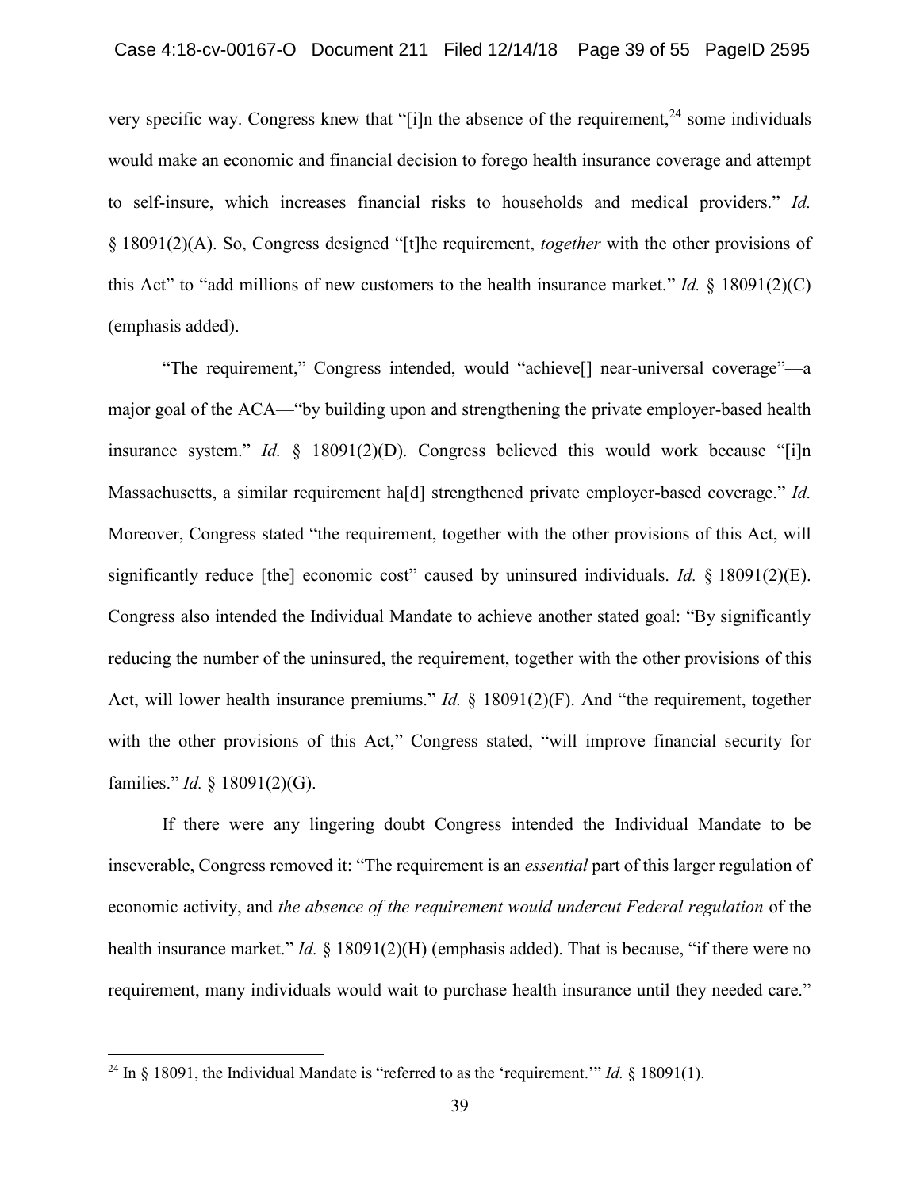very specific way. Congress knew that "[i]n the absence of the requirement,[24] some individuals would make an economic and financial decision to forego health insurance coverage and attempt to self-insure, which increases financial risks to households and medical providers." *Id.* § 18091(2)(A). So, Congress designed "[t]he requirement, *together* with the other provisions of this Act" to "add millions of new customers to the health insurance market." *Id.* § 18091(2)(C) (emphasis added).

"The requirement," Congress intended, would "achieve[] near-universal coverage"—a major goal of the ACA—"by building upon and strengthening the private employer-based health insurance system." *Id.* § 18091(2)(D). Congress believed this would work because "[i]n Massachusetts, a similar requirement ha[d] strengthened private employer-based coverage." *Id.* Moreover, Congress stated "the requirement, together with the other provisions of this Act, will significantly reduce [the] economic cost" caused by uninsured individuals. *Id.* § 18091(2)(E). Congress also intended the Individual Mandate to achieve another stated goal: "By significantly reducing the number of the uninsured, the requirement, together with the other provisions of this Act, will lower health insurance premiums." *Id.* § 18091(2)(F). And "the requirement, together with the other provisions of this Act," Congress stated, "will improve financial security for families." *Id.* § 18091(2)(G).

If there were any lingering doubt Congress intended the Individual Mandate to be inseverable, Congress removed it: "The requirement is an *essential* part of this larger regulation of economic activity, and *the absence of the requirement would undercut Federal regulation* of the health insurance market." *Id.* § 18091(2)(H) (emphasis added). That is because, "if there were no requirement, many individuals would wait to purchase health insurance until they needed care."

---

[24] In § 18091, the Individual Mandate is "referred to as the 'requirement.'" *Id.* § 18091(1).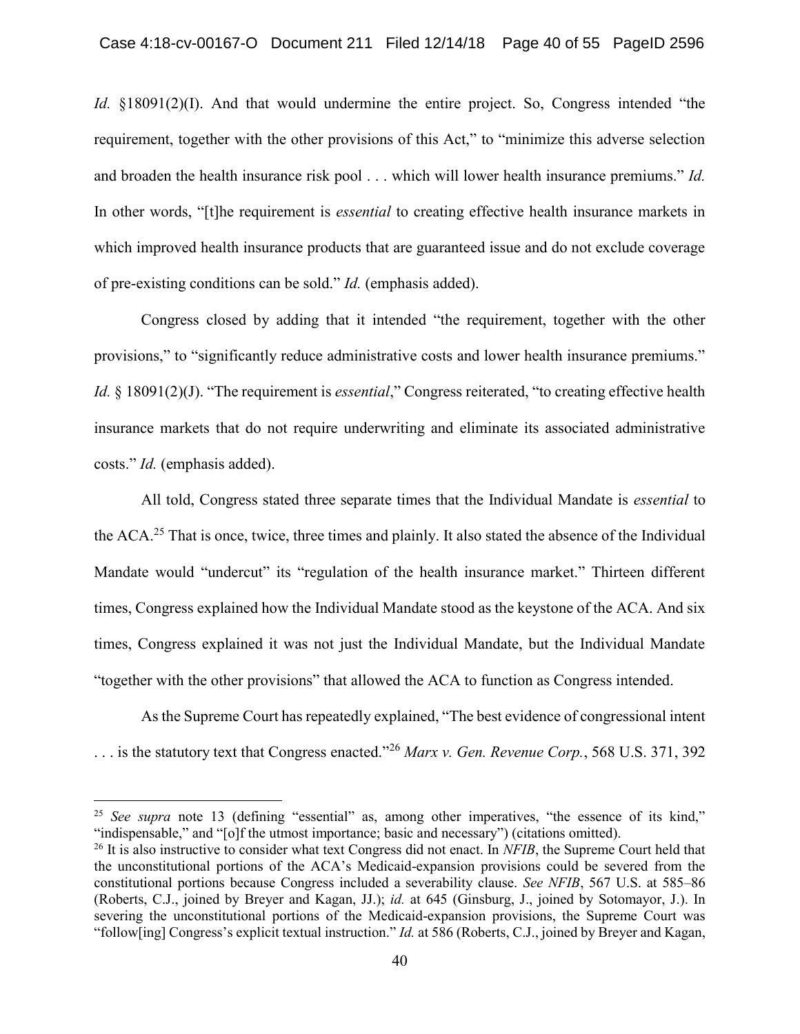*Id.* §18091(2)(I). And that would undermine the entire project. So, Congress intended "the requirement, together with the other provisions of this Act," to "minimize this adverse selection and broaden the health insurance risk pool . . . which will lower health insurance premiums." *Id.* In other words, "[t]he requirement is *essential* to creating effective health insurance markets in which improved health insurance products that are guaranteed issue and do not exclude coverage of pre-existing conditions can be sold." *Id.* (emphasis added).

Congress closed by adding that it intended "the requirement, together with the other provisions," to "significantly reduce administrative costs and lower health insurance premiums." *Id.* § 18091(2)(J). "The requirement is *essential*," Congress reiterated, "to creating effective health insurance markets that do not require underwriting and eliminate its associated administrative costs." *Id.* (emphasis added).

All told, Congress stated three separate times that the Individual Mandate is *essential* to the ACA.[25] That is once, twice, three times and plainly. It also stated the absence of the Individual Mandate would "undercut" its "regulation of the health insurance market." Thirteen different times, Congress explained how the Individual Mandate stood as the keystone of the ACA. And six times, Congress explained it was not just the Individual Mandate, but the Individual Mandate "together with the other provisions" that allowed the ACA to function as Congress intended.

As the Supreme Court has repeatedly explained, "The best evidence of congressional intent . . . is the statutory text that Congress enacted."[26] *Marx v. Gen. Revenue Corp.*, 568 U.S. 371, 392

---

[25] *See supra* note 13 (defining "essential" as, among other imperatives, "the essence of its kind," "indispensable," and "[o]f the utmost importance; basic and necessary") (citations omitted).

[26] It is also instructive to consider what text Congress did not enact. In *NFIB*, the Supreme Court held that the unconstitutional portions of the ACA's Medicaid-expansion provisions could be severed from the constitutional portions because Congress included a severability clause. *See NFIB*, 567 U.S. at 585–86 (Roberts, C.J., joined by Breyer and Kagan, JJ.); *id.* at 645 (Ginsburg, J., joined by Sotomayor, J.). In severing the unconstitutional portions of the Medicaid-expansion provisions, the Supreme Court was "follow[ing] Congress's explicit textual instruction." *Id.* at 586 (Roberts, C.J., joined by Breyer and Kagan,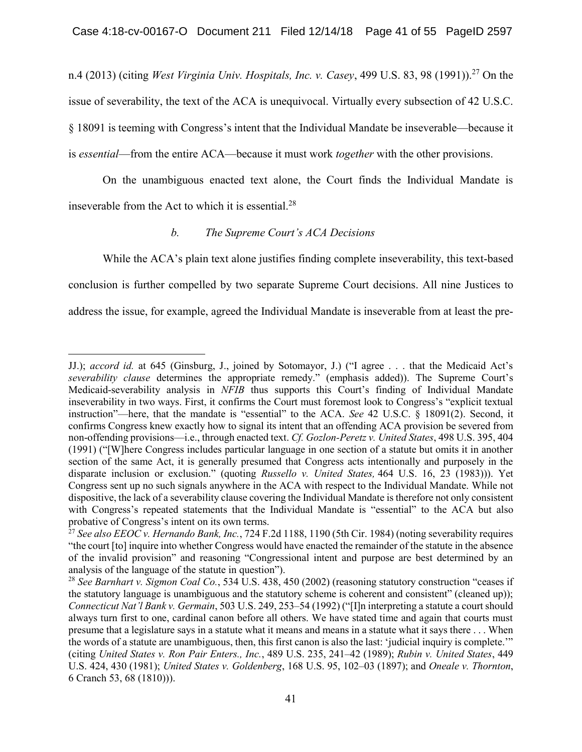n.4 (2013) (citing *West Virginia Univ. Hospitals, Inc. v. Casey*, 499 U.S. 83, 98 (1991)).[27] On the issue of severability, the text of the ACA is unequivocal. Virtually every subsection of 42 U.S.C. § 18091 is teeming with Congress's intent that the Individual Mandate be inseverable—because it is *essential*—from the entire ACA—because it must work *together* with the other provisions.

On the unambiguous enacted text alone, the Court finds the Individual Mandate is inseverable from the Act to which it is essential.[28]

### *b. The Supreme Court's ACA Decisions*

While the ACA's plain text alone justifies finding complete inseverability, this text-based conclusion is further compelled by two separate Supreme Court decisions. All nine Justices to address the issue, for example, agreed the Individual Mandate is inseverable from at least the pre-

---

JJ.); *accord id.* at 645 (Ginsburg, J., joined by Sotomayor, J.) ("I agree . . . that the Medicaid Act's *severability clause* determines the appropriate remedy." (emphasis added)). The Supreme Court's Medicaid-severability analysis in *NFIB* thus supports this Court's finding of Individual Mandate inseverability in two ways. First, it confirms the Court must foremost look to Congress's "explicit textual instruction"—here, that the mandate is "essential" to the ACA. *See* 42 U.S.C. § 18091(2). Second, it confirms Congress knew exactly how to signal its intent that an offending ACA provision be severed from non-offending provisions—i.e., through enacted text. *Cf. Gozlon-Peretz v. United States*, 498 U.S. 395, 404 (1991) ("[W]here Congress includes particular language in one section of a statute but omits it in another section of the same Act, it is generally presumed that Congress acts intentionally and purposely in the disparate inclusion or exclusion." (quoting *Russello v. United States,* 464 U.S. 16, 23 (1983))). Yet Congress sent up no such signals anywhere in the ACA with respect to the Individual Mandate. While not dispositive, the lack of a severability clause covering the Individual Mandate is therefore not only consistent with Congress's repeated statements that the Individual Mandate is "essential" to the ACA but also probative of Congress's intent on its own terms.

[27] *See also EEOC v. Hernando Bank, Inc.*, 724 F.2d 1188, 1190 (5th Cir. 1984) (noting severability requires "the court [to] inquire into whether Congress would have enacted the remainder of the statute in the absence of the invalid provision" and reasoning "Congressional intent and purpose are best determined by an analysis of the language of the statute in question").

[28] *See Barnhart v. Sigmon Coal Co.*, 534 U.S. 438, 450 (2002) (reasoning statutory construction "ceases if the statutory language is unambiguous and the statutory scheme is coherent and consistent" (cleaned up)); *Connecticut Nat'l Bank v. Germain*, 503 U.S. 249, 253–54 (1992) ("[I]n interpreting a statute a court should always turn first to one, cardinal canon before all others. We have stated time and again that courts must presume that a legislature says in a statute what it means and means in a statute what it says there . . . When the words of a statute are unambiguous, then, this first canon is also the last: 'judicial inquiry is complete.'" (citing *United States v. Ron Pair Enters., Inc.*, 489 U.S. 235, 241–42 (1989); *Rubin v. United States*, 449 U.S. 424, 430 (1981); *United States v. Goldenberg*, 168 U.S. 95, 102–03 (1897); and *Oneale v. Thornton*, 6 Cranch 53, 68 (1810))).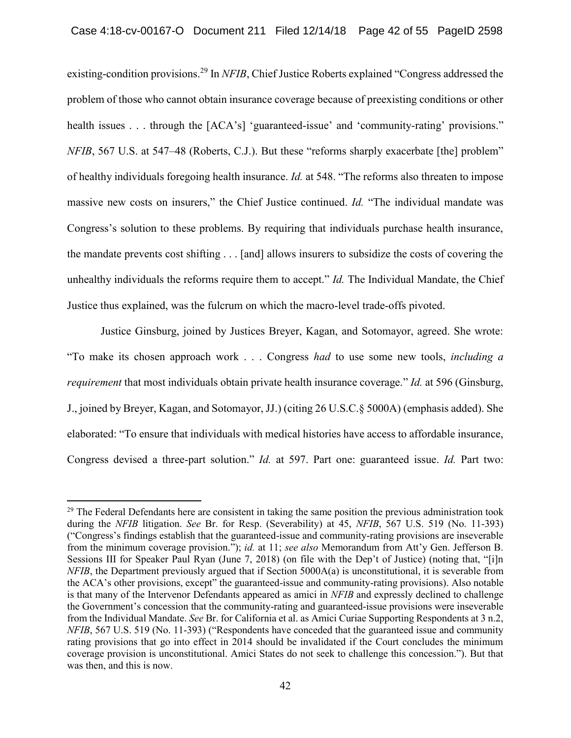existing-condition provisions.[29] In *NFIB*, Chief Justice Roberts explained "Congress addressed the problem of those who cannot obtain insurance coverage because of preexisting conditions or other health issues . . . through the [ACA's] 'guaranteed-issue' and 'community-rating' provisions." *NFIB*, 567 U.S. at 547–48 (Roberts, C.J.). But these "reforms sharply exacerbate [the] problem" of healthy individuals foregoing health insurance. *Id.* at 548. "The reforms also threaten to impose massive new costs on insurers," the Chief Justice continued. *Id.* "The individual mandate was Congress's solution to these problems. By requiring that individuals purchase health insurance, the mandate prevents cost shifting . . . [and] allows insurers to subsidize the costs of covering the unhealthy individuals the reforms require them to accept." *Id.* The Individual Mandate, the Chief Justice thus explained, was the fulcrum on which the macro-level trade-offs pivoted.

Justice Ginsburg, joined by Justices Breyer, Kagan, and Sotomayor, agreed. She wrote: "To make its chosen approach work . . . Congress *had* to use some new tools, *including a requirement* that most individuals obtain private health insurance coverage." *Id.* at 596 (Ginsburg, J., joined by Breyer, Kagan, and Sotomayor, JJ.) (citing 26 U.S.C.§ 5000A) (emphasis added). She elaborated: "To ensure that individuals with medical histories have access to affordable insurance, Congress devised a three-part solution." *Id.* at 597. Part one: guaranteed issue. *Id.* Part two:

---

[29] The Federal Defendants here are consistent in taking the same position the previous administration took during the *NFIB* litigation. *See* Br. for Resp. (Severability) at 45, *NFIB*, 567 U.S. 519 (No. 11-393) ("Congress's findings establish that the guaranteed-issue and community-rating provisions are inseverable from the minimum coverage provision."); *id.* at 11; *see also* Memorandum from Att'y Gen. Jefferson B. Sessions III for Speaker Paul Ryan (June 7, 2018) (on file with the Dep't of Justice) (noting that, "[i]n *NFIB*, the Department previously argued that if Section 5000A(a) is unconstitutional, it is severable from the ACA's other provisions, except" the guaranteed-issue and community-rating provisions). Also notable is that many of the Intervenor Defendants appeared as amici in *NFIB* and expressly declined to challenge the Government's concession that the community-rating and guaranteed-issue provisions were inseverable from the Individual Mandate. *See* Br. for California et al. as Amici Curiae Supporting Respondents at 3 n.2, *NFIB*, 567 U.S. 519 (No. 11-393) ("Respondents have conceded that the guaranteed issue and community rating provisions that go into effect in 2014 should be invalidated if the Court concludes the minimum coverage provision is unconstitutional. Amici States do not seek to challenge this concession."). But that was then, and this is now.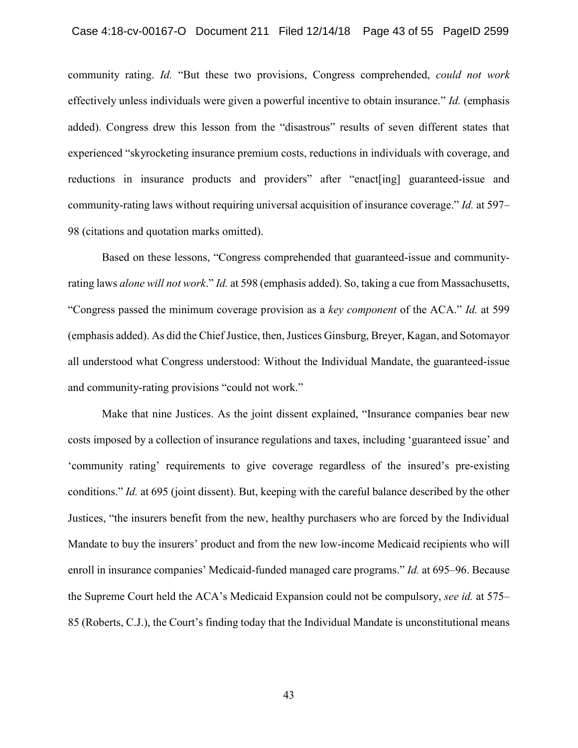community rating. *Id.* "But these two provisions, Congress comprehended, *could not work* effectively unless individuals were given a powerful incentive to obtain insurance." *Id.* (emphasis added). Congress drew this lesson from the "disastrous" results of seven different states that experienced "skyrocketing insurance premium costs, reductions in individuals with coverage, and reductions in insurance products and providers" after "enact[ing] guaranteed-issue and community-rating laws without requiring universal acquisition of insurance coverage." *Id.* at 597–98 (citations and quotation marks omitted).

Based on these lessons, "Congress comprehended that guaranteed-issue and community-rating laws *alone will not work*." *Id.* at 598 (emphasis added). So, taking a cue from Massachusetts, "Congress passed the minimum coverage provision as a *key component* of the ACA." *Id.* at 599 (emphasis added). As did the Chief Justice, then, Justices Ginsburg, Breyer, Kagan, and Sotomayor all understood what Congress understood: Without the Individual Mandate, the guaranteed-issue and community-rating provisions "could not work."

Make that nine Justices. As the joint dissent explained, "Insurance companies bear new costs imposed by a collection of insurance regulations and taxes, including 'guaranteed issue' and 'community rating' requirements to give coverage regardless of the insured's pre-existing conditions." *Id.* at 695 (joint dissent). But, keeping with the careful balance described by the other Justices, "the insurers benefit from the new, healthy purchasers who are forced by the Individual Mandate to buy the insurers' product and from the new low-income Medicaid recipients who will enroll in insurance companies' Medicaid-funded managed care programs." *Id.* at 695–96. Because the Supreme Court held the ACA's Medicaid Expansion could not be compulsory, *see id.* at 575–85 (Roberts, C.J.), the Court's finding today that the Individual Mandate is unconstitutional means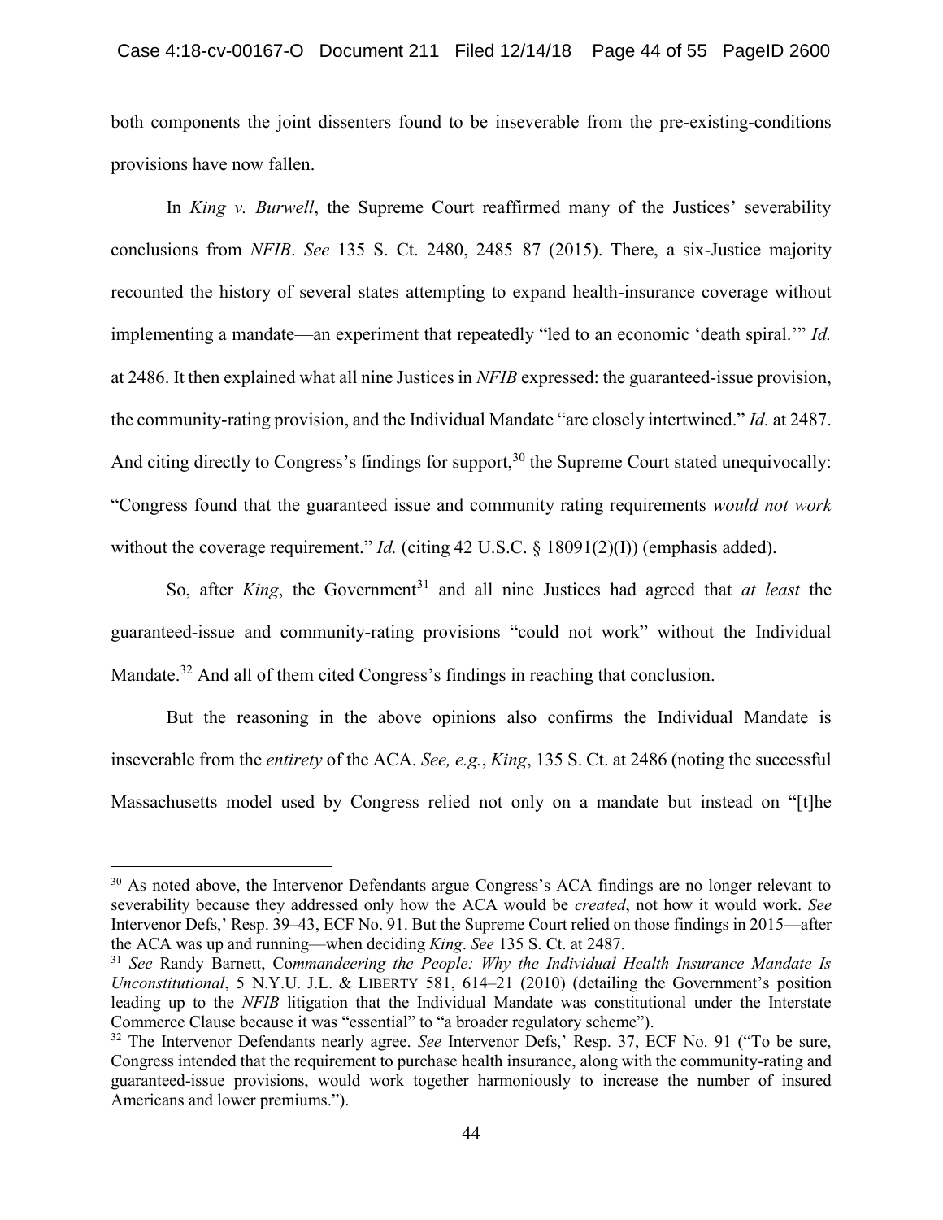both components the joint dissenters found to be inseverable from the pre-existing-conditions provisions have now fallen.

In *King v. Burwell*, the Supreme Court reaffirmed many of the Justices' severability conclusions from *NFIB*. *See* 135 S. Ct. 2480, 2485–87 (2015). There, a six-Justice majority recounted the history of several states attempting to expand health-insurance coverage without implementing a mandate—an experiment that repeatedly "led to an economic 'death spiral.'" *Id.* at 2486. It then explained what all nine Justices in *NFIB* expressed: the guaranteed-issue provision, the community-rating provision, and the Individual Mandate "are closely intertwined." *Id.* at 2487. And citing directly to Congress's findings for support,[30] the Supreme Court stated unequivocally: "Congress found that the guaranteed issue and community rating requirements *would not work* without the coverage requirement." *Id.* (citing 42 U.S.C. § 18091(2)(I)) (emphasis added).

So, after *King*, the Government[31] and all nine Justices had agreed that *at least* the guaranteed-issue and community-rating provisions "could not work" without the Individual Mandate.[32] And all of them cited Congress's findings in reaching that conclusion.

But the reasoning in the above opinions also confirms the Individual Mandate is inseverable from the *entirety* of the ACA. *See, e.g.*, *King*, 135 S. Ct. at 2486 (noting the successful Massachusetts model used by Congress relied not only on a mandate but instead on "[t]he

---

[30] As noted above, the Intervenor Defendants argue Congress's ACA findings are no longer relevant to severability because they addressed only how the ACA would be *created*, not how it would work. *See* Intervenor Defs,' Resp. 39–43, ECF No. 91. But the Supreme Court relied on those findings in 2015—after the ACA was up and running—when deciding *King*. *See* 135 S. Ct. at 2487.

[31] *See* Randy Barnett, Co*mmandeering the People: Why the Individual Health Insurance Mandate Is Unconstitutional*, 5 N.Y.U. J.L. & LIBERTY 581, 614–21 (2010) (detailing the Government's position leading up to the *NFIB* litigation that the Individual Mandate was constitutional under the Interstate Commerce Clause because it was "essential" to "a broader regulatory scheme").

[32] The Intervenor Defendants nearly agree. *See* Intervenor Defs,' Resp. 37, ECF No. 91 ("To be sure, Congress intended that the requirement to purchase health insurance, along with the community-rating and guaranteed-issue provisions, would work together harmoniously to increase the number of insured Americans and lower premiums.").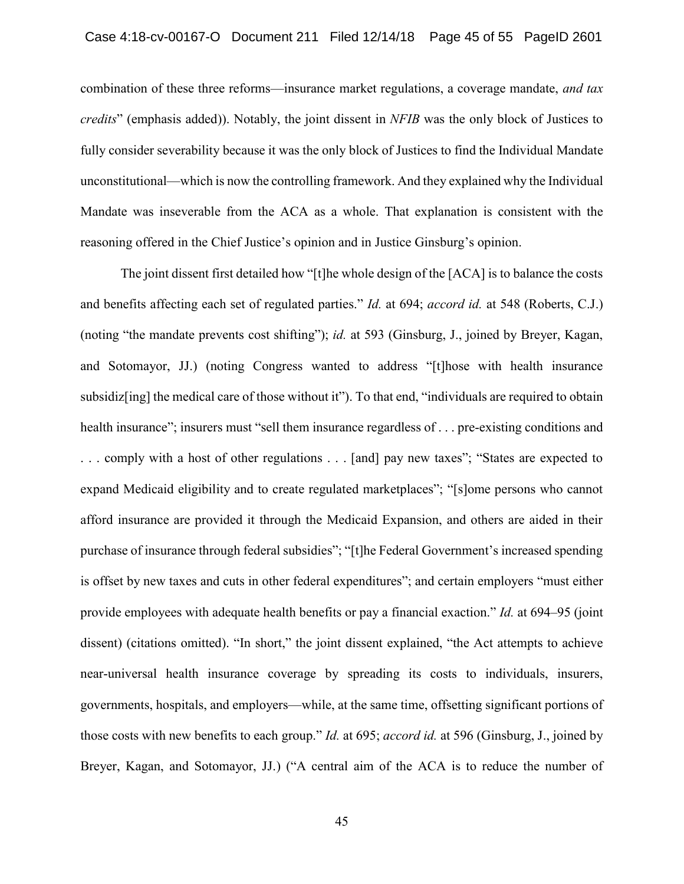combination of these three reforms—insurance market regulations, a coverage mandate, *and tax credits*" (emphasis added)). Notably, the joint dissent in *NFIB* was the only block of Justices to fully consider severability because it was the only block of Justices to find the Individual Mandate unconstitutional—which is now the controlling framework. And they explained why the Individual Mandate was inseverable from the ACA as a whole. That explanation is consistent with the reasoning offered in the Chief Justice's opinion and in Justice Ginsburg's opinion.

The joint dissent first detailed how "[t]he whole design of the [ACA] is to balance the costs and benefits affecting each set of regulated parties." *Id.* at 694; *accord id.* at 548 (Roberts, C.J.) (noting "the mandate prevents cost shifting"); *id.* at 593 (Ginsburg, J., joined by Breyer, Kagan, and Sotomayor, JJ.) (noting Congress wanted to address "[t]hose with health insurance subsidiz[ing] the medical care of those without it"). To that end, "individuals are required to obtain health insurance"; insurers must "sell them insurance regardless of . . . pre-existing conditions and . . . comply with a host of other regulations . . . [and] pay new taxes"; "States are expected to expand Medicaid eligibility and to create regulated marketplaces"; "[s]ome persons who cannot afford insurance are provided it through the Medicaid Expansion, and others are aided in their purchase of insurance through federal subsidies"; "[t]he Federal Government's increased spending is offset by new taxes and cuts in other federal expenditures"; and certain employers "must either provide employees with adequate health benefits or pay a financial exaction." *Id.* at 694–95 (joint dissent) (citations omitted). "In short," the joint dissent explained, "the Act attempts to achieve near-universal health insurance coverage by spreading its costs to individuals, insurers, governments, hospitals, and employers—while, at the same time, offsetting significant portions of those costs with new benefits to each group." *Id.* at 695; *accord id.* at 596 (Ginsburg, J., joined by Breyer, Kagan, and Sotomayor, JJ.) ("A central aim of the ACA is to reduce the number of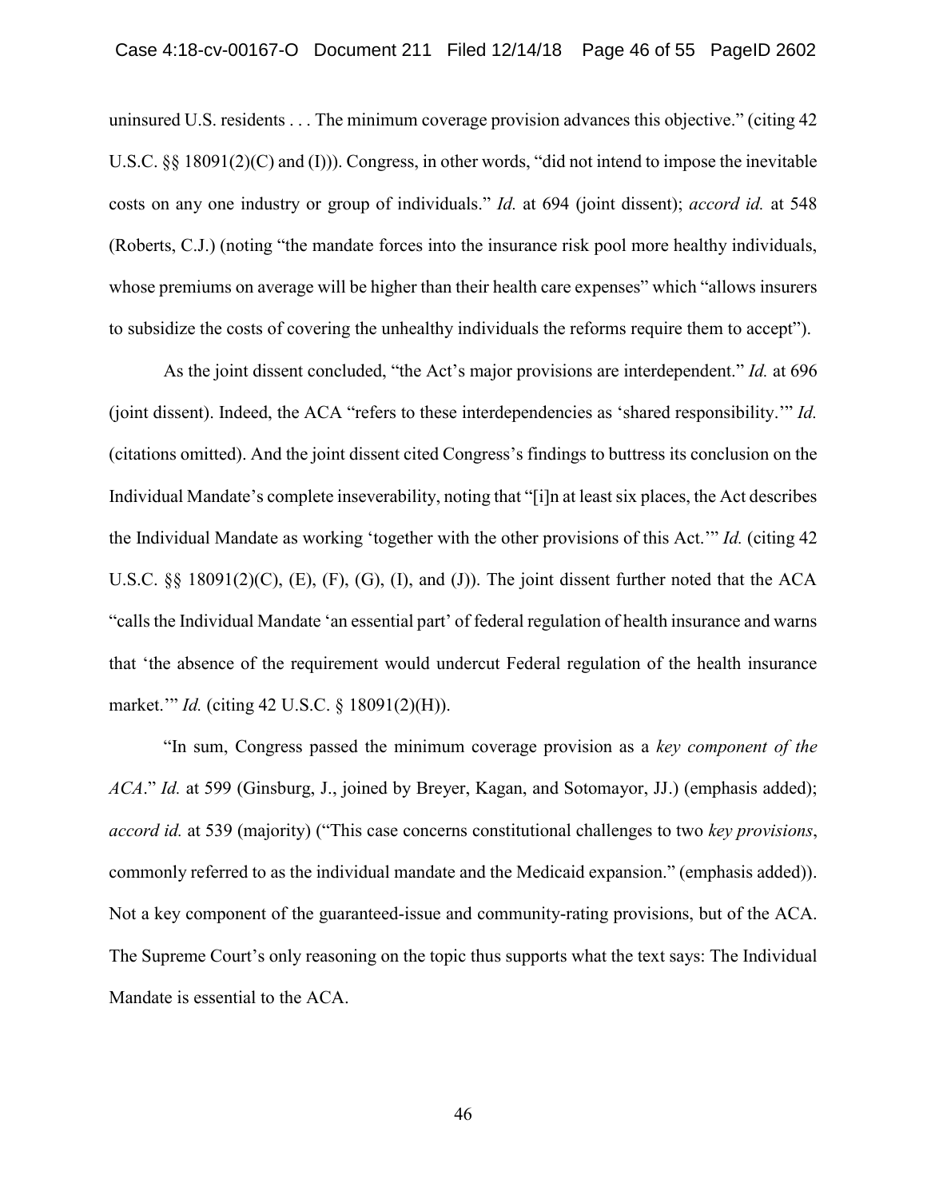uninsured U.S. residents . . . The minimum coverage provision advances this objective." (citing 42 U.S.C. §§ 18091(2)(C) and (I))). Congress, in other words, "did not intend to impose the inevitable costs on any one industry or group of individuals." *Id.* at 694 (joint dissent); *accord id.* at 548 (Roberts, C.J.) (noting "the mandate forces into the insurance risk pool more healthy individuals, whose premiums on average will be higher than their health care expenses" which "allows insurers to subsidize the costs of covering the unhealthy individuals the reforms require them to accept").

As the joint dissent concluded, "the Act's major provisions are interdependent." *Id.* at 696 (joint dissent). Indeed, the ACA "refers to these interdependencies as 'shared responsibility.'" *Id.* (citations omitted). And the joint dissent cited Congress's findings to buttress its conclusion on the Individual Mandate's complete inseverability, noting that "[i]n at least six places, the Act describes the Individual Mandate as working 'together with the other provisions of this Act.'" *Id.* (citing 42 U.S.C. §§ 18091(2)(C), (E), (F), (G), (I), and (J)). The joint dissent further noted that the ACA "calls the Individual Mandate 'an essential part' of federal regulation of health insurance and warns that 'the absence of the requirement would undercut Federal regulation of the health insurance market.'" *Id.* (citing 42 U.S.C. § 18091(2)(H)).

"In sum, Congress passed the minimum coverage provision as a *key component of the ACA*." *Id.* at 599 (Ginsburg, J., joined by Breyer, Kagan, and Sotomayor, JJ.) (emphasis added); *accord id.* at 539 (majority) ("This case concerns constitutional challenges to two *key provisions*, commonly referred to as the individual mandate and the Medicaid expansion." (emphasis added)). Not a key component of the guaranteed-issue and community-rating provisions, but of the ACA. The Supreme Court's only reasoning on the topic thus supports what the text says: The Individual Mandate is essential to the ACA.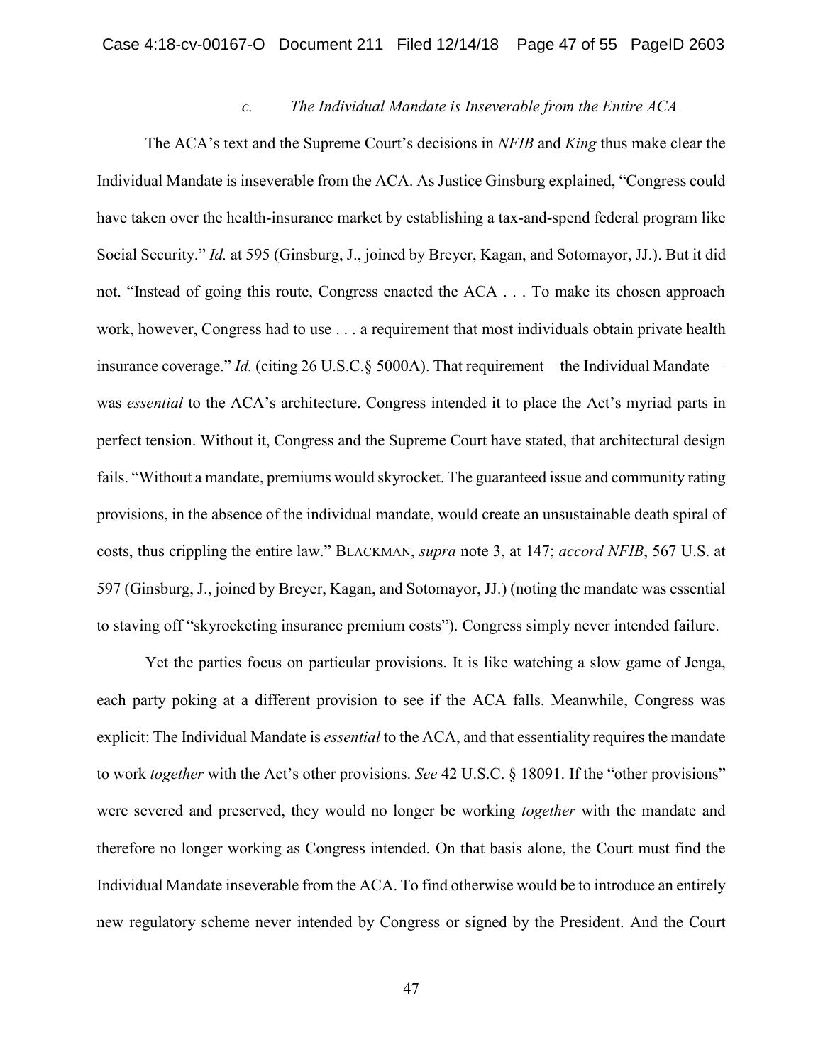### *c. The Individual Mandate is Inseverable from the Entire ACA*

The ACA's text and the Supreme Court's decisions in *NFIB* and *King* thus make clear the Individual Mandate is inseverable from the ACA. As Justice Ginsburg explained, "Congress could have taken over the health-insurance market by establishing a tax-and-spend federal program like Social Security." *Id.* at 595 (Ginsburg, J., joined by Breyer, Kagan, and Sotomayor, JJ.). But it did not. "Instead of going this route, Congress enacted the ACA . . . To make its chosen approach work, however, Congress had to use . . . a requirement that most individuals obtain private health insurance coverage." *Id.* (citing 26 U.S.C.§ 5000A). That requirement—the Individual Mandate—was *essential* to the ACA's architecture. Congress intended it to place the Act's myriad parts in perfect tension. Without it, Congress and the Supreme Court have stated, that architectural design fails. "Without a mandate, premiums would skyrocket. The guaranteed issue and community rating provisions, in the absence of the individual mandate, would create an unsustainable death spiral of costs, thus crippling the entire law." BLACKMAN, *supra* note 3, at 147; *accord NFIB*, 567 U.S. at 597 (Ginsburg, J., joined by Breyer, Kagan, and Sotomayor, JJ.) (noting the mandate was essential to staving off "skyrocketing insurance premium costs"). Congress simply never intended failure.

Yet the parties focus on particular provisions. It is like watching a slow game of Jenga, each party poking at a different provision to see if the ACA falls. Meanwhile, Congress was explicit: The Individual Mandate is *essential* to the ACA, and that essentiality requires the mandate to work *together* with the Act's other provisions. *See* 42 U.S.C. § 18091. If the "other provisions" were severed and preserved, they would no longer be working *together* with the mandate and therefore no longer working as Congress intended. On that basis alone, the Court must find the Individual Mandate inseverable from the ACA. To find otherwise would be to introduce an entirely new regulatory scheme never intended by Congress or signed by the President. And the Court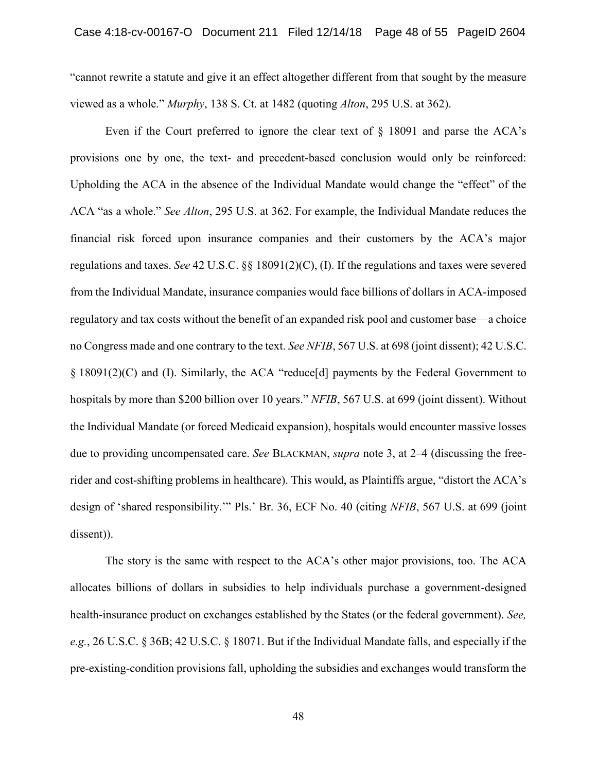"cannot rewrite a statute and give it an effect altogether different from that sought by the measure viewed as a whole." *Murphy*, 138 S. Ct. at 1482 (quoting *Alton*, 295 U.S. at 362).

Even if the Court preferred to ignore the clear text of § 18091 and parse the ACA's provisions one by one, the text- and precedent-based conclusion would only be reinforced: Upholding the ACA in the absence of the Individual Mandate would change the "effect" of the ACA "as a whole." *See Alton*, 295 U.S. at 362. For example, the Individual Mandate reduces the financial risk forced upon insurance companies and their customers by the ACA's major regulations and taxes. *See* 42 U.S.C. §§ 18091(2)(C), (I). If the regulations and taxes were severed from the Individual Mandate, insurance companies would face billions of dollars in ACA-imposed regulatory and tax costs without the benefit of an expanded risk pool and customer base—a choice no Congress made and one contrary to the text. *See NFIB*, 567 U.S. at 698 (joint dissent); 42 U.S.C. § 18091(2)(C) and (I). Similarly, the ACA "reduce[d] payments by the Federal Government to hospitals by more than $200 billion over 10 years." *NFIB*, 567 U.S. at 699 (joint dissent). Without the Individual Mandate (or forced Medicaid expansion), hospitals would encounter massive losses due to providing uncompensated care. *See* BLACKMAN, *supra* note 3, at 2–4 (discussing the free-rider and cost-shifting problems in healthcare). This would, as Plaintiffs argue, "distort the ACA's design of 'shared responsibility.'" Pls.' Br. 36, ECF No. 40 (citing *NFIB*, 567 U.S. at 699 (joint dissent)).

The story is the same with respect to the ACA's other major provisions, too. The ACA allocates billions of dollars in subsidies to help individuals purchase a government-designed health-insurance product on exchanges established by the States (or the federal government). *See, e.g.*, 26 U.S.C. § 36B; 42 U.S.C. § 18071. But if the Individual Mandate falls, and especially if the pre-existing-condition provisions fall, upholding the subsidies and exchanges would transform the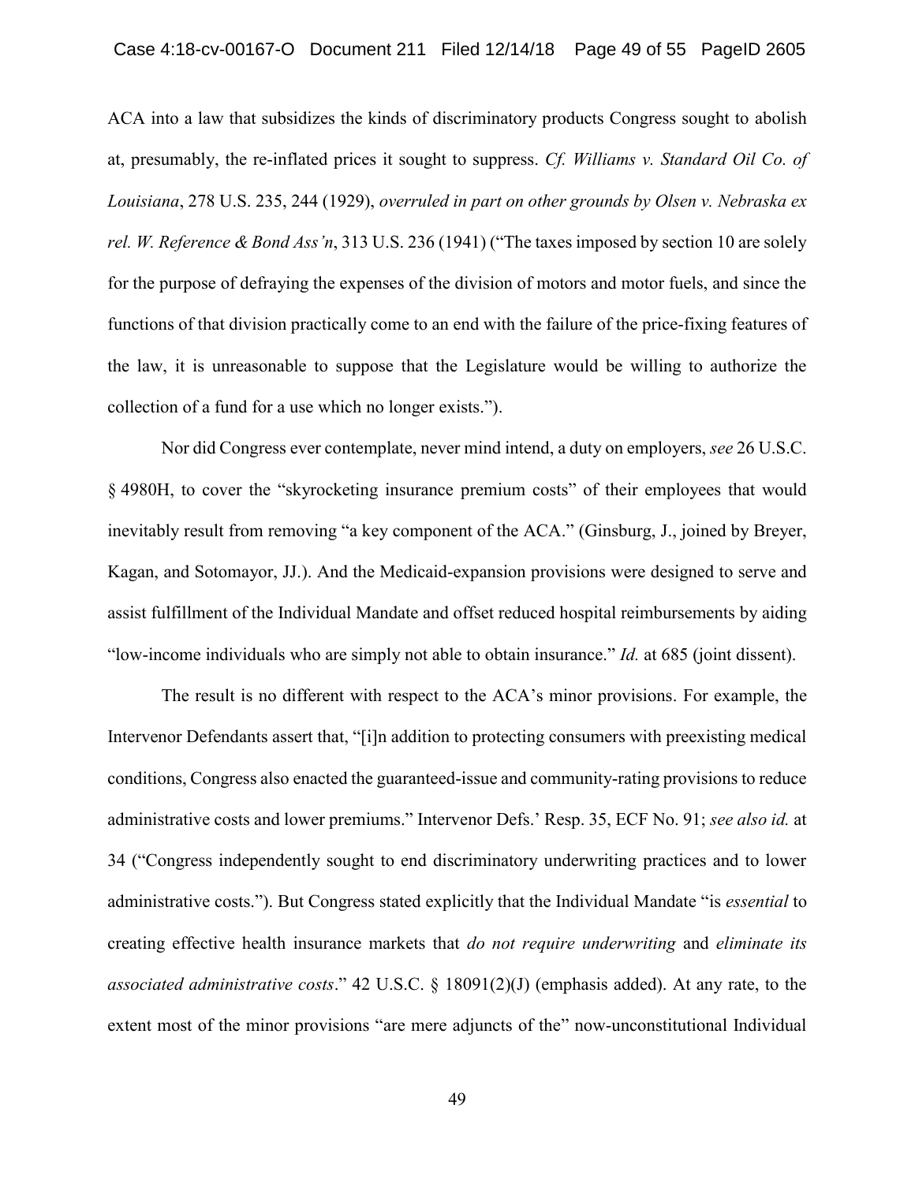ACA into a law that subsidizes the kinds of discriminatory products Congress sought to abolish at, presumably, the re-inflated prices it sought to suppress. *Cf. Williams v. Standard Oil Co. of Louisiana*, 278 U.S. 235, 244 (1929), *overruled in part on other grounds by Olsen v. Nebraska ex rel. W. Reference & Bond Ass'n*, 313 U.S. 236 (1941) ("The taxes imposed by section 10 are solely for the purpose of defraying the expenses of the division of motors and motor fuels, and since the functions of that division practically come to an end with the failure of the price-fixing features of the law, it is unreasonable to suppose that the Legislature would be willing to authorize the collection of a fund for a use which no longer exists.").

Nor did Congress ever contemplate, never mind intend, a duty on employers, *see* 26 U.S.C. § 4980H, to cover the "skyrocketing insurance premium costs" of their employees that would inevitably result from removing "a key component of the ACA." (Ginsburg, J., joined by Breyer, Kagan, and Sotomayor, JJ.). And the Medicaid-expansion provisions were designed to serve and assist fulfillment of the Individual Mandate and offset reduced hospital reimbursements by aiding "low-income individuals who are simply not able to obtain insurance." *Id.* at 685 (joint dissent).

The result is no different with respect to the ACA's minor provisions. For example, the Intervenor Defendants assert that, "[i]n addition to protecting consumers with preexisting medical conditions, Congress also enacted the guaranteed-issue and community-rating provisions to reduce administrative costs and lower premiums." Intervenor Defs.' Resp. 35, ECF No. 91; *see also id.* at 34 ("Congress independently sought to end discriminatory underwriting practices and to lower administrative costs."). But Congress stated explicitly that the Individual Mandate "is *essential* to creating effective health insurance markets that *do not require underwriting* and *eliminate its associated administrative costs*." 42 U.S.C. § 18091(2)(J) (emphasis added). At any rate, to the extent most of the minor provisions "are mere adjuncts of the" now-unconstitutional Individual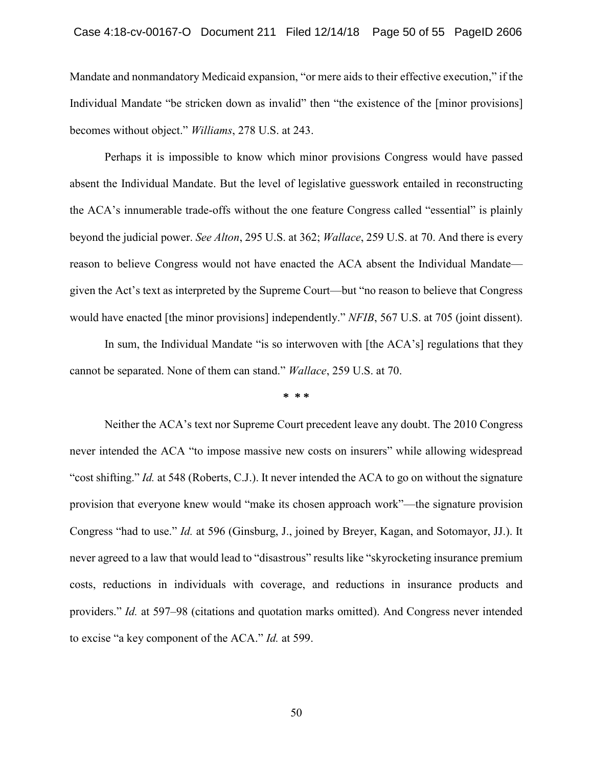Mandate and nonmandatory Medicaid expansion, "or mere aids to their effective execution," if the Individual Mandate "be stricken down as invalid" then "the existence of the [minor provisions] becomes without object." *Williams*, 278 U.S. at 243.

Perhaps it is impossible to know which minor provisions Congress would have passed absent the Individual Mandate. But the level of legislative guesswork entailed in reconstructing the ACA's innumerable trade-offs without the one feature Congress called "essential" is plainly beyond the judicial power. *See Alton*, 295 U.S. at 362; *Wallace*, 259 U.S. at 70. And there is every reason to believe Congress would not have enacted the ACA absent the Individual Mandate—given the Act's text as interpreted by the Supreme Court—but "no reason to believe that Congress would have enacted [the minor provisions] independently." *NFIB*, 567 U.S. at 705 (joint dissent).

In sum, the Individual Mandate "is so interwoven with [the ACA's] regulations that they cannot be separated. None of them can stand." *Wallace*, 259 U.S. at 70.

\* \* \*

Neither the ACA's text nor Supreme Court precedent leave any doubt. The 2010 Congress never intended the ACA "to impose massive new costs on insurers" while allowing widespread "cost shifting." *Id.* at 548 (Roberts, C.J.). It never intended the ACA to go on without the signature provision that everyone knew would "make its chosen approach work"—the signature provision Congress "had to use." *Id.* at 596 (Ginsburg, J., joined by Breyer, Kagan, and Sotomayor, JJ.). It never agreed to a law that would lead to "disastrous" results like "skyrocketing insurance premium costs, reductions in individuals with coverage, and reductions in insurance products and providers." *Id.* at 597–98 (citations and quotation marks omitted). And Congress never intended to excise "a key component of the ACA." *Id.* at 599.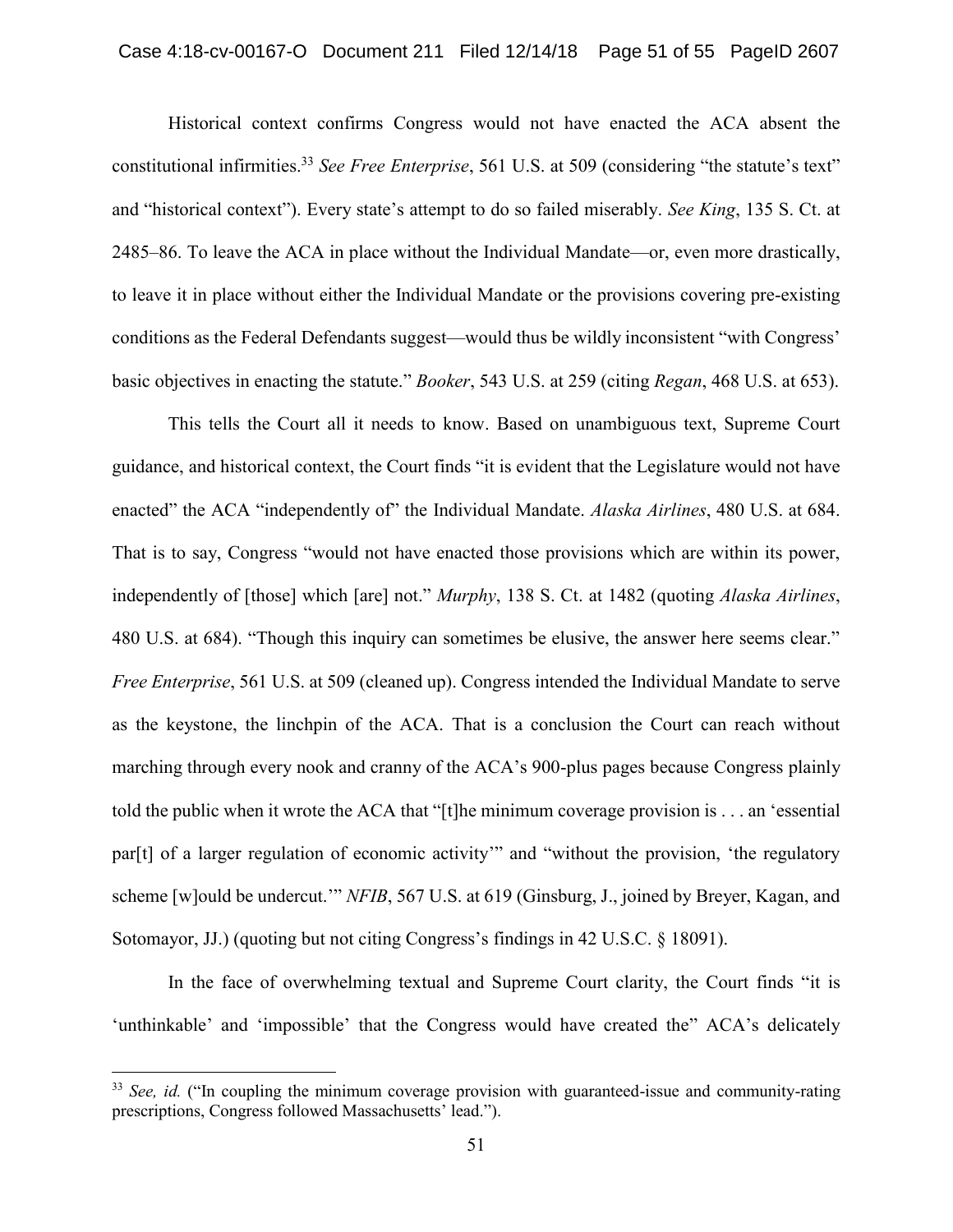Historical context confirms Congress would not have enacted the ACA absent the constitutional infirmities.[33] *See Free Enterprise*, 561 U.S. at 509 (considering "the statute's text" and "historical context"). Every state's attempt to do so failed miserably. *See King*, 135 S. Ct. at 2485–86. To leave the ACA in place without the Individual Mandate—or, even more drastically, to leave it in place without either the Individual Mandate or the provisions covering pre-existing conditions as the Federal Defendants suggest—would thus be wildly inconsistent "with Congress' basic objectives in enacting the statute." *Booker*, 543 U.S. at 259 (citing *Regan*, 468 U.S. at 653).

This tells the Court all it needs to know. Based on unambiguous text, Supreme Court guidance, and historical context, the Court finds "it is evident that the Legislature would not have enacted" the ACA "independently of" the Individual Mandate. *Alaska Airlines*, 480 U.S. at 684. That is to say, Congress "would not have enacted those provisions which are within its power, independently of [those] which [are] not." *Murphy*, 138 S. Ct. at 1482 (quoting *Alaska Airlines*, 480 U.S. at 684). "Though this inquiry can sometimes be elusive, the answer here seems clear." *Free Enterprise*, 561 U.S. at 509 (cleaned up). Congress intended the Individual Mandate to serve as the keystone, the linchpin of the ACA. That is a conclusion the Court can reach without marching through every nook and cranny of the ACA's 900-plus pages because Congress plainly told the public when it wrote the ACA that "[t]he minimum coverage provision is . . . an 'essential par[t] of a larger regulation of economic activity'" and "without the provision, 'the regulatory scheme [w]ould be undercut.'" *NFIB*, 567 U.S. at 619 (Ginsburg, J., joined by Breyer, Kagan, and Sotomayor, JJ.) (quoting but not citing Congress's findings in 42 U.S.C. § 18091).

In the face of overwhelming textual and Supreme Court clarity, the Court finds "it is 'unthinkable' and 'impossible' that the Congress would have created the" ACA's delicately

---

[33] *See, id.* ("In coupling the minimum coverage provision with guaranteed-issue and community-rating prescriptions, Congress followed Massachusetts' lead.").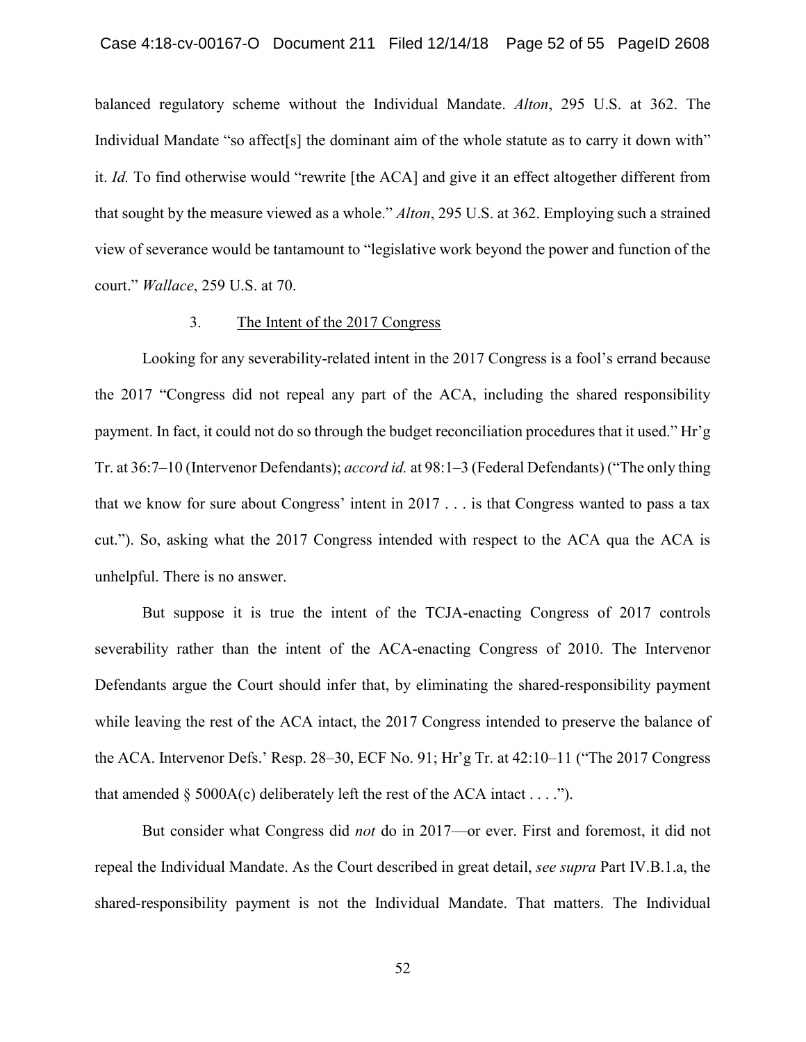balanced regulatory scheme without the Individual Mandate. *Alton*, 295 U.S. at 362. The Individual Mandate "so affect[s] the dominant aim of the whole statute as to carry it down with" it. *Id.* To find otherwise would "rewrite [the ACA] and give it an effect altogether different from that sought by the measure viewed as a whole." *Alton*, 295 U.S. at 362. Employing such a strained view of severance would be tantamount to "legislative work beyond the power and function of the court." *Wallace*, 259 U.S. at 70.

3. The Intent of the 2017 Congress

Looking for any severability-related intent in the 2017 Congress is a fool's errand because the 2017 "Congress did not repeal any part of the ACA, including the shared responsibility payment. In fact, it could not do so through the budget reconciliation procedures that it used." Hr'g Tr. at 36:7–10 (Intervenor Defendants); *accord id.* at 98:1–3 (Federal Defendants) ("The only thing that we know for sure about Congress' intent in 2017 . . . is that Congress wanted to pass a tax cut."). So, asking what the 2017 Congress intended with respect to the ACA qua the ACA is unhelpful. There is no answer.

But suppose it is true the intent of the TCJA-enacting Congress of 2017 controls severability rather than the intent of the ACA-enacting Congress of 2010. The Intervenor Defendants argue the Court should infer that, by eliminating the shared-responsibility payment while leaving the rest of the ACA intact, the 2017 Congress intended to preserve the balance of the ACA. Intervenor Defs.' Resp. 28–30, ECF No. 91; Hr'g Tr. at 42:10–11 ("The 2017 Congress that amended § 5000A(c) deliberately left the rest of the ACA intact . . . .").

But consider what Congress did *not* do in 2017—or ever. First and foremost, it did not repeal the Individual Mandate. As the Court described in great detail, *see supra* Part IV.B.1.a, the shared-responsibility payment is not the Individual Mandate. That matters. The Individual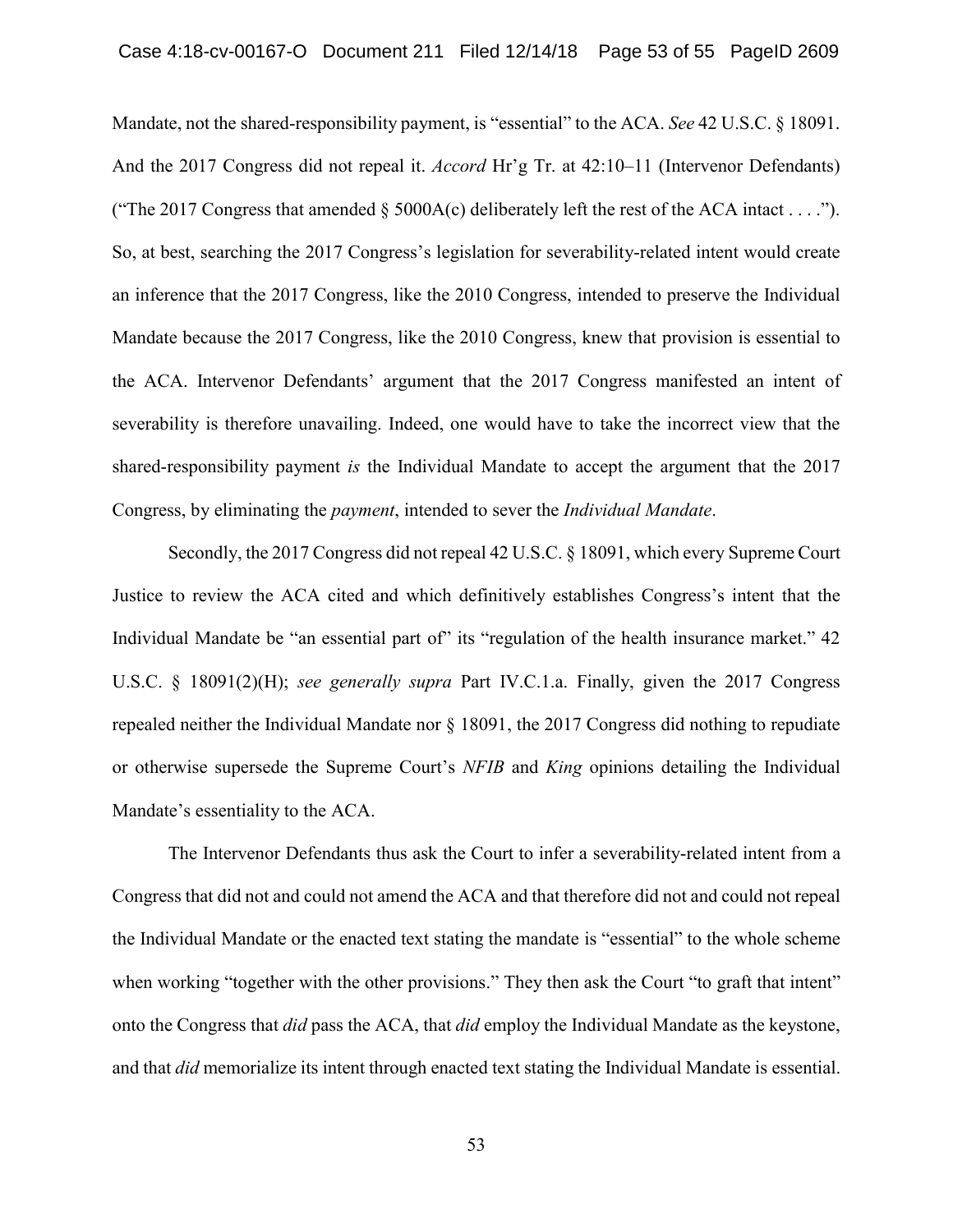Mandate, not the shared-responsibility payment, is "essential" to the ACA. *See* 42 U.S.C. § 18091. And the 2017 Congress did not repeal it. *Accord* Hr'g Tr. at 42:10–11 (Intervenor Defendants) ("The 2017 Congress that amended § 5000A(c) deliberately left the rest of the ACA intact . . . ."). So, at best, searching the 2017 Congress's legislation for severability-related intent would create an inference that the 2017 Congress, like the 2010 Congress, intended to preserve the Individual Mandate because the 2017 Congress, like the 2010 Congress, knew that provision is essential to the ACA. Intervenor Defendants' argument that the 2017 Congress manifested an intent of severability is therefore unavailing. Indeed, one would have to take the incorrect view that the shared-responsibility payment *is* the Individual Mandate to accept the argument that the 2017 Congress, by eliminating the *payment*, intended to sever the *Individual Mandate*.

Secondly, the 2017 Congress did not repeal 42 U.S.C. § 18091, which every Supreme Court Justice to review the ACA cited and which definitively establishes Congress's intent that the Individual Mandate be "an essential part of" its "regulation of the health insurance market." 42 U.S.C. § 18091(2)(H); *see generally supra* Part IV.C.1.a. Finally, given the 2017 Congress repealed neither the Individual Mandate nor § 18091, the 2017 Congress did nothing to repudiate or otherwise supersede the Supreme Court's *NFIB* and *King* opinions detailing the Individual Mandate's essentiality to the ACA.

The Intervenor Defendants thus ask the Court to infer a severability-related intent from a Congress that did not and could not amend the ACA and that therefore did not and could not repeal the Individual Mandate or the enacted text stating the mandate is "essential" to the whole scheme when working "together with the other provisions." They then ask the Court "to graft that intent" onto the Congress that *did* pass the ACA, that *did* employ the Individual Mandate as the keystone, and that *did* memorialize its intent through enacted text stating the Individual Mandate is essential.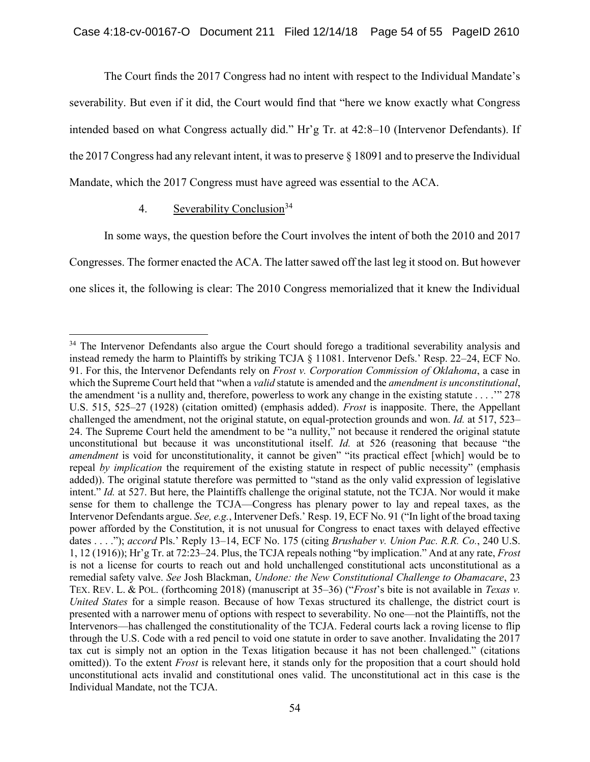The Court finds the 2017 Congress had no intent with respect to the Individual Mandate's severability. But even if it did, the Court would find that "here we know exactly what Congress intended based on what Congress actually did." Hr'g Tr. at 42:8–10 (Intervenor Defendants). If the 2017 Congress had any relevant intent, it was to preserve § 18091 and to preserve the Individual Mandate, which the 2017 Congress must have agreed was essential to the ACA.

4. Severability Conclusion[34]

In some ways, the question before the Court involves the intent of both the 2010 and 2017 Congresses. The former enacted the ACA. The latter sawed off the last leg it stood on. But however one slices it, the following is clear: The 2010 Congress memorialized that it knew the Individual

---

[34] The Intervenor Defendants also argue the Court should forego a traditional severability analysis and instead remedy the harm to Plaintiffs by striking TCJA § 11081. Intervenor Defs.' Resp. 22–24, ECF No. 91. For this, the Intervenor Defendants rely on *Frost v. Corporation Commission of Oklahoma*, a case in which the Supreme Court held that "when a *valid* statute is amended and the *amendment is unconstitutional*, the amendment 'is a nullity and, therefore, powerless to work any change in the existing statute . . . .'" 278 U.S. 515, 525–27 (1928) (citation omitted) (emphasis added). *Frost* is inapposite. There, the Appellant challenged the amendment, not the original statute, on equal-protection grounds and won. *Id.* at 517, 523–24. The Supreme Court held the amendment to be "a nullity," not because it rendered the original statute unconstitutional but because it was unconstitutional itself. *Id.* at 526 (reasoning that because "the *amendment* is void for unconstitutionality, it cannot be given" "its practical effect [which] would be to repeal *by implication* the requirement of the existing statute in respect of public necessity" (emphasis added)). The original statute therefore was permitted to "stand as the only valid expression of legislative intent." *Id.* at 527. But here, the Plaintiffs challenge the original statute, not the TCJA. Nor would it make sense for them to challenge the TCJA—Congress has plenary power to lay and repeal taxes, as the Intervenor Defendants argue. *See, e.g.*, Intervener Defs.' Resp. 19, ECF No. 91 ("In light of the broad taxing power afforded by the Constitution, it is not unusual for Congress to enact taxes with delayed effective dates . . . ."); *accord* Pls.' Reply 13–14, ECF No. 175 (citing *Brushaber v. Union Pac. R.R. Co.*, 240 U.S. 1, 12 (1916)); Hr'g Tr. at 72:23–24. Plus, the TCJA repeals nothing "by implication." And at any rate, *Frost* is not a license for courts to reach out and hold unchallenged constitutional acts unconstitutional as a remedial safety valve. *See* Josh Blackman, *Undone: the New Constitutional Challenge to Obamacare*, 23 TEX. REV. L. & POL. (forthcoming 2018) (manuscript at 35–36) ("*Frost*'s bite is not available in *Texas v. United States* for a simple reason. Because of how Texas structured its challenge, the district court is presented with a narrower menu of options with respect to severability. No one—not the Plaintiffs, not the Intervenors—has challenged the constitutionality of the TCJA. Federal courts lack a roving license to flip through the U.S. Code with a red pencil to void one statute in order to save another. Invalidating the 2017 tax cut is simply not an option in the Texas litigation because it has not been challenged." (citations omitted)). To the extent *Frost* is relevant here, it stands only for the proposition that a court should hold unconstitutional acts invalid and constitutional ones valid. The unconstitutional act in this case is the Individual Mandate, not the TCJA.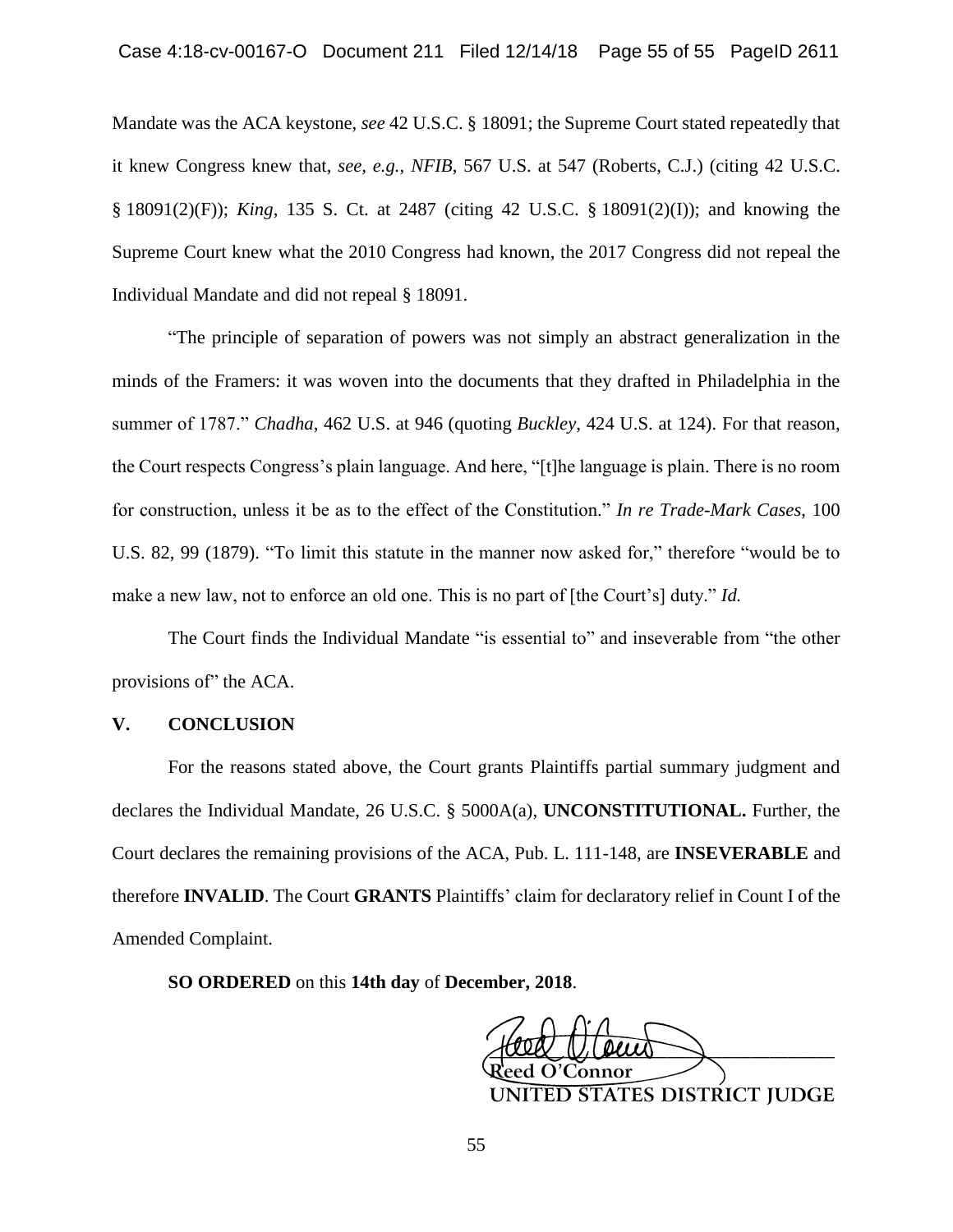Mandate was the ACA keystone, *see* 42 U.S.C. § 18091; the Supreme Court stated repeatedly that it knew Congress knew that, *see, e.g.*, *NFIB*, 567 U.S. at 547 (Roberts, C.J.) (citing 42 U.S.C. § 18091(2)(F)); *King*, 135 S. Ct. at 2487 (citing 42 U.S.C. § 18091(2)(I)); and knowing the Supreme Court knew what the 2010 Congress had known, the 2017 Congress did not repeal the Individual Mandate and did not repeal § 18091.

"The principle of separation of powers was not simply an abstract generalization in the minds of the Framers: it was woven into the documents that they drafted in Philadelphia in the summer of 1787." *Chadha*, 462 U.S. at 946 (quoting *Buckley*, 424 U.S. at 124). For that reason, the Court respects Congress's plain language. And here, "[t]he language is plain. There is no room for construction, unless it be as to the effect of the Constitution." *In re Trade-Mark Cases*, 100 U.S. 82, 99 (1879). "To limit this statute in the manner now asked for," therefore "would be to make a new law, not to enforce an old one. This is no part of [the Court's] duty." *Id.*

The Court finds the Individual Mandate "is essential to" and inseverable from "the other provisions of" the ACA.

## V. CONCLUSION

For the reasons stated above, the Court grants Plaintiffs partial summary judgment and declares the Individual Mandate, 26 U.S.C. § 5000A(a), **UNCONSTITUTIONAL.** Further, the Court declares the remaining provisions of the ACA, Pub. L. 111-148, are **INSEVERABLE** and therefore **INVALID**. The Court **GRANTS** Plaintiffs' claim for declaratory relief in Count I of the Amended Complaint.

**SO ORDERED** on this **14th day** of **December, 2018**.

Reed O'Connor
UNITED STATES DISTRICT JUDGE